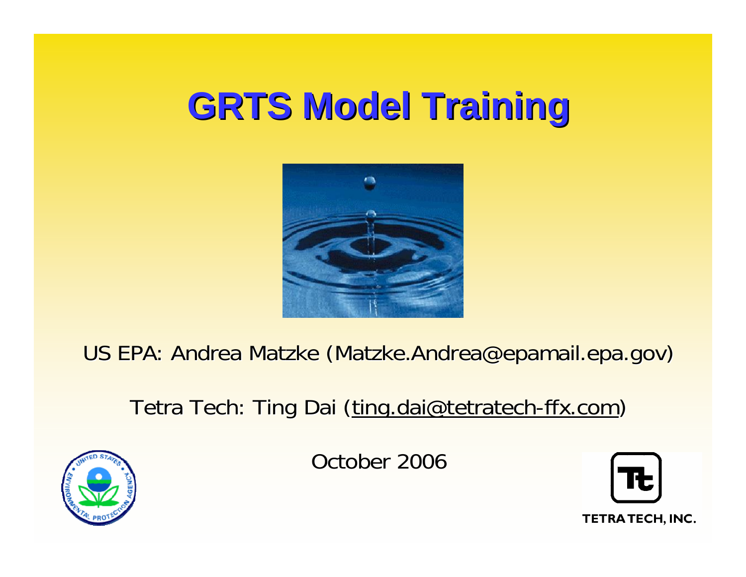# GRTS Model Training

US EPA: Andrea Matzke (Matzke.Andrea@epamail.epa.gov)

Tetra Tech: Ting Dai (ting.dai@tetratech-ffx.com)

October 2006

TETRA TECH, INC.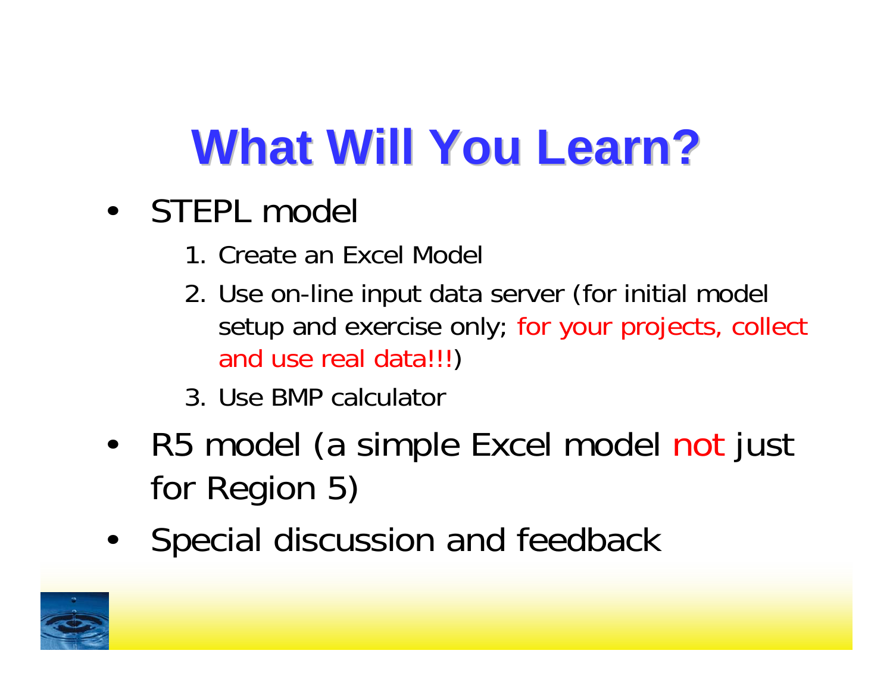# What Will You Learn?

- STEPL model
  1. Create an Excel Model
  2. Use on-line input data server (for initial model setup and exercise only; for your projects, collect and use real data!!!)
  3. Use BMP calculator
- R5 model (a simple Excel model not just for Region 5)
- Special discussion and feedback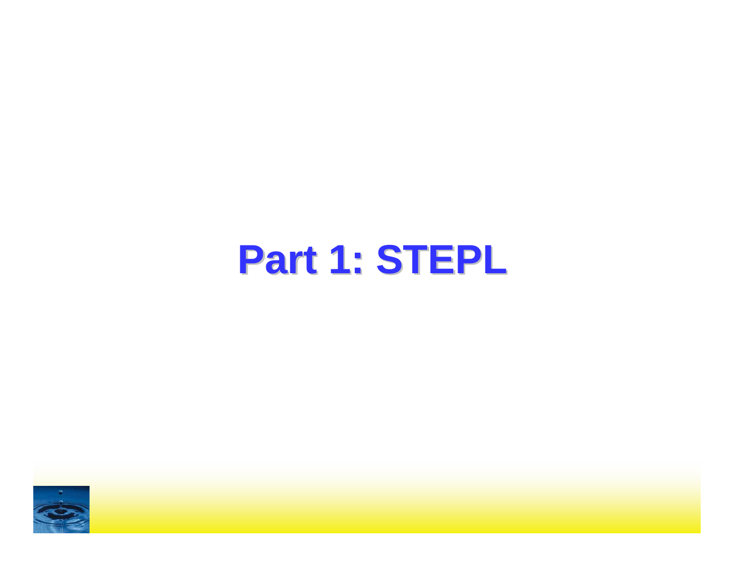# Part 1: STEPL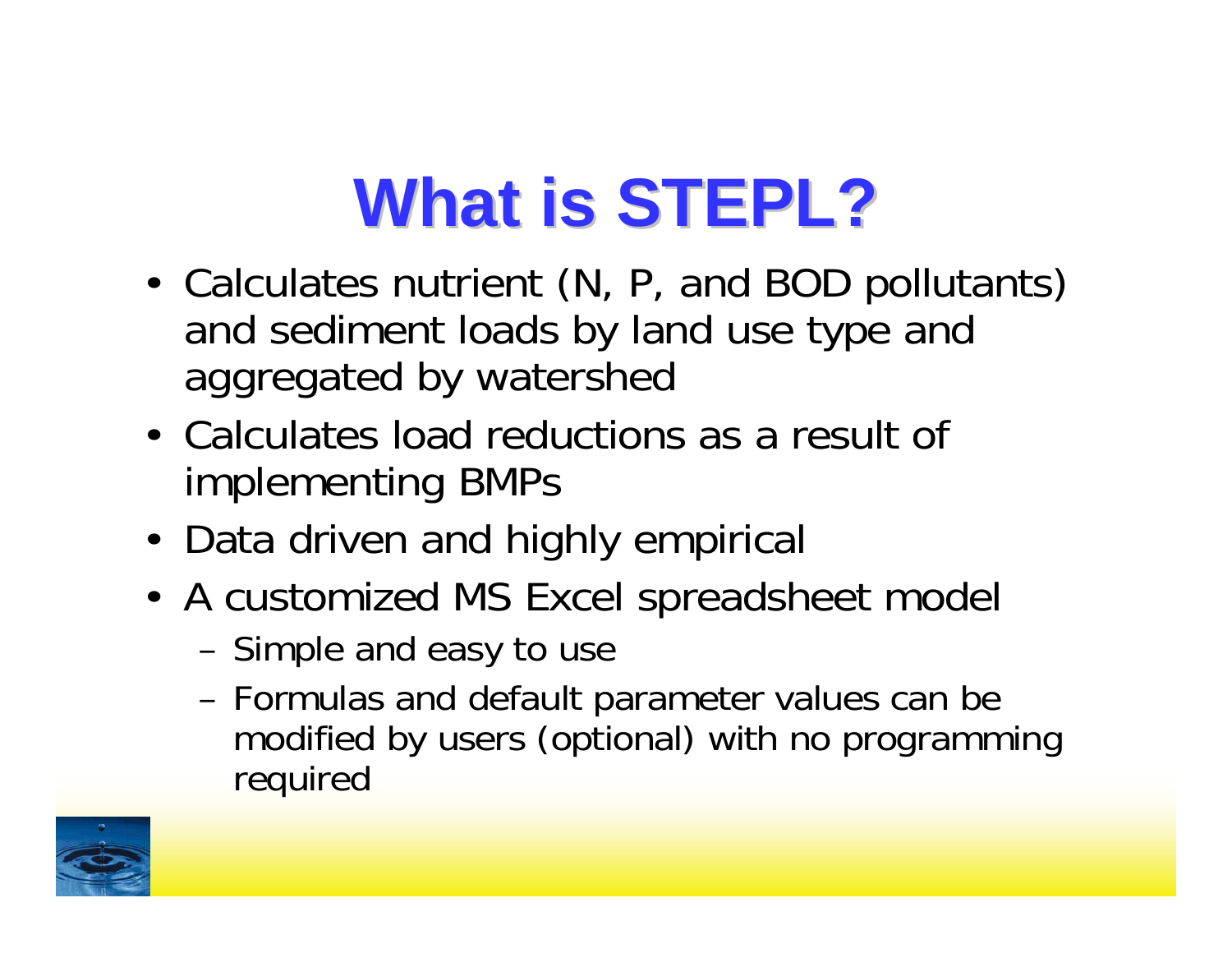# What is STEPL?

- Calculates nutrient (N, P, and BOD pollutants) and sediment loads by land use type and aggregated by watershed
- Calculates load reductions as a result of implementing BMPs
- Data driven and highly empirical
- A customized MS Excel spreadsheet model
  - Simple and easy to use
  - Formulas and default parameter values can be modified by users (optional) with no programming required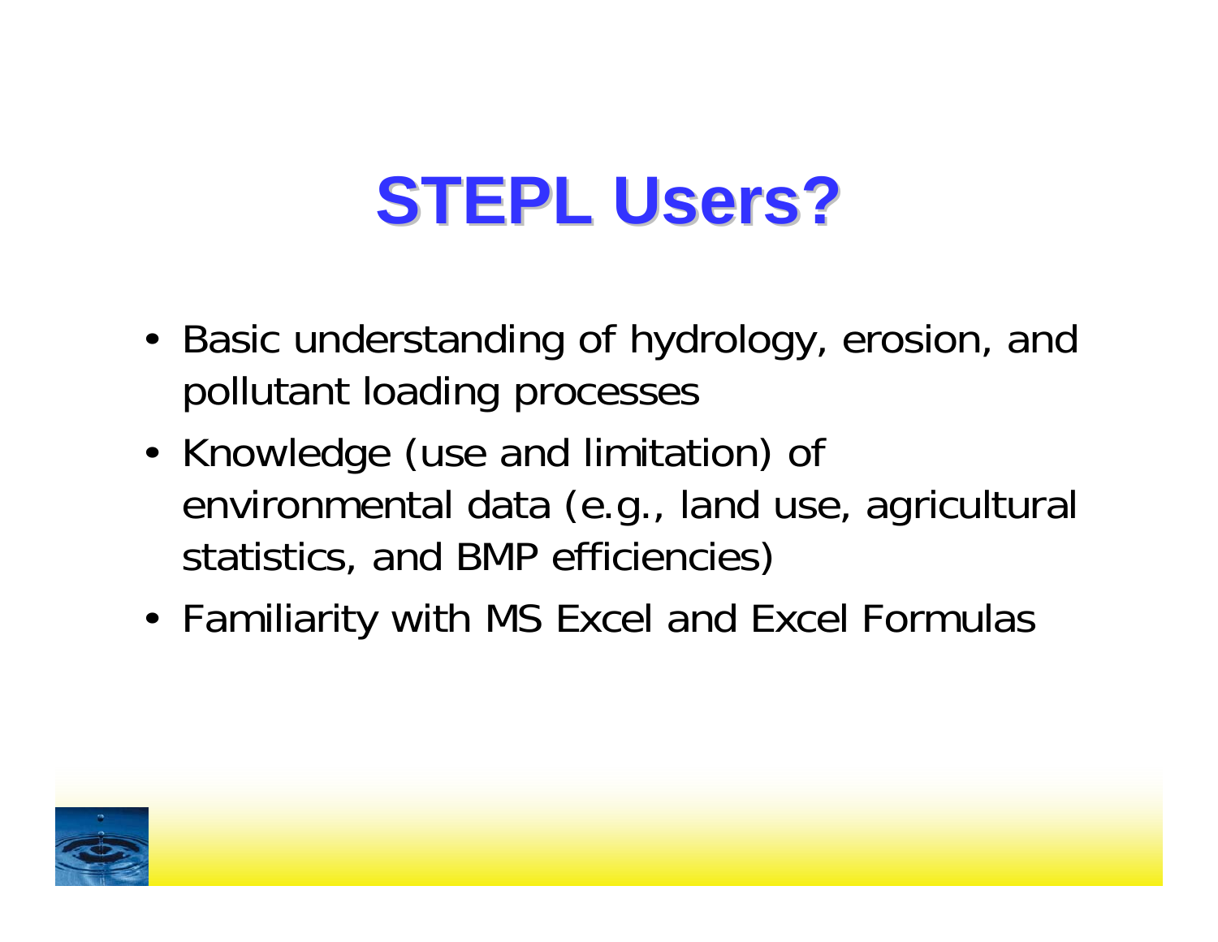# STEPL Users?

- Basic understanding of hydrology, erosion, and pollutant loading processes
- Knowledge (use and limitation) of environmental data (e.g., land use, agricultural statistics, and BMP efficiencies)
- Familiarity with MS Excel and Excel Formulas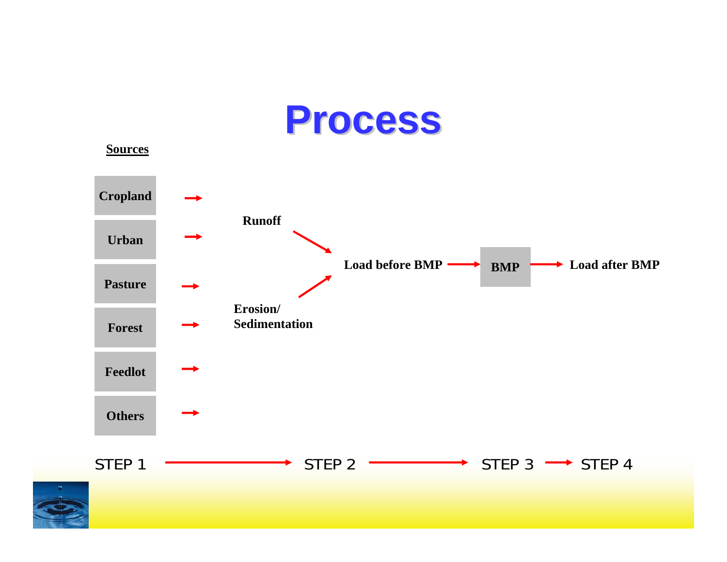# Process

**Sources**

- Cropland
- Urban
- Pasture
- Forest
- Feedlot
- Others

Runoff

Erosion/
Sedimentation

Load before BMP → BMP → Load after BMP

STEP 1 → STEP 2 → STEP 3 → STEP 4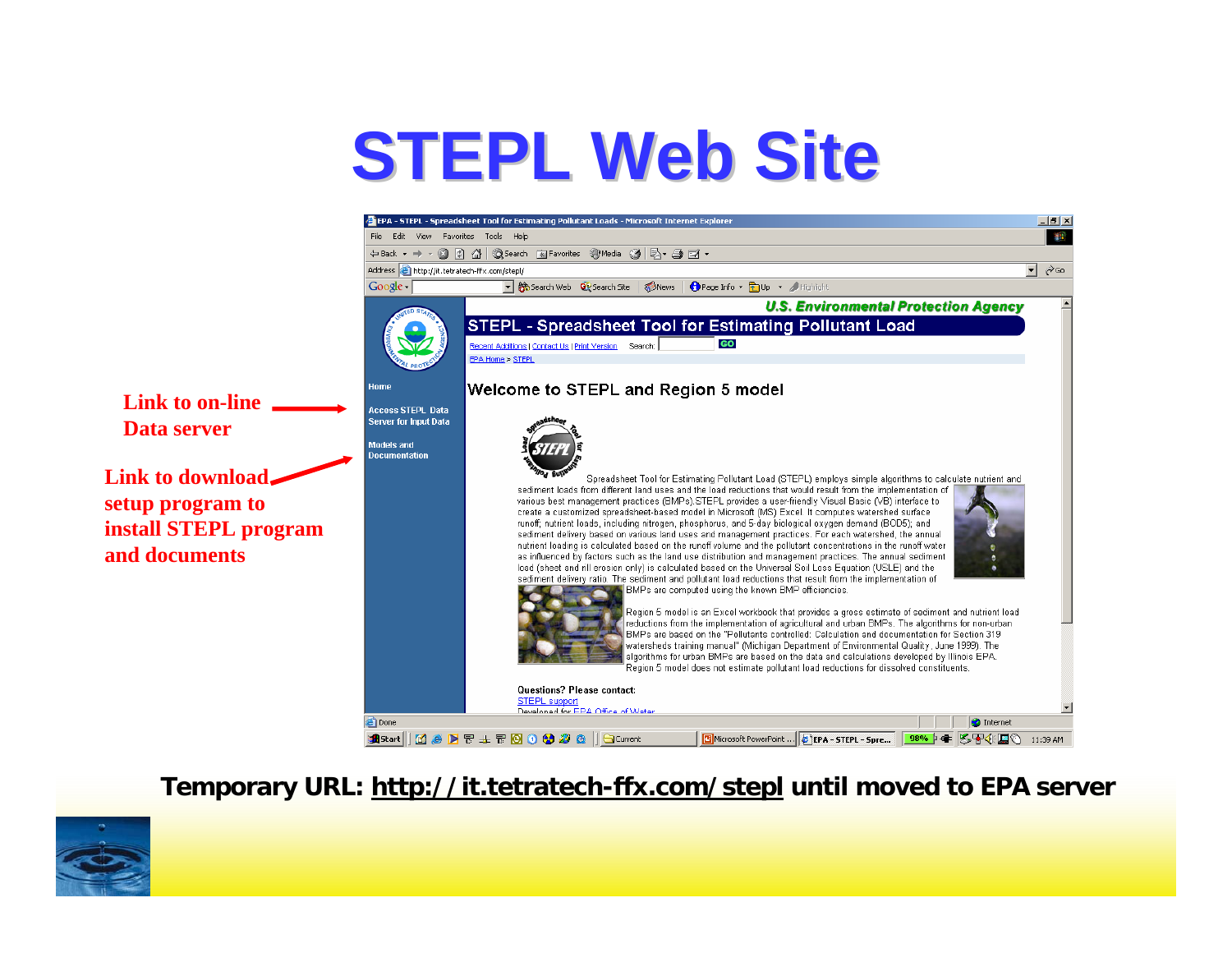# STEPL Web Site

Link to on-line Data server

Link to download setup program to install STEPL program and documents

**Temporary URL: http://it.tetratech-ffx.com/stepl until moved to EPA server**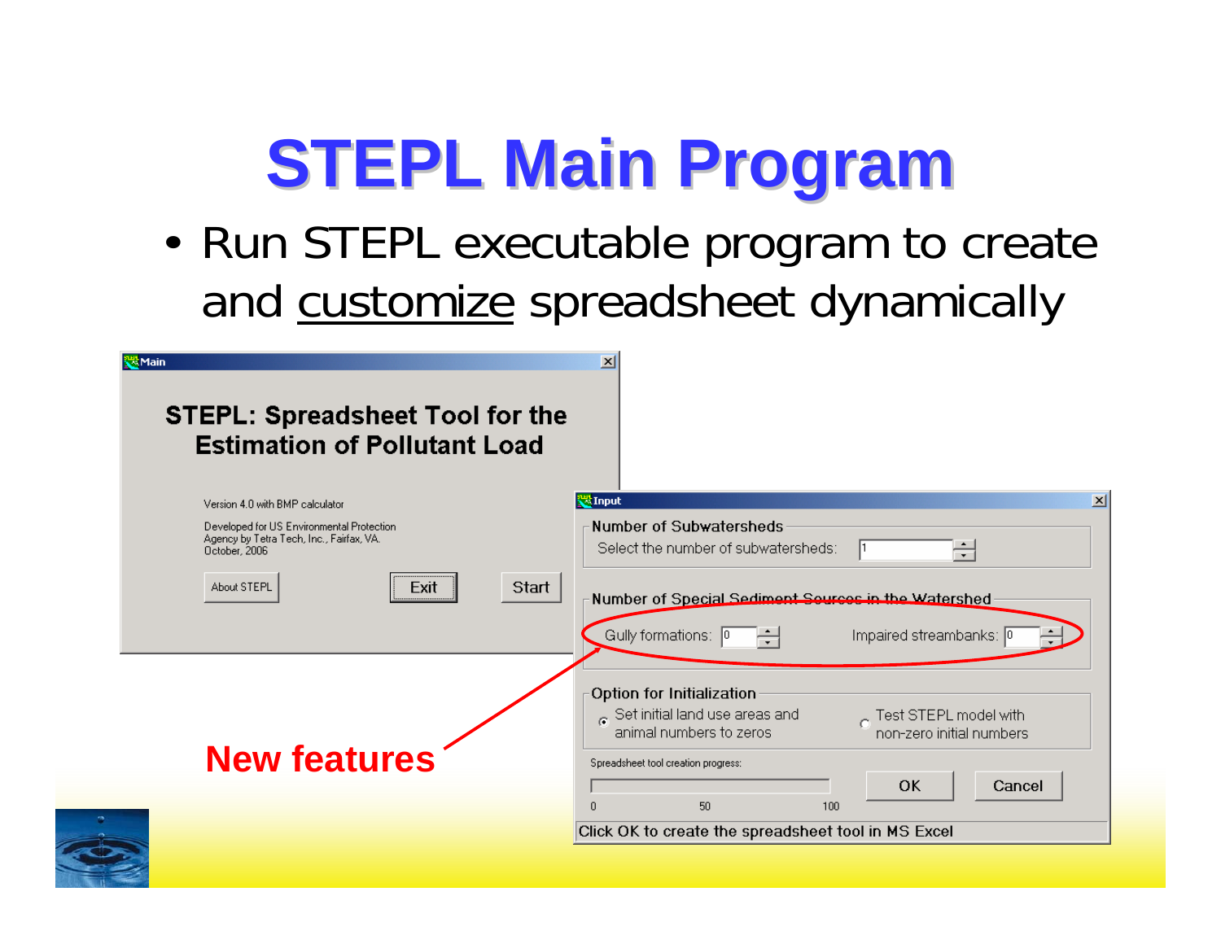# STEPL Main Program

- Run STEPL executable program to create and customize spreadsheet dynamically

**Main**

**STEPL: Spreadsheet Tool for the Estimation of Pollutant Load**

Version 4.0 with BMP calculator

Developed for US Environmental Protection Agency by Tetra Tech, Inc., Fairfax, VA. October, 2006

About STEPL | Exit | Start

**Input**

Number of Subwatersheds

Select the number of subwatersheds: 1

Number of Special Sediment Sources in the Watershed

Gully formations: 0 Impaired streambanks: 0

Option for Initialization

- Set initial land use areas and animal numbers to zeros
- Test STEPL model with non-zero initial numbers

Spreadsheet tool creation progress:

0 50 100

OK | Cancel

Click OK to create the spreadsheet tool in MS Excel

**New features**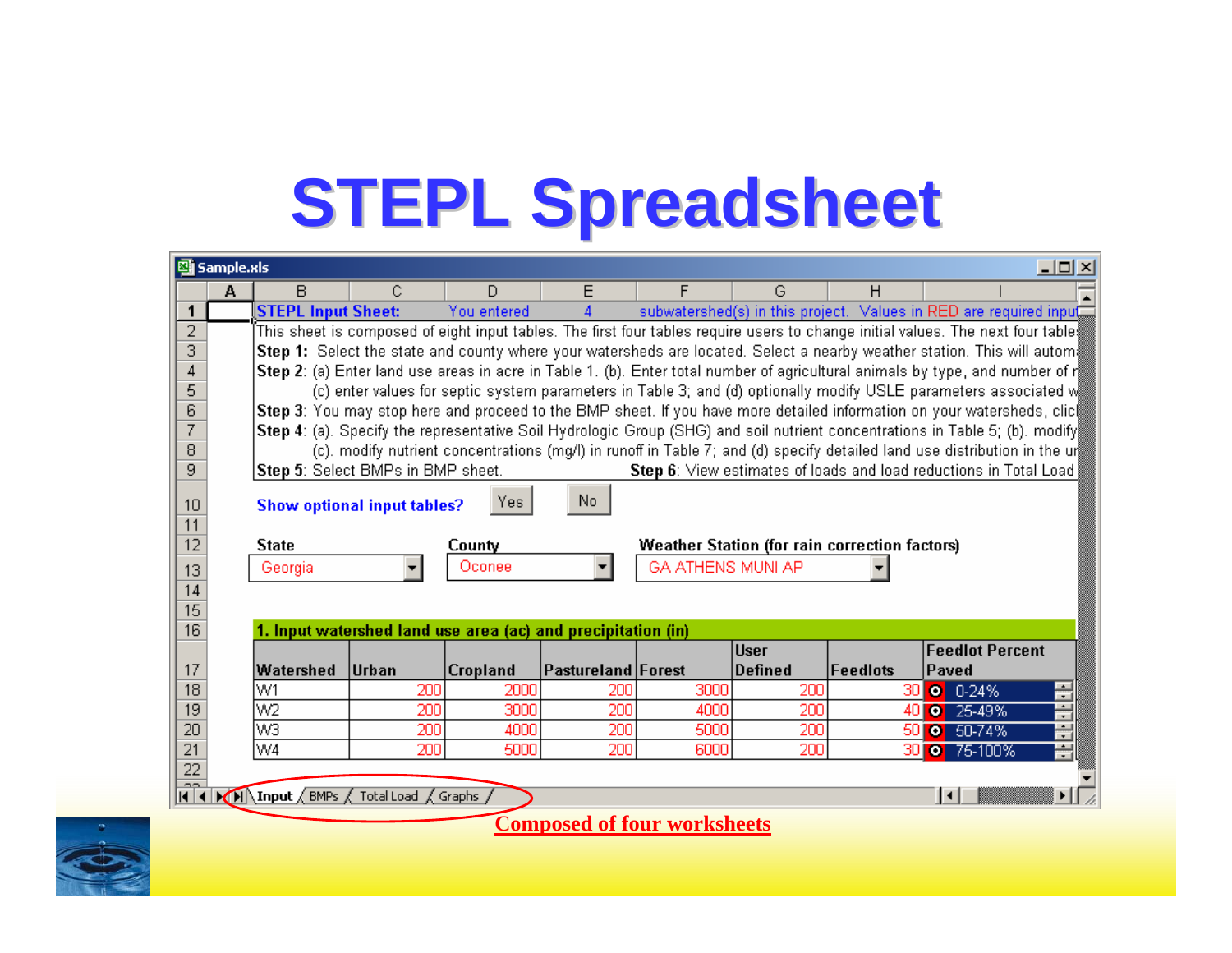# STEPL Spreadsheet

Sample.xls

| | A | B | C | D | E | F | G | H | I |
|---|---|---|---|---|---|---|---|---|---|
| 1 | | STEPL Input Sheet: | | You entered | 4 | subwatershed(s) in this project. Values in RED are required input | | | |

This sheet is composed of eight input tables. The first four tables require users to change initial values. The next four table

**Step 1:** Select the state and county where your watersheds are located. Select a nearby weather station. This will autom

**Step 2**: (a) Enter land use areas in acre in Table 1. (b). Enter total number of agricultural animals by type, and number of r
(c) enter values for septic system parameters in Table 3; and (d) optionally modify USLE parameters associated w

**Step 3**: You may stop here and proceed to the BMP sheet. If you have more detailed information on your watersheds, clic

**Step 4**: (a). Specify the representative Soil Hydrologic Group (SHG) and soil nutrient concentrations in Table 5; (b). modify
(c). modify nutrient concentrations (mg/l) in runoff in Table 7; and (d) specify detailed land use distribution in the ur

**Step 5**: Select BMPs in BMP sheet. **Step 6**: View estimates of loads and load reductions in Total Load

**Show optional input tables?** Yes No

State: Georgia | County: Oconee | Weather Station (for rain correction factors): GA ATHENS MUNI AP

**1. Input watershed land use area (ac) and precipitation (in)**

| Watershed | Urban | Cropland | Pastureland | Forest | User Defined | Feedlots | Feedlot Percent Paved |
|---|---|---|---|---|---|---|---|
| W1 | 200 | 2000 | 200 | 3000 | 200 | 30 | 0-24% |
| W2 | 200 | 3000 | 200 | 4000 | 200 | 40 | 25-49% |
| W3 | 200 | 4000 | 200 | 5000 | 200 | 50 | 50-74% |
| W4 | 200 | 5000 | 200 | 6000 | 200 | 30 | 75-100% |

Worksheet tabs: Input / BMPs / Total Load / Graphs

**Composed of four worksheets**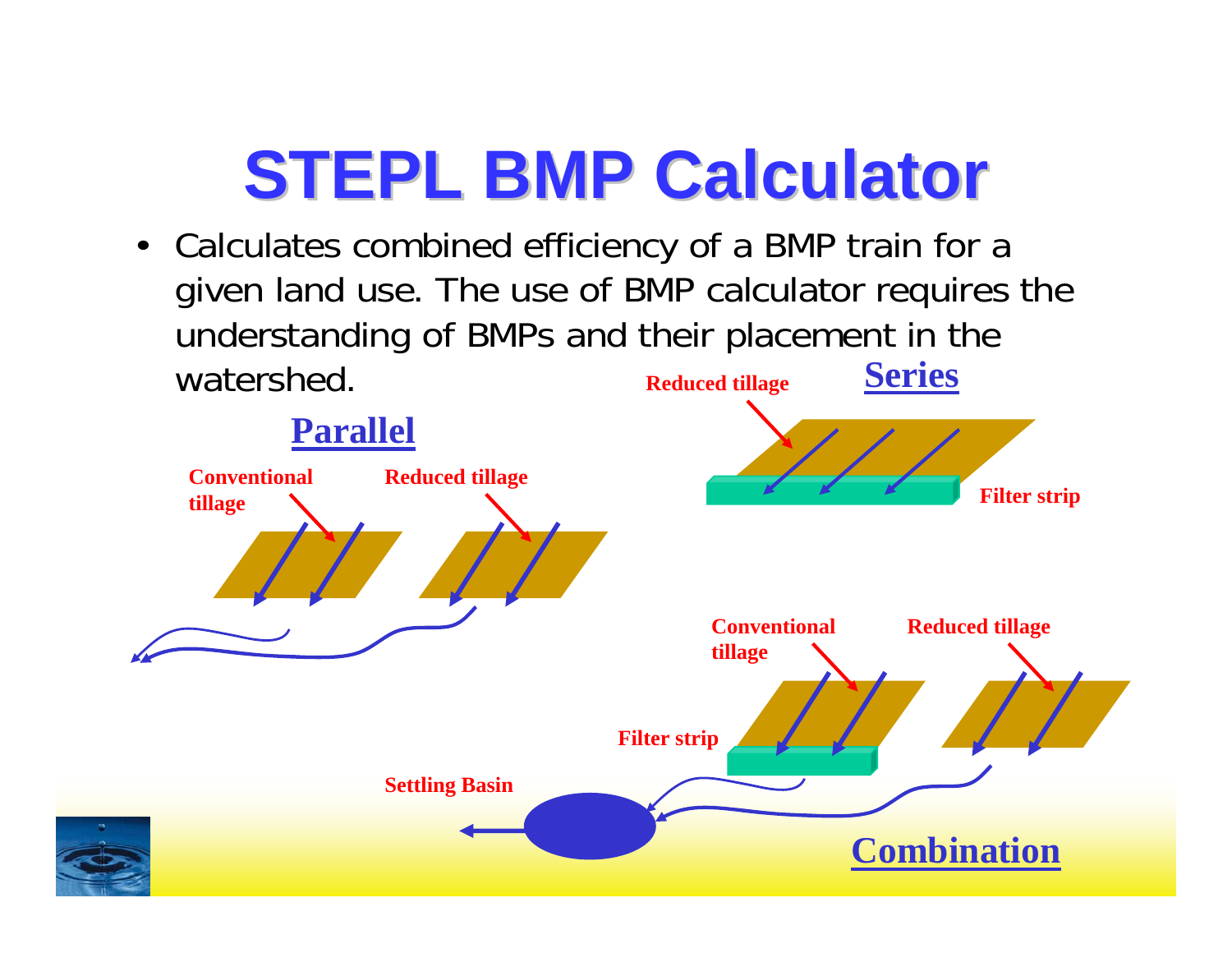# STEPL BMP Calculator

- Calculates combined efficiency of a BMP train for a given land use. The use of BMP calculator requires the understanding of BMPs and their placement in the watershed.

**Parallel**

Conventional tillage

Reduced tillage

**Series**

Reduced tillage

Filter strip

**Combination**

Conventional tillage

Reduced tillage

Filter strip

Settling Basin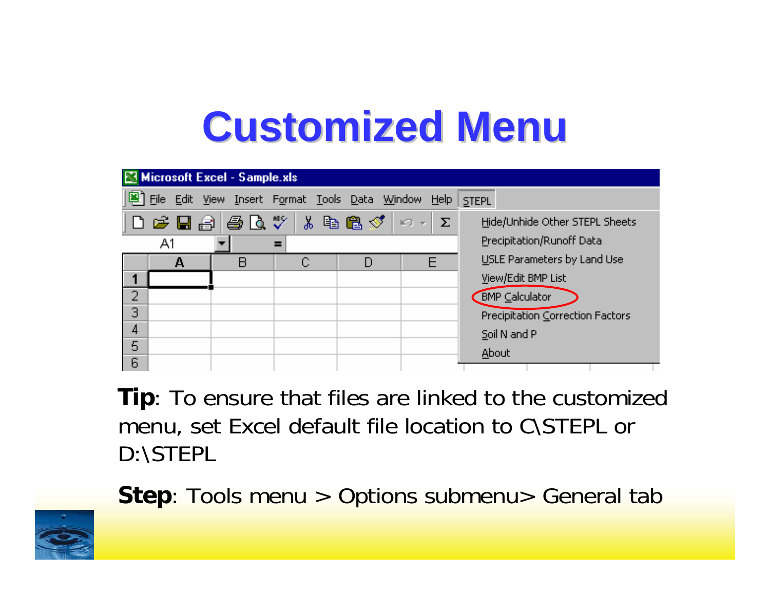# Customized Menu

Microsoft Excel - Sample.xls

File Edit View Insert Format Tools Data Window Help STEPL

- Hide/Unhide Other STEPL Sheets
- Precipitation/Runoff Data
- USLE Parameters by Land Use
- View/Edit BMP List
- BMP Calculator
- Precipitation Correction Factors
- Soil N and P
- About

**Tip**: To ensure that files are linked to the customized menu, set Excel default file location to C\STEPL or D:\STEPL

**Step**: Tools menu > Options submenu> General tab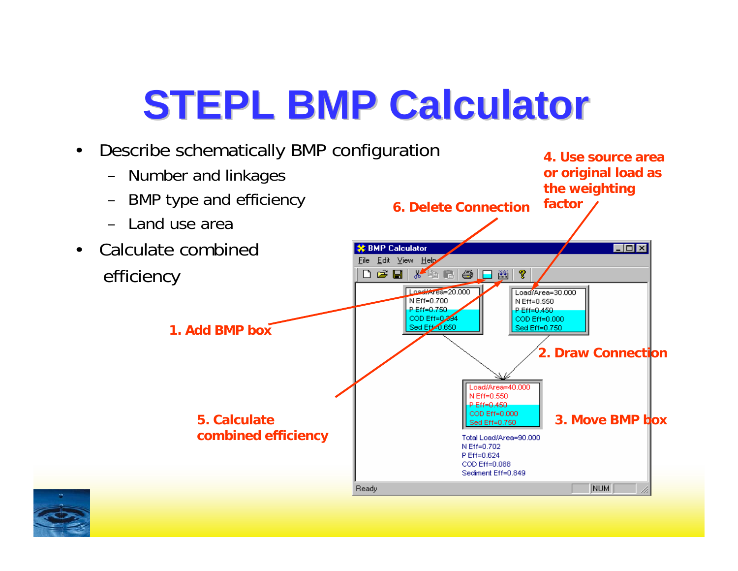# STEPL BMP Calculator

- Describe schematically BMP configuration
  - Number and linkages
  - BMP type and efficiency
  - Land use area
- Calculate combined efficiency

1. Add BMP box
2. Draw Connection
3. Move BMP box
4. Use source area or original load as the weighting factor
5. Calculate combined efficiency
6. Delete Connection

BMP Calculator

File Edit View Help

Load/Area=20.000
N Eff=0.700
P Eff=0.750
COD Eff=0.394
Sed Eff=0.650

Load/Area=30.000
N Eff=0.550
P Eff=0.450
COD Eff=0.000
Sed Eff=0.750

Load/Area=40.000
N Eff=0.550
P Eff=0.450
COD Eff=0.000
Sed Eff=0.750

Total Load/Area=90.000
N Eff=0.702
P Eff=0.624
COD Eff=0.088
Sediment Eff=0.849

Ready NUM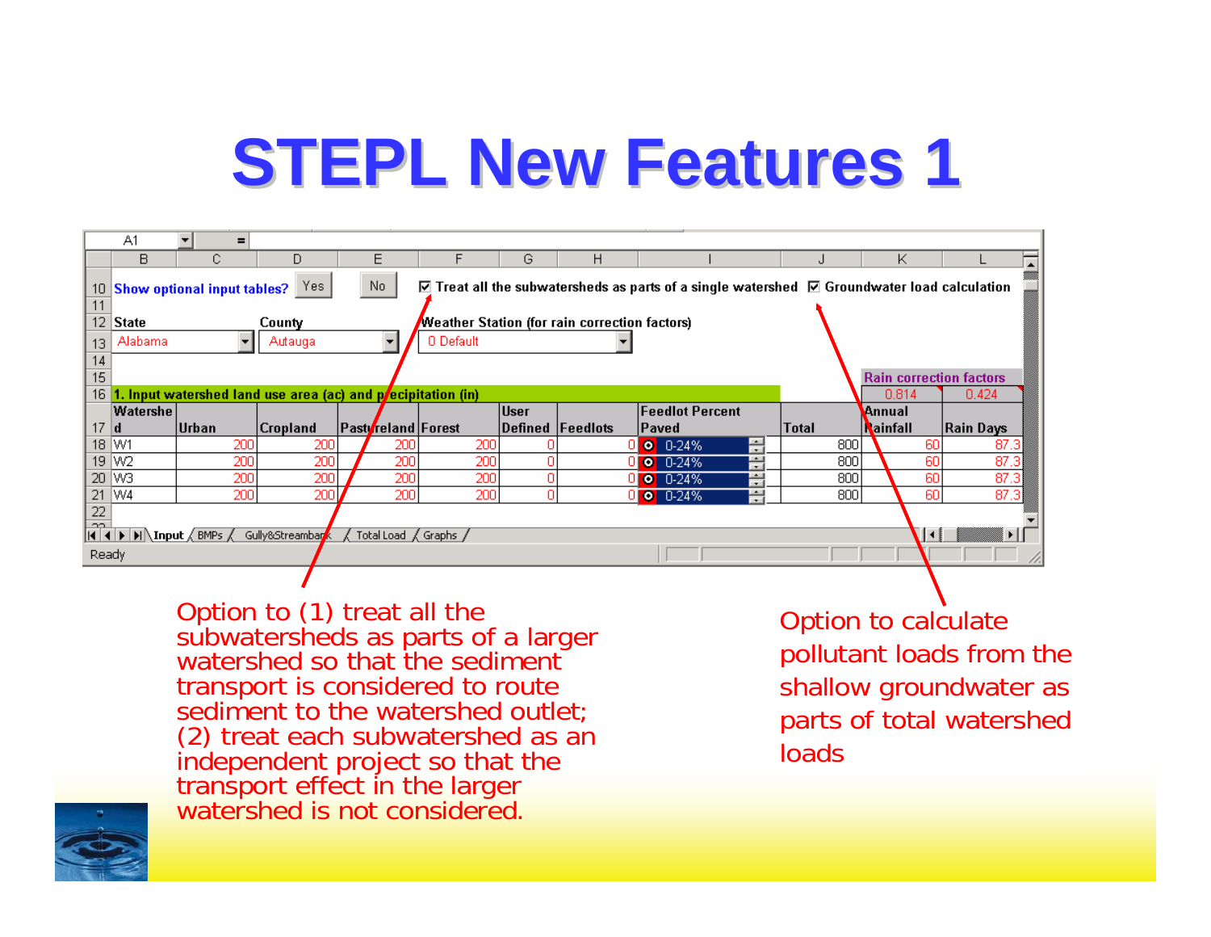# STEPL New Features 1

Show optional input tables? Yes No

☑ Treat all the subwatersheds as parts of a single watershed ☑ Groundwater load calculation

State: Alabama | County: Autauga | Weather Station (for rain correction factors): 0 Default

Rain correction factors: 0.814 | 0.424

**1. Input watershed land use area (ac) and precipitation (in)**

| Watershed | Urban | Cropland | Pastureland | Forest | User Defined | Feedlots | Feedlot Percent Paved | Total | Annual Rainfall | Rain Days |
|---|---|---|---|---|---|---|---|---|---|---|
| W1 | 200 | 200 | 200 | 200 | 0 | 0 | 0-24% | 800 | 60 | 87.3 |
| W2 | 200 | 200 | 200 | 200 | 0 | 0 | 0-24% | 800 | 60 | 87.3 |
| W3 | 200 | 200 | 200 | 200 | 0 | 0 | 0-24% | 800 | 60 | 87.3 |
| W4 | 200 | 200 | 200 | 200 | 0 | 0 | 0-24% | 800 | 60 | 87.3 |

Option to (1) treat all the subwatersheds as parts of a larger watershed so that the sediment transport is considered to route sediment to the watershed outlet; (2) treat each subwatershed as an independent project so that the transport effect in the larger watershed is not considered.

Option to calculate pollutant loads from the shallow groundwater as parts of total watershed loads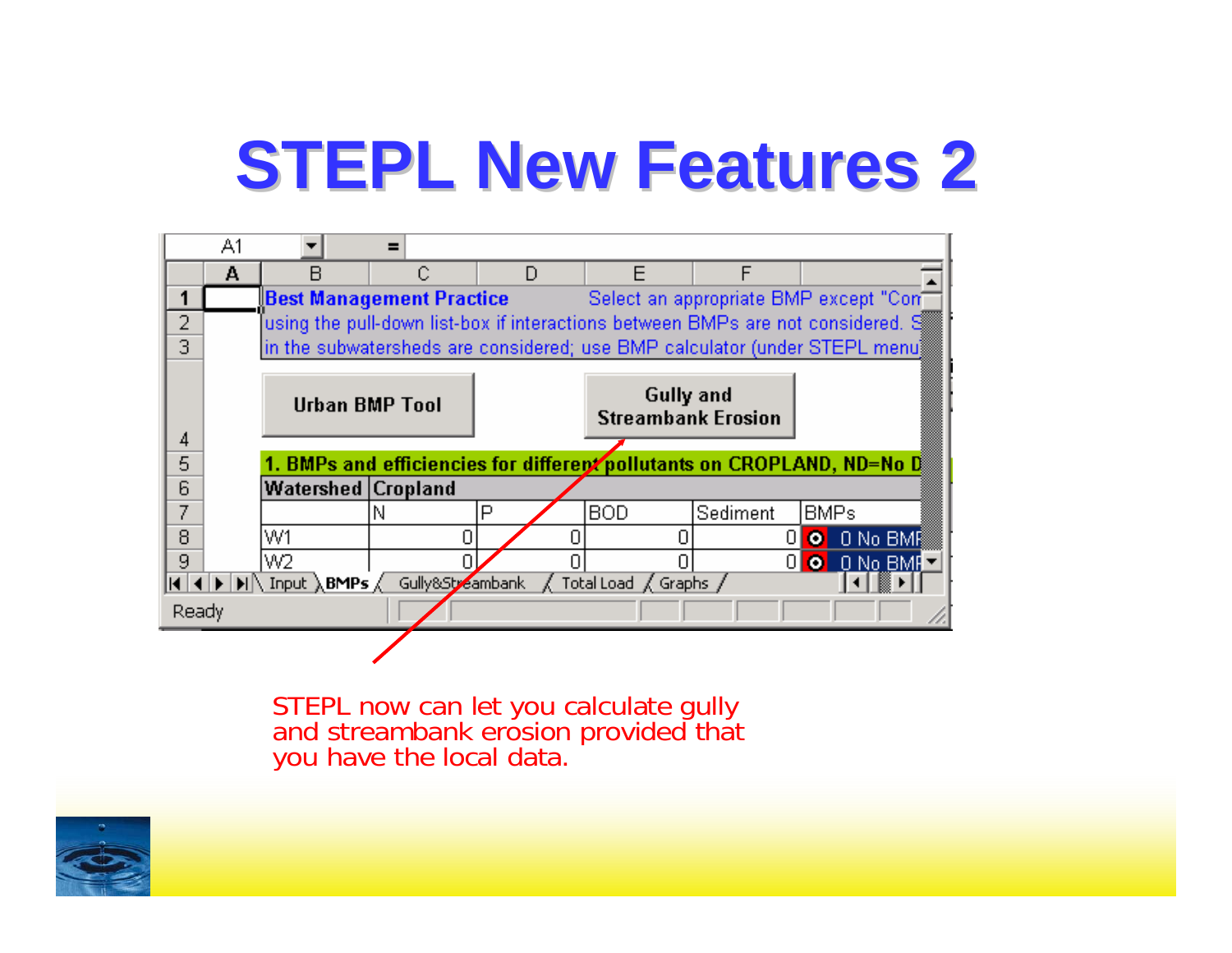# STEPL New Features 2

| | A | B | C | D | E | F |
|---|---|---|---|---|---|---|
| 1 | | **Best Management Practice** Select an appropriate BMP except "Com | | | | |
| 2 | | using the pull-down list-box if interactions between BMPs are not considered. S | | | | |
| 3 | | in the subwatersheds are considered; use BMP calculator (under STEPL menu | | | | |
| 4 | | Urban BMP Tool | | Gully and Streambank Erosion | | |
| 5 | | **1. BMPs and efficiencies for different pollutants on CROPLAND, ND=No D** | | | | |
| 6 | | **Watershed** | **Cropland** | | | |
| 7 | | | N | P | BOD | Sediment | BMPs |
| 8 | | W1 | 0 | 0 | 0 | 0 | 0 No BMP |
| 9 | | W2 | 0 | 0 | 0 | 0 | 0 No BMP |

Sheet tabs: Input | BMPs | Gully&Streambank | Total Load | Graphs

Ready

STEPL now can let you calculate gully and streambank erosion provided that you have the local data.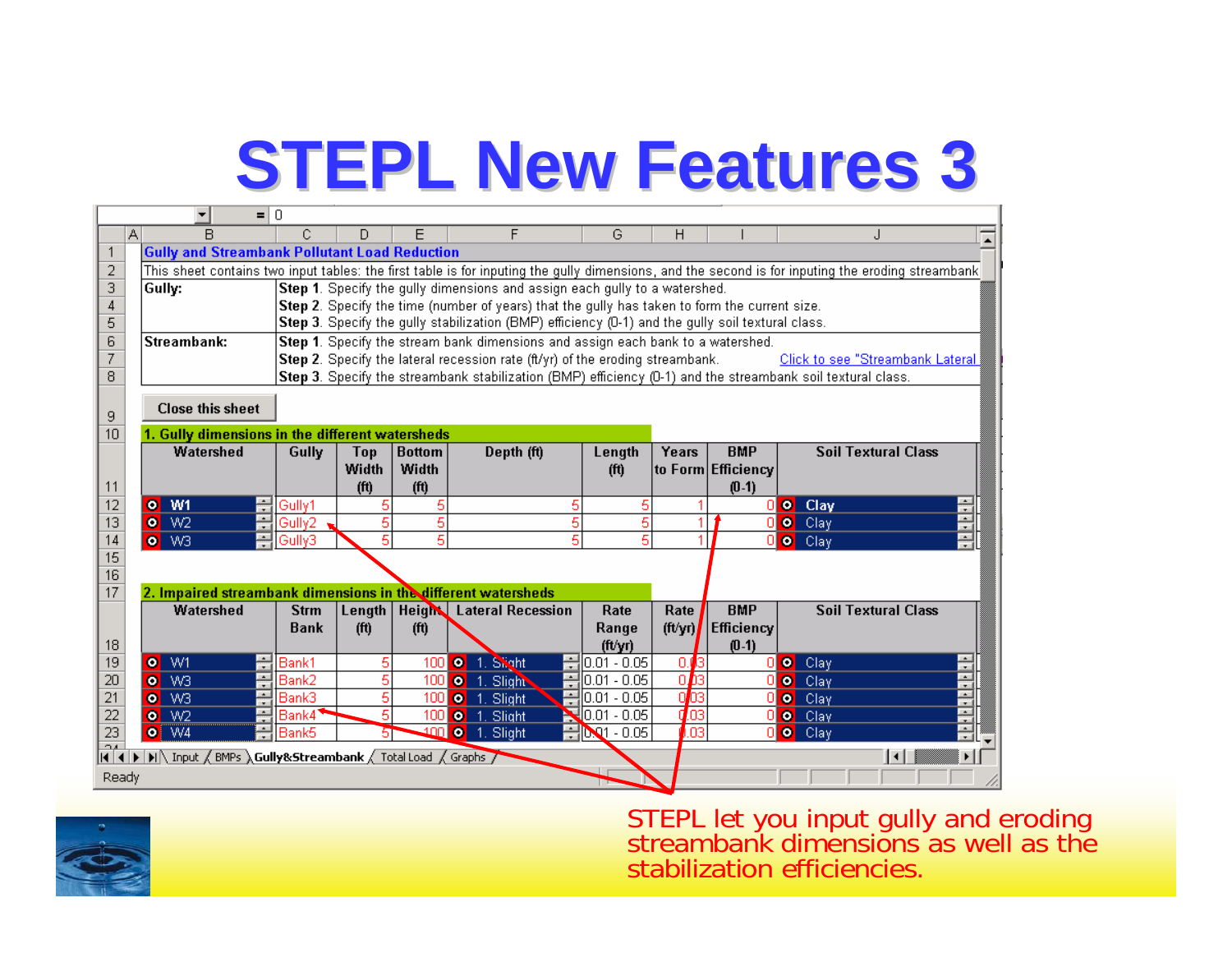# STEPL New Features 3

**Gully and Streambank Pollutant Load Reduction**

This sheet contains two input tables: the first table is for inputing the gully dimensions, and the second is for inputing the eroding streambank

**Gully:**
- **Step 1**. Specify the gully dimensions and assign each gully to a watershed.
- **Step 2**. Specify the time (number of years) that the gully has taken to form the current size.
- **Step 3**. Specify the gully stabilization (BMP) efficiency (0-1) and the gully soil textural class.

**Streambank:**
- **Step 1**. Specify the stream bank dimensions and assign each bank to a watershed.
- **Step 2**. Specify the lateral recession rate (ft/yr) of the eroding streambank. Click to see "Streambank Lateral
- **Step 3**. Specify the streambank stabilization (BMP) efficiency (0-1) and the streambank soil textural class.

Close this sheet

**1. Gully dimensions in the different watersheds**

| Watershed | Gully | Top Width (ft) | Bottom Width (ft) | Depth (ft) | Length (ft) | Years to Form | BMP Efficiency (0-1) | Soil Textural Class |
|---|---|---|---|---|---|---|---|---|
| W1 | Gully1 | 5 | 5 | 5 | 5 | 1 | 0 | Clay |
| W2 | Gully2 | 5 | 5 | 5 | 5 | 1 | 0 | Clay |
| W3 | Gully3 | 5 | 5 | 5 | 5 | 1 | 0 | Clay |

**2. Impaired streambank dimensions in the different watersheds**

| Watershed | Strm Bank | Length (ft) | Height (ft) | Lateral Recession | Rate Range (ft/yr) | Rate (ft/yr) | BMP Efficiency (0-1) | Soil Textural Class |
|---|---|---|---|---|---|---|---|---|
| W1 | Bank1 | 5 | 100 | 1. Slight | 0.01 - 0.05 | 0.03 | 0 | Clay |
| W3 | Bank2 | 5 | 100 | 1. Slight | 0.01 - 0.05 | 0.03 | 0 | Clay |
| W3 | Bank3 | 5 | 100 | 1. Slight | 0.01 - 0.05 | 0.03 | 0 | Clay |
| W2 | Bank4 | 5 | 100 | 1. Slight | 0.01 - 0.05 | 0.03 | 0 | Clay |
| W4 | Bank5 | 5 | 100 | 1. Slight | 0.01 - 0.05 | 0.03 | 0 | Clay |

Input / BMPs / Gully&Streambank / Total Load / Graphs

STEPL let you input gully and eroding streambank dimensions as well as the stabilization efficiencies.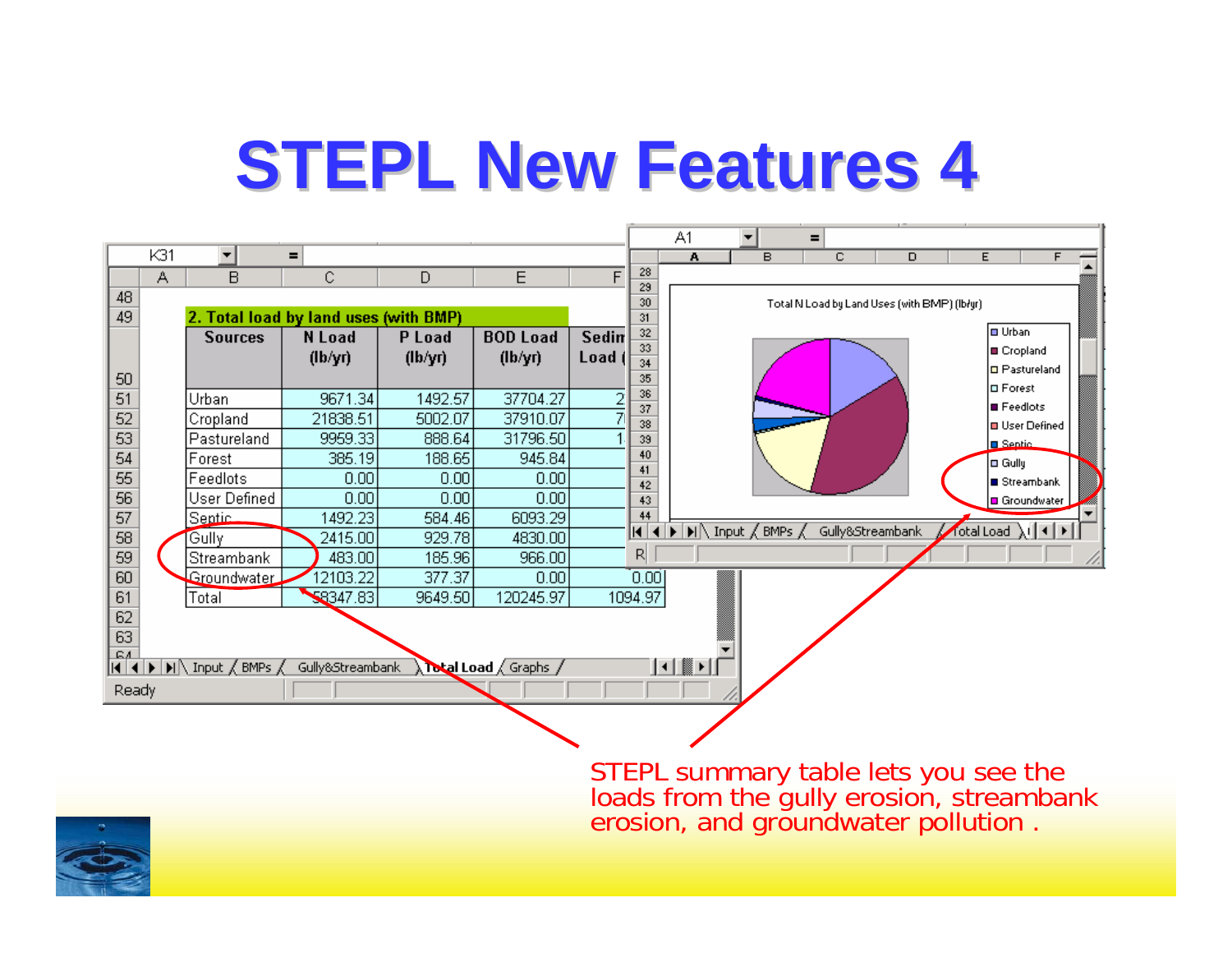# STEPL New Features 4

**2. Total load by land uses (with BMP)**

| Sources | N Load (lb/yr) | P Load (lb/yr) | BOD Load (lb/yr) | Sedim Load ( |
|---|---|---|---|---|
| Urban | 9671.34 | 1492.57 | 37704.27 | 2 |
| Cropland | 21838.51 | 5002.07 | 37910.07 | 7 |
| Pastureland | 9959.33 | 888.64 | 31796.50 | 1 |
| Forest | 385.19 | 188.65 | 945.84 | |
| Feedlots | 0.00 | 0.00 | 0.00 | |
| User Defined | 0.00 | 0.00 | 0.00 | |
| Septic | 1492.23 | 584.46 | 6093.29 | |
| Gully | 2415.00 | 929.78 | 4830.00 | |
| Streambank | 483.00 | 185.96 | 966.00 | |
| Groundwater | 12103.22 | 377.37 | 0.00 | 0.00 |
| Total | 58347.83 | 9649.50 | 120245.97 | 1094.97 |

Total N Load by Land Uses (with BMP) (lb/yr)

Legend: Urban, Cropland, Pastureland, Forest, Feedlots, User Defined, Septic, Gully, Streambank, Groundwater

STEPL summary table lets you see the loads from the gully erosion, streambank erosion, and groundwater pollution .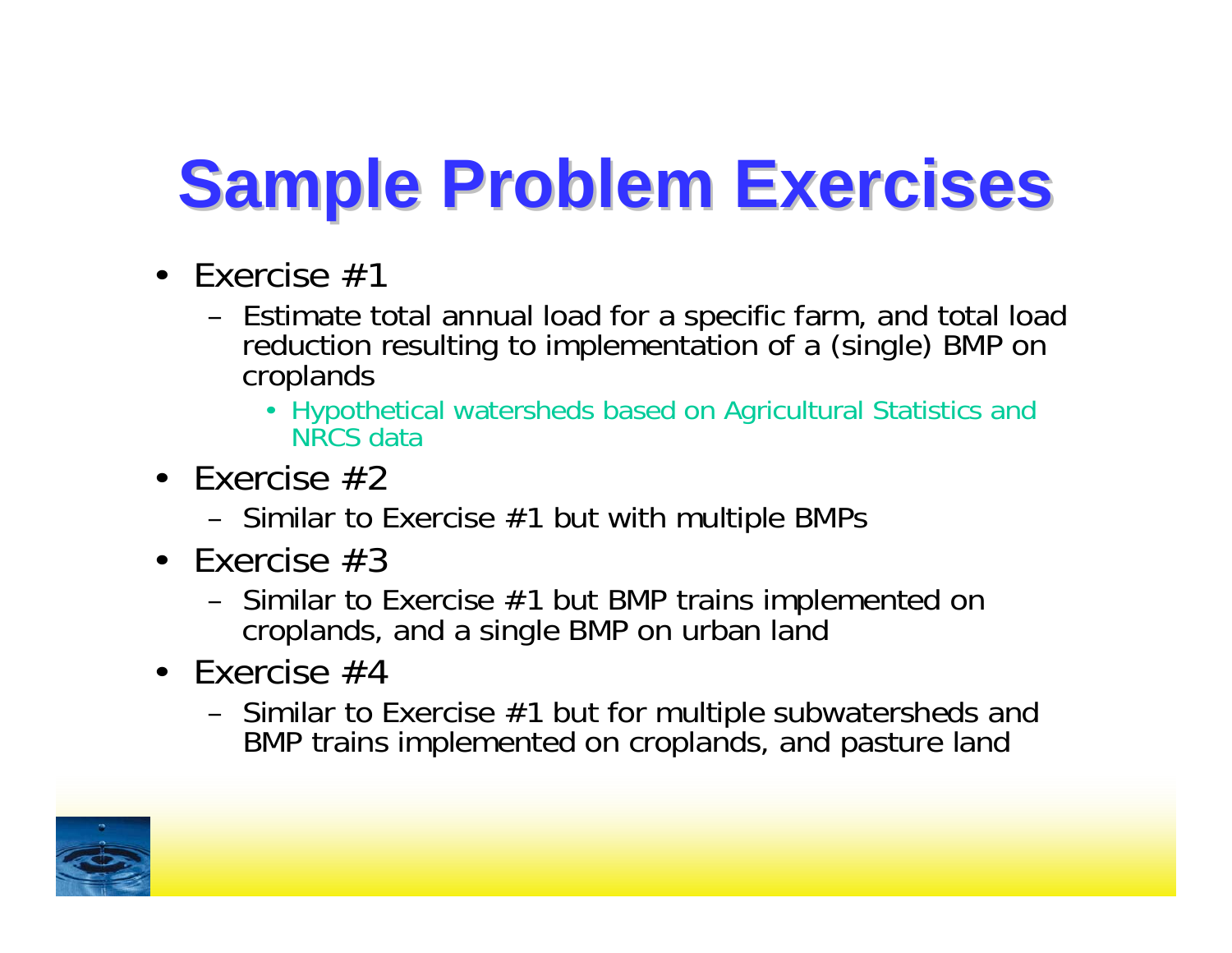# Sample Problem Exercises

- Exercise #1
  - Estimate total annual load for a specific farm, and total load reduction resulting to implementation of a (single) BMP on croplands
    - Hypothetical watersheds based on Agricultural Statistics and NRCS data
- Exercise #2
  - Similar to Exercise #1 but with multiple BMPs
- Exercise #3
  - Similar to Exercise #1 but BMP trains implemented on croplands, and a single BMP on urban land
- Exercise #4
  - Similar to Exercise #1 but for multiple subwatersheds and BMP trains implemented on croplands, and pasture land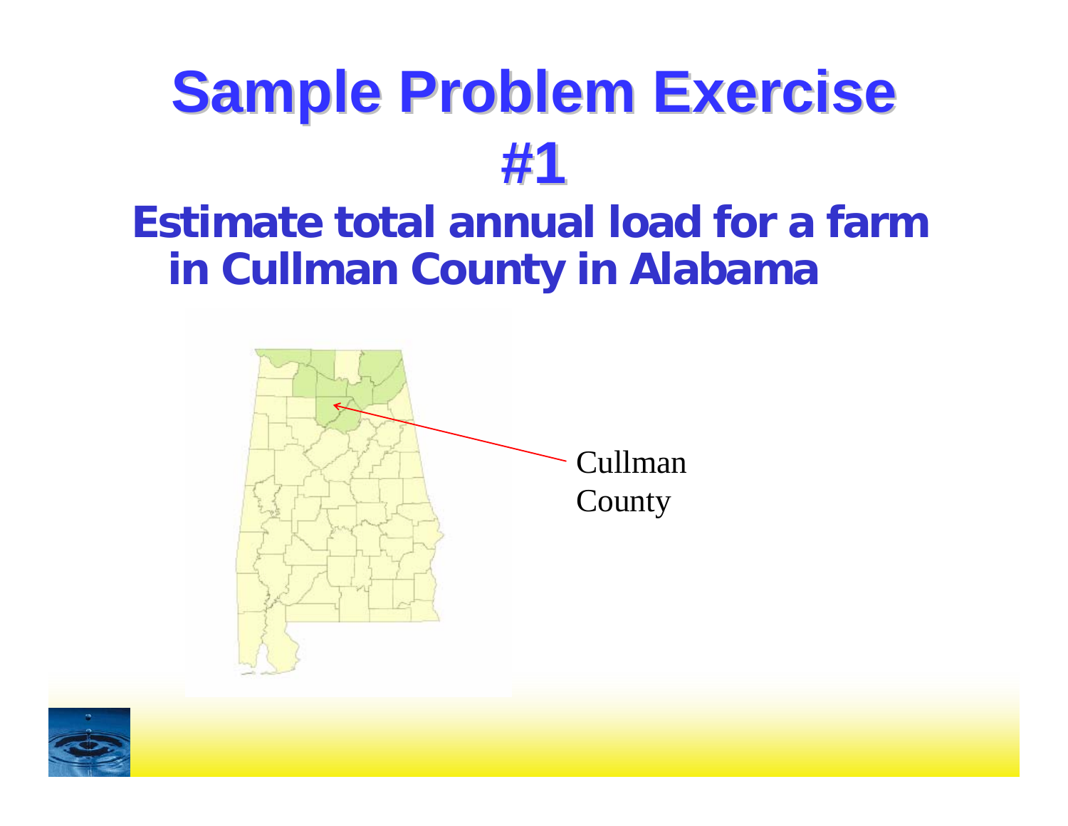# Sample Problem Exercise #1

## Estimate total annual load for a farm in Cullman County in Alabama

Cullman County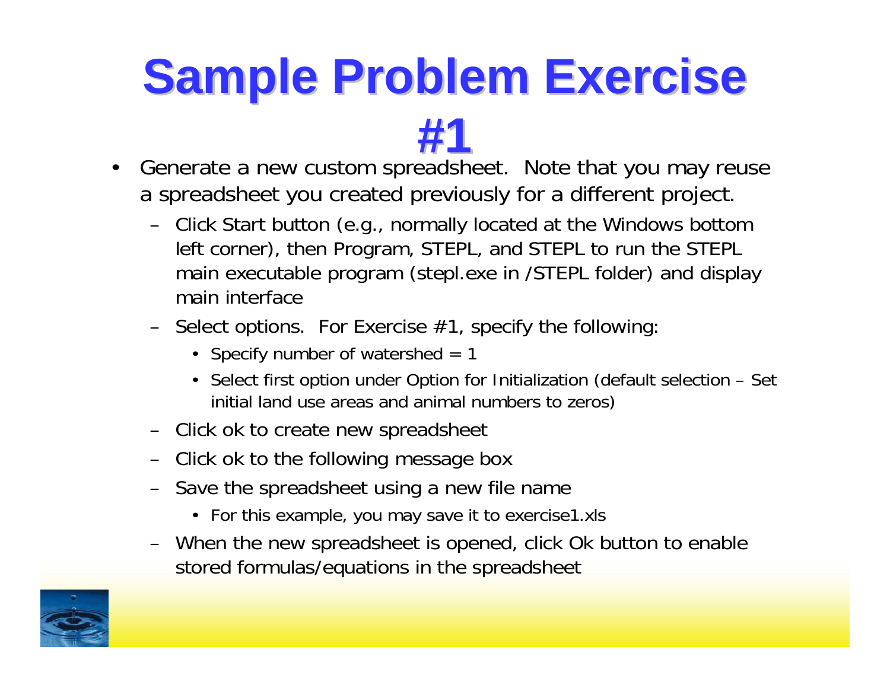# Sample Problem Exercise #1

- Generate a new custom spreadsheet. Note that you may reuse a spreadsheet you created previously for a different project.
  - Click Start button (e.g., normally located at the Windows bottom left corner), then Program, STEPL, and STEPL to run the STEPL main executable program (stepl.exe in /STEPL folder) and display main interface
  - Select options. For Exercise #1, specify the following:
    - Specify number of watershed = 1
    - Select first option under Option for Initialization (default selection – Set initial land use areas and animal numbers to zeros)
  - Click ok to create new spreadsheet
  - Click ok to the following message box
  - Save the spreadsheet using a new file name
    - For this example, you may save it to exercise1.xls
  - When the new spreadsheet is opened, click Ok button to enable stored formulas/equations in the spreadsheet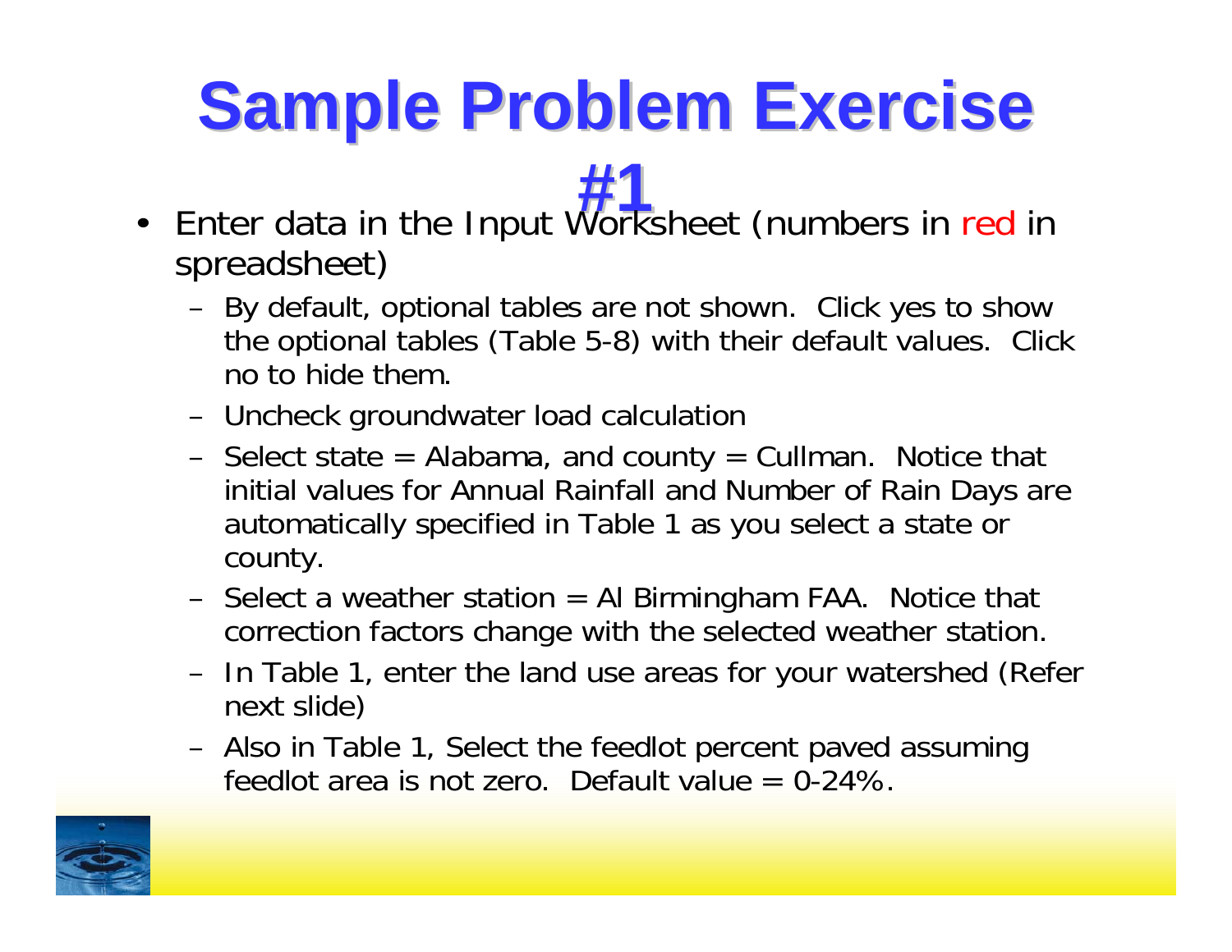# Sample Problem Exercise #1

- Enter data in the Input Worksheet (numbers in red in spreadsheet)
  - By default, optional tables are not shown. Click yes to show the optional tables (Table 5-8) with their default values. Click no to hide them.
  - Uncheck groundwater load calculation
  - Select state = Alabama, and county = Cullman. Notice that initial values for Annual Rainfall and Number of Rain Days are automatically specified in Table 1 as you select a state or county.
  - Select a weather station = Al Birmingham FAA. Notice that correction factors change with the selected weather station.
  - In Table 1, enter the land use areas for your watershed (Refer next slide)
  - Also in Table 1, Select the feedlot percent paved assuming feedlot area is not zero. Default value = 0-24%.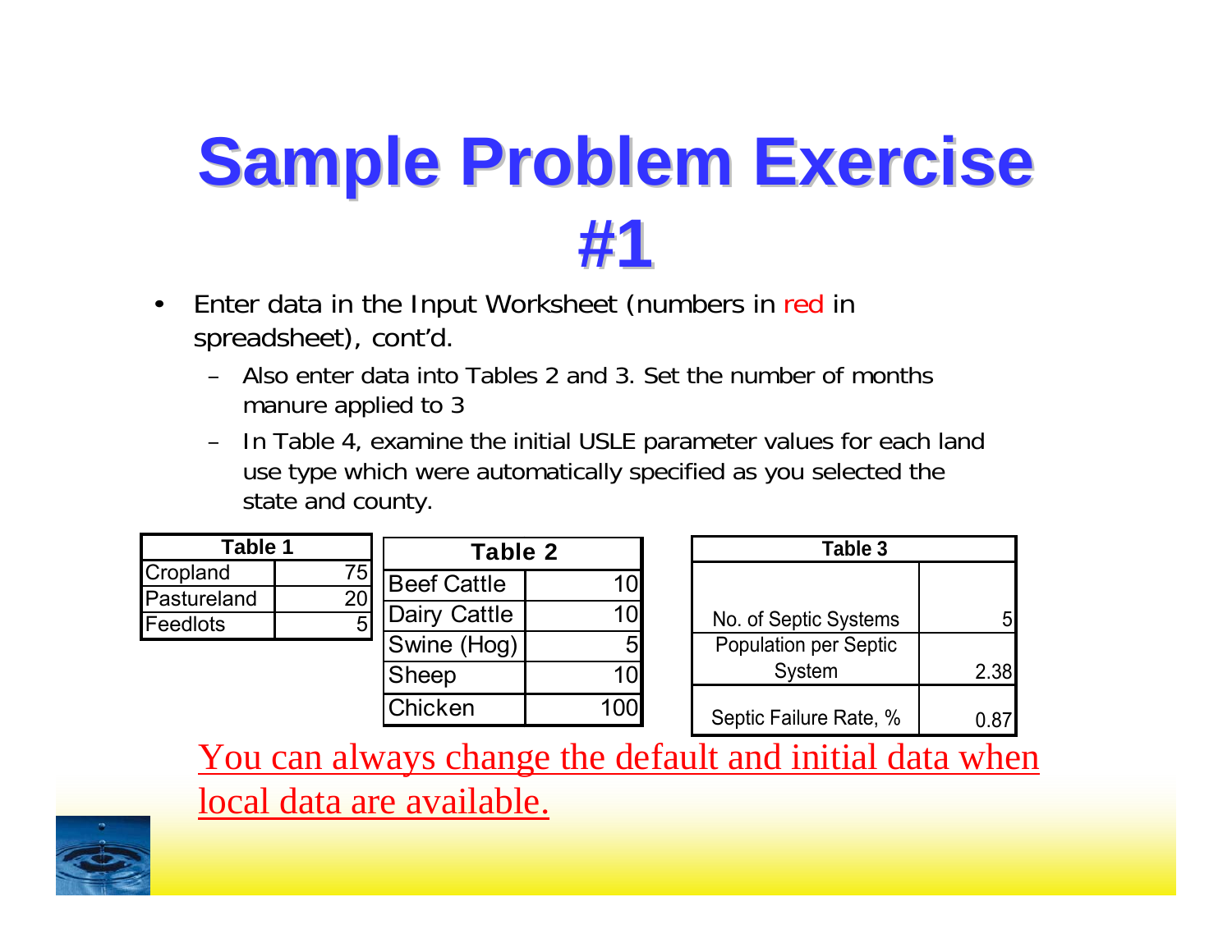# Sample Problem Exercise #1

- Enter data in the Input Worksheet (numbers in red in spreadsheet), cont'd.
  - Also enter data into Tables 2 and 3. Set the number of months manure applied to 3
  - In Table 4, examine the initial USLE parameter values for each land use type which were automatically specified as you selected the state and county.

| Table 1 | |
|---|---|
| Cropland | 75 |
| Pastureland | 20 |
| Feedlots | 5 |

| Table 2 | |
|---|---|
| Beef Cattle | 10 |
| Dairy Cattle | 10 |
| Swine (Hog) | 5 |
| Sheep | 10 |
| Chicken | 100 |

| Table 3 | |
|---|---|
| No. of Septic Systems | 5 |
| Population per Septic System | 2.38 |
| Septic Failure Rate, % | 0.87 |

You can always change the default and initial data when local data are available.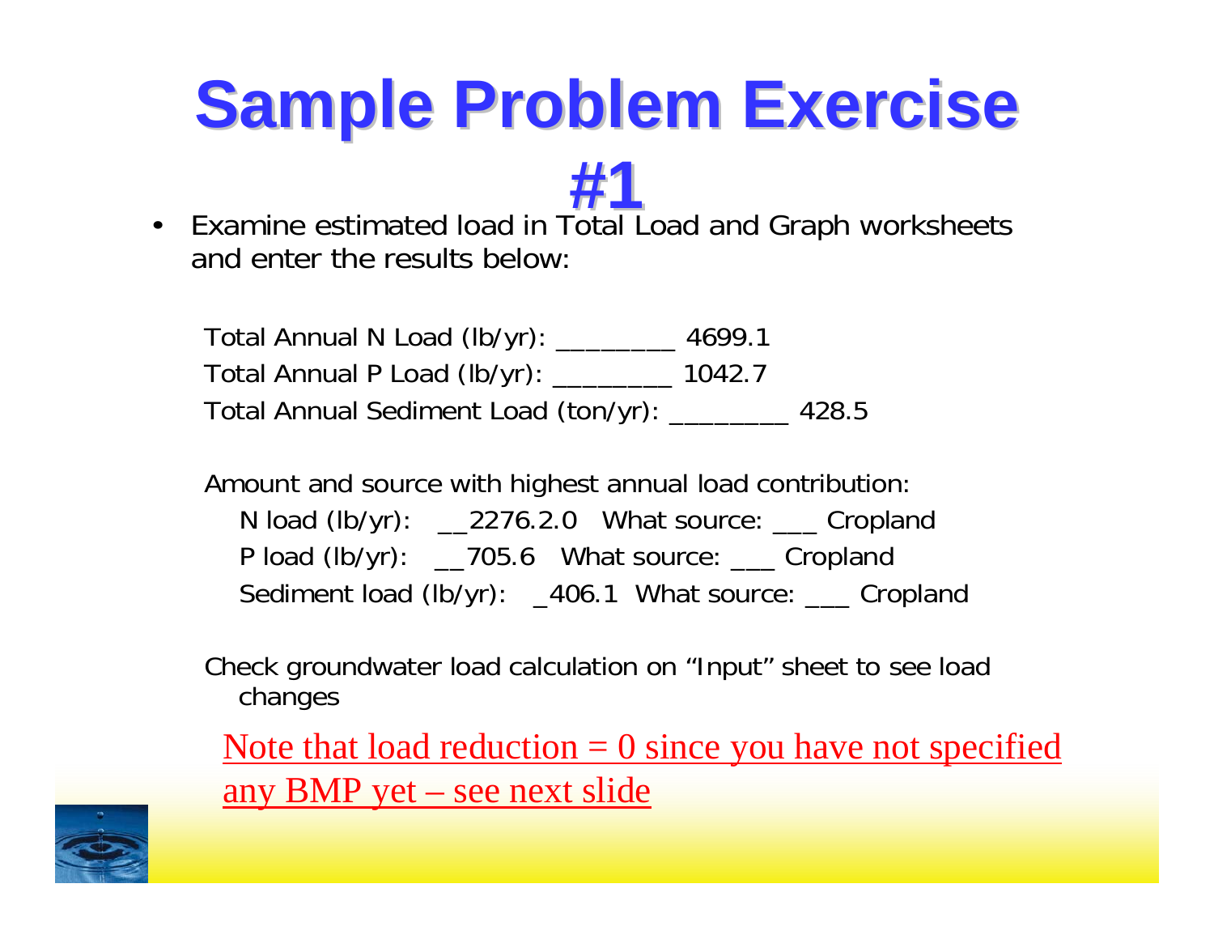# Sample Problem Exercise #1

- Examine estimated load in Total Load and Graph worksheets and enter the results below:

Total Annual N Load (lb/yr): ________ 4699.1

Total Annual P Load (lb/yr): ________ 1042.7

Total Annual Sediment Load (ton/yr): ________ 428.5

Amount and source with highest annual load contribution:

N load (lb/yr): __2276.2.0 What source: ___ Cropland

P load (lb/yr): __705.6 What source: ___ Cropland

Sediment load (lb/yr): _406.1 What source: ___ Cropland

Check groundwater load calculation on "Input" sheet to see load changes

Note that load reduction = 0 since you have not specified any BMP yet – see next slide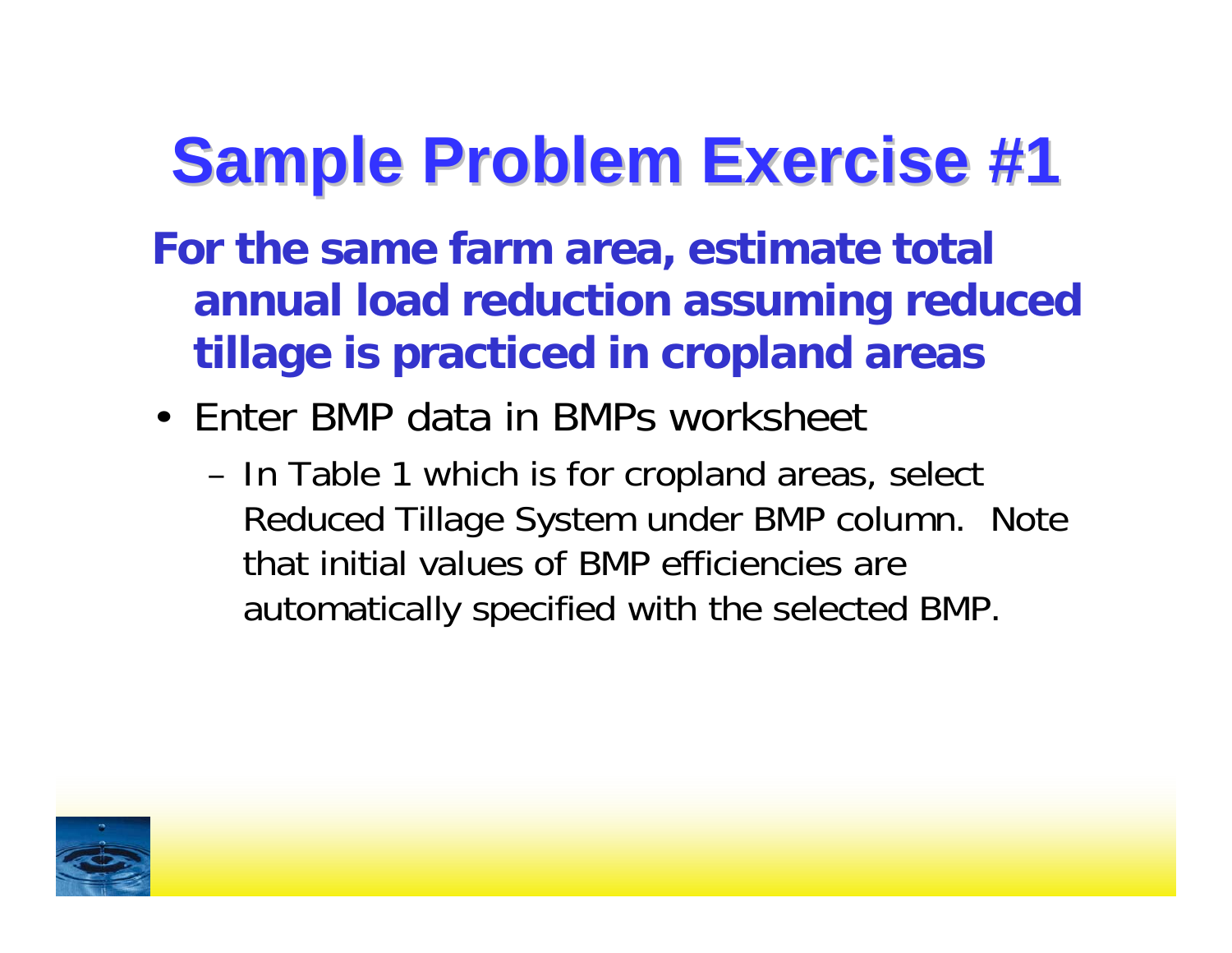# Sample Problem Exercise #1

**For the same farm area, estimate total annual load reduction assuming reduced tillage is practiced in cropland areas**

- Enter BMP data in BMPs worksheet
  - In Table 1 which is for cropland areas, select Reduced Tillage System under BMP column. Note that initial values of BMP efficiencies are automatically specified with the selected BMP.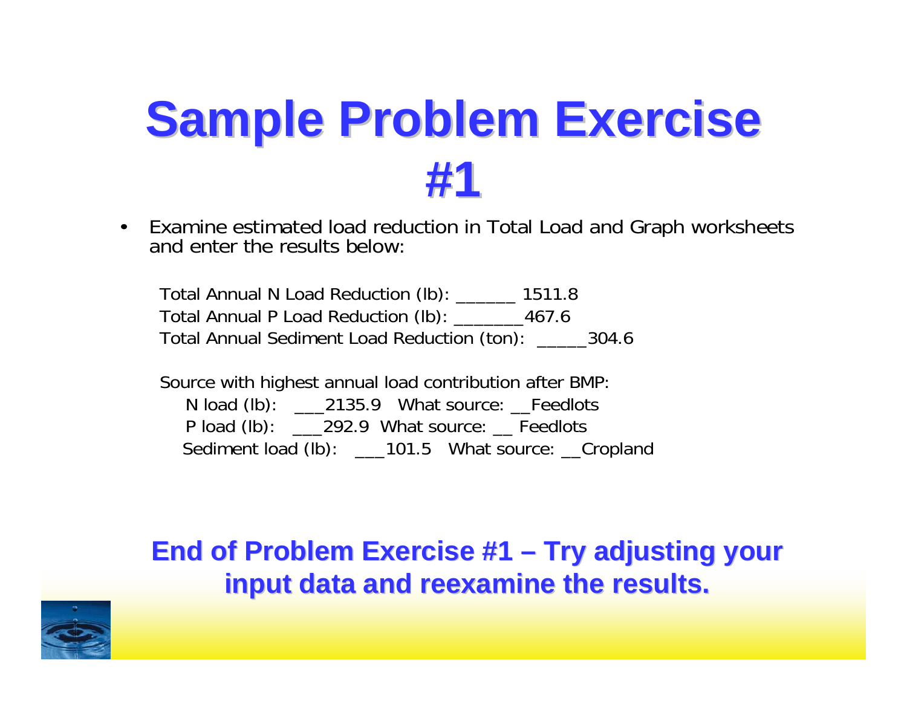# Sample Problem Exercise #1

- Examine estimated load reduction in Total Load and Graph worksheets and enter the results below:

Total Annual N Load Reduction (lb): ______ 1511.8

Total Annual P Load Reduction (lb): _______467.6

Total Annual Sediment Load Reduction (ton): _____304.6

Source with highest annual load contribution after BMP:

N load (lb): ___2135.9 What source: __Feedlots

P load (lb): ___292.9 What source: __ Feedlots

Sediment load (lb): ___101.5 What source: __Cropland

**End of Problem Exercise #1 – Try adjusting your input data and reexamine the results.**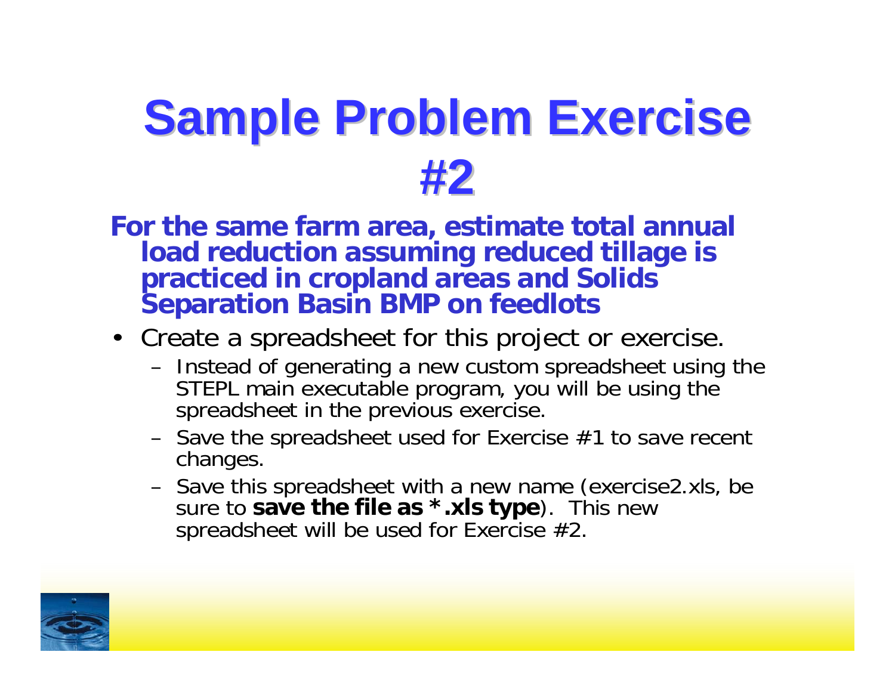# Sample Problem Exercise #2

**For the same farm area, estimate total annual load reduction assuming reduced tillage is practiced in cropland areas and Solids Separation Basin BMP on feedlots**

- Create a spreadsheet for this project or exercise.
  - Instead of generating a new custom spreadsheet using the STEPL main executable program, you will be using the spreadsheet in the previous exercise.
  - Save the spreadsheet used for Exercise #1 to save recent changes.
  - Save this spreadsheet with a new name (exercise2.xls, be sure to **save the file as *.xls type**). This new spreadsheet will be used for Exercise #2.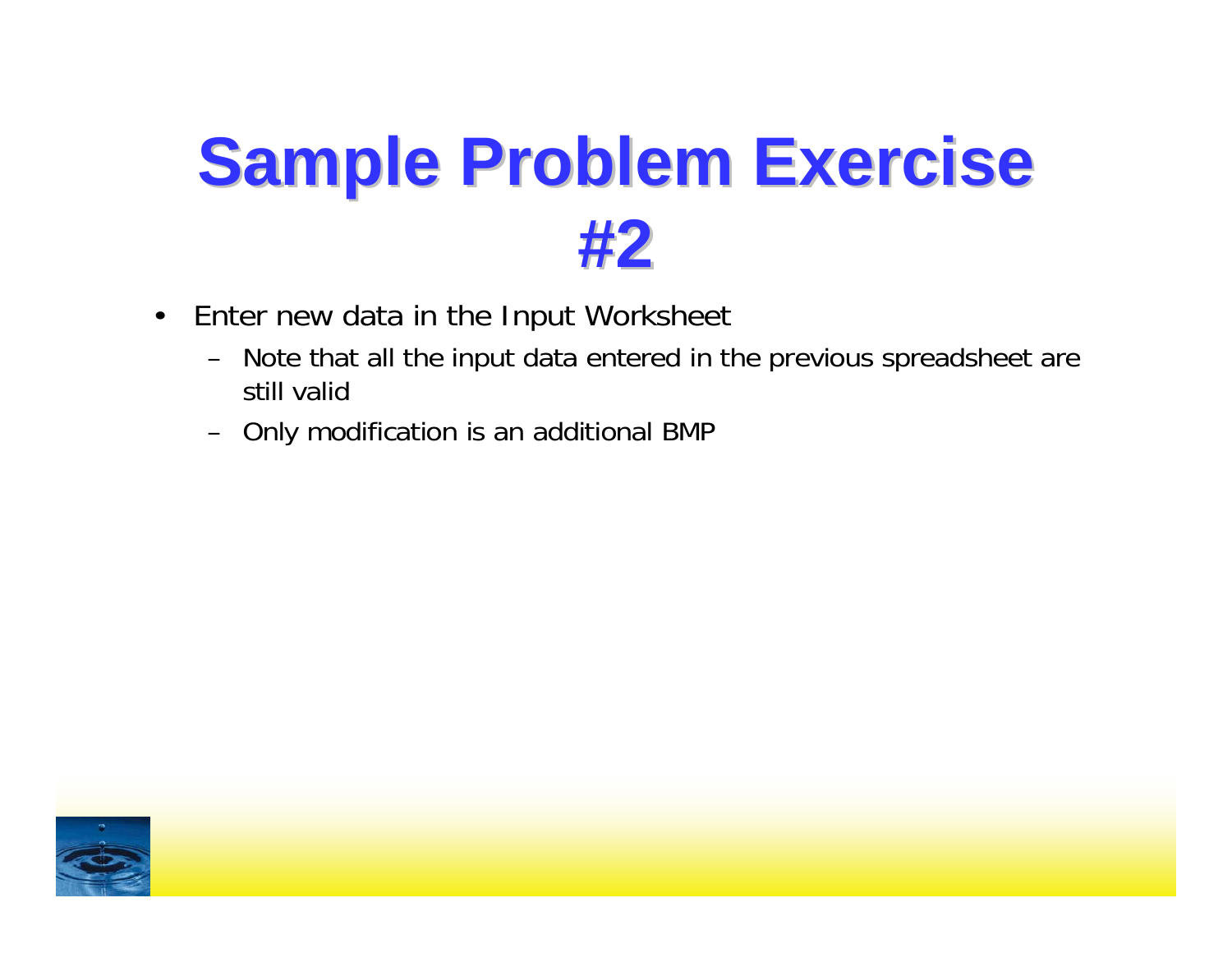# Sample Problem Exercise #2

- Enter new data in the Input Worksheet
  - Note that all the input data entered in the previous spreadsheet are still valid
  - Only modification is an additional BMP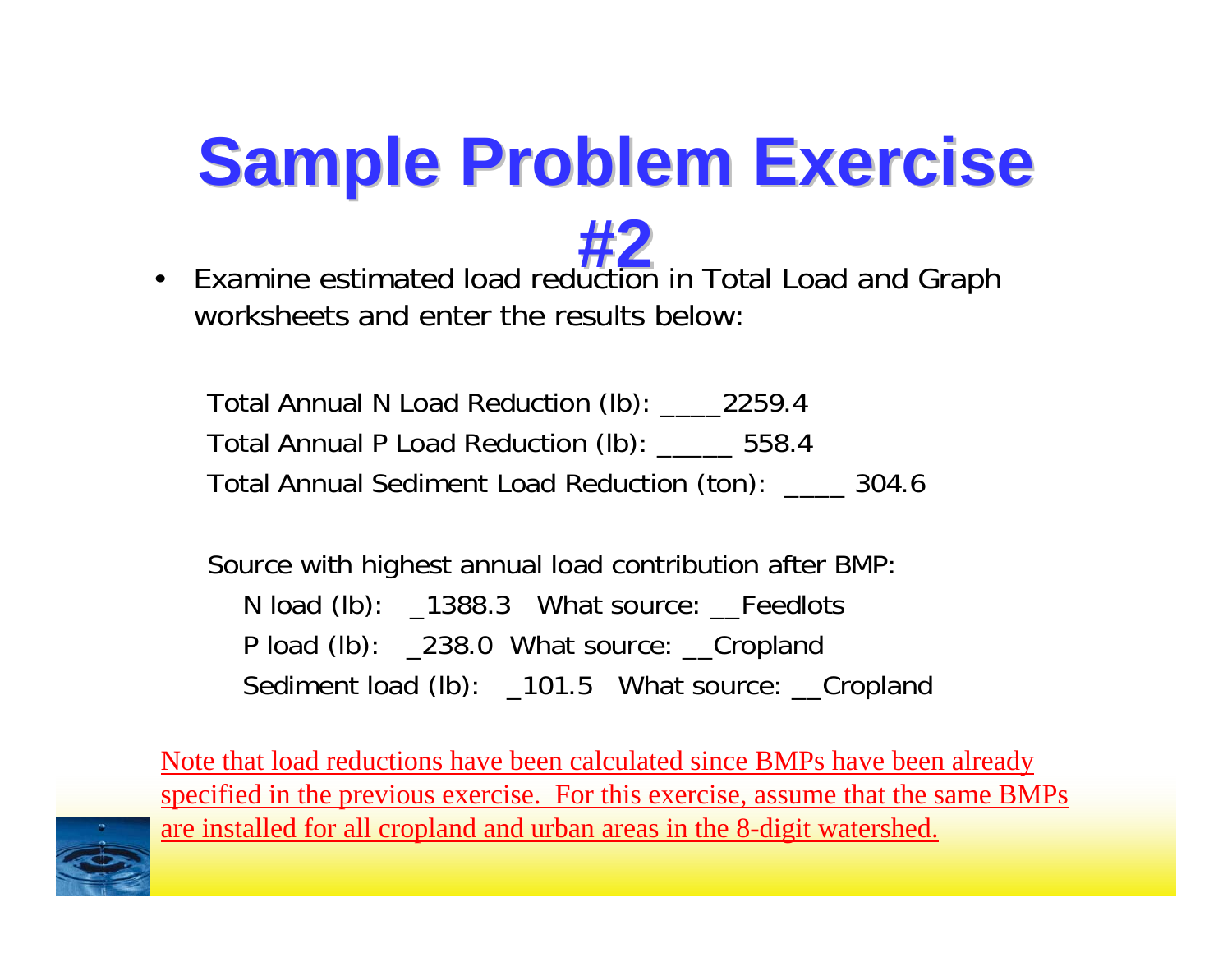# Sample Problem Exercise #2

- Examine estimated load reduction in Total Load and Graph worksheets and enter the results below:

Total Annual N Load Reduction (lb): ____2259.4

Total Annual P Load Reduction (lb): _____ 558.4

Total Annual Sediment Load Reduction (ton): ____ 304.6

Source with highest annual load contribution after BMP:

N load (lb): _1388.3 What source: __Feedlots

P load (lb): _238.0 What source: __Cropland

Sediment load (lb): _101.5 What source: __Cropland

<u>Note that load reductions have been calculated since BMPs have been already specified in the previous exercise. For this exercise, assume that the same BMPs are installed for all cropland and urban areas in the 8-digit watershed.</u>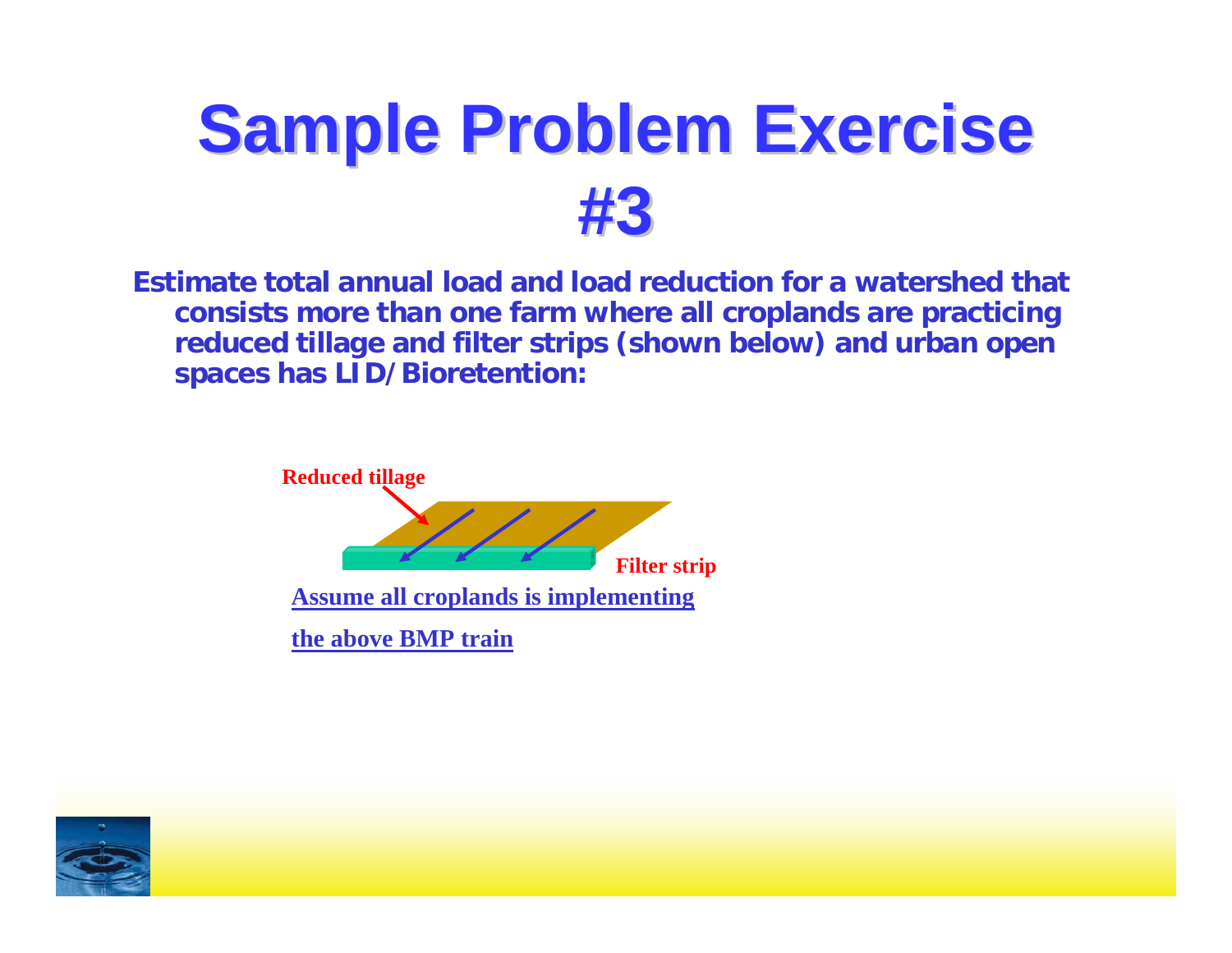# Sample Problem Exercise #3

**Estimate total annual load and load reduction for a watershed that consists more than one farm where all croplands are practicing reduced tillage and filter strips (shown below) and urban open spaces has LID/Bioretention:**

Reduced tillage

Filter strip

**Assume all croplands is implementing the above BMP train**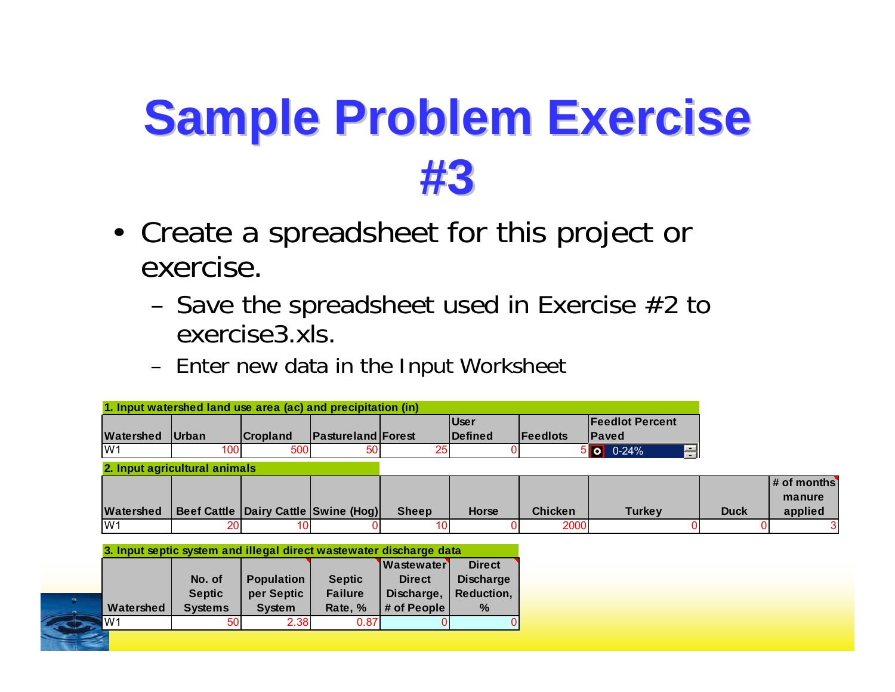# Sample Problem Exercise #3

- Create a spreadsheet for this project or exercise.
  - Save the spreadsheet used in Exercise #2 to exercise3.xls.
  - Enter new data in the Input Worksheet

**1. Input watershed land use area (ac) and precipitation (in)**

| Watershed | Urban | Cropland | Pastureland | Forest | User Defined | Feedlots | Feedlot Percent Paved |
|---|---|---|---|---|---|---|---|
| W1 | 100 | 500 | 50 | 25 | 0 | 5 | 0-24% |

**2. Input agricultural animals**

| Watershed | Beef Cattle | Dairy Cattle | Swine (Hog) | Sheep | Horse | Chicken | Turkey | Duck | # of months manure applied |
|---|---|---|---|---|---|---|---|---|---|
| W1 | 20 | 10 | 0 | 10 | 0 | 2000 | 0 | 0 | 3 |

**3. Input septic system and illegal direct wastewater discharge data**

| Watershed | No. of Septic Systems | Population per Septic System | Septic Failure Rate, % | Wastewater Direct Discharge, # of People | Direct Discharge Reduction, % |
|---|---|---|---|---|---|
| W1 | 50 | 2.38 | 0.87 | 0 | 0 |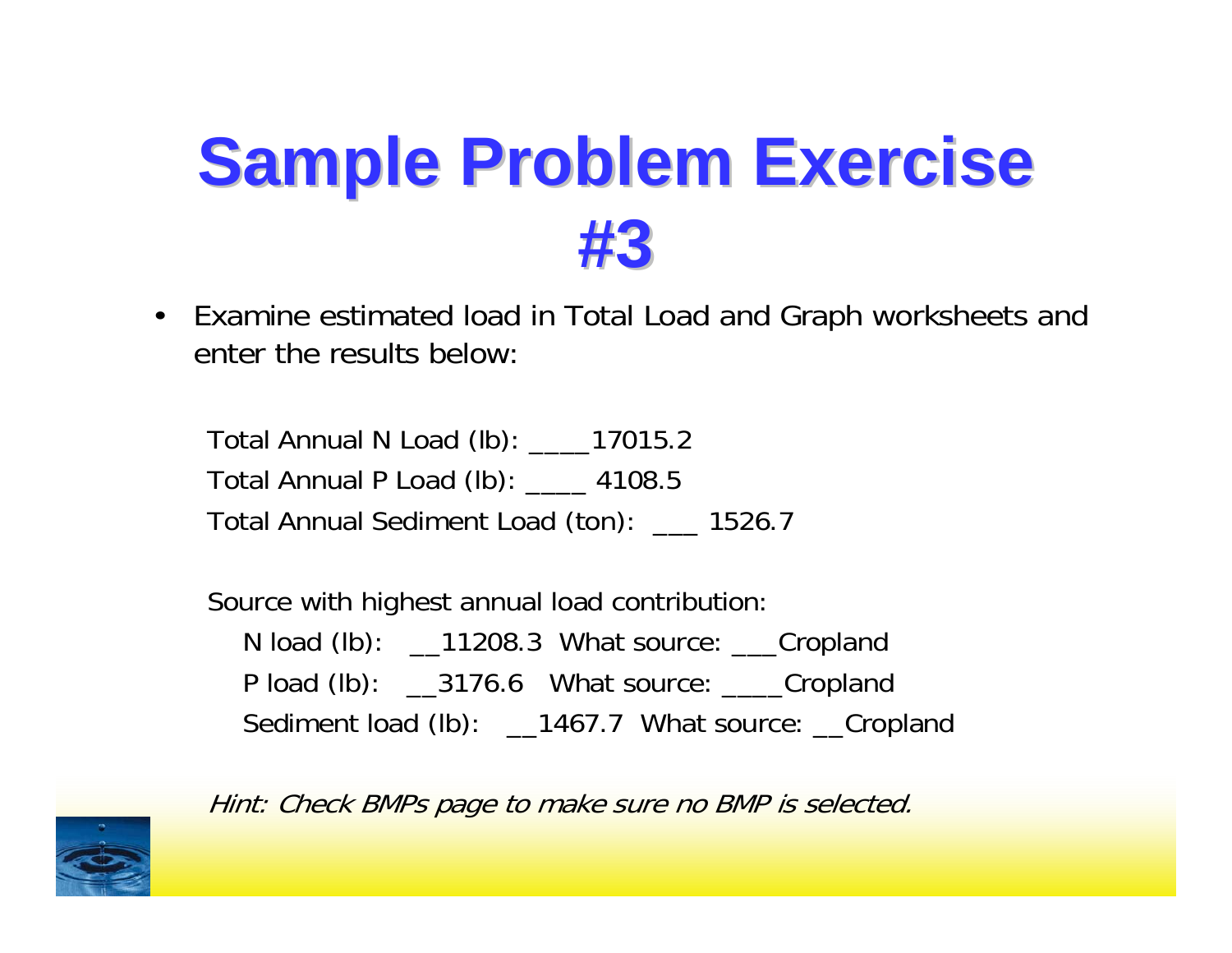# Sample Problem Exercise #3

- Examine estimated load in Total Load and Graph worksheets and enter the results below:

Total Annual N Load (lb): ____17015.2

Total Annual P Load (lb): ____ 4108.5

Total Annual Sediment Load (ton): ___ 1526.7

Source with highest annual load contribution:

N load (lb): __11208.3 What source: ___Cropland

P load (lb): __3176.6 What source: ____Cropland

Sediment load (lb): __1467.7 What source: __Cropland

*Hint: Check BMPs page to make sure no BMP is selected.*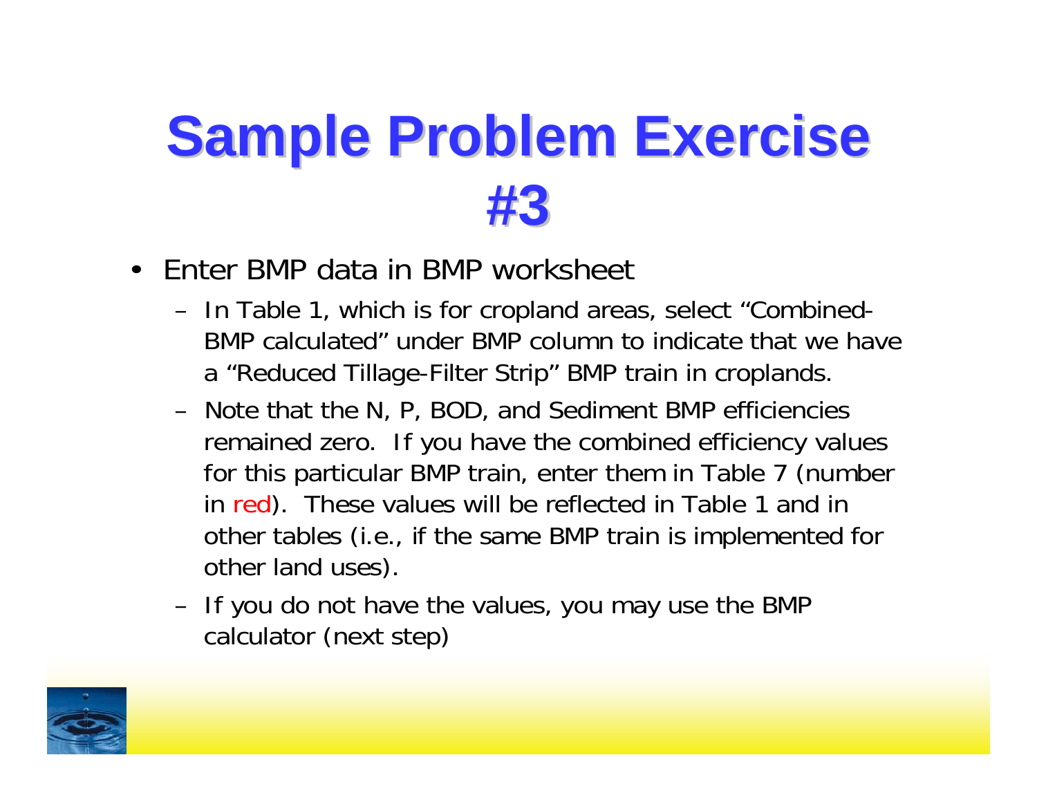# Sample Problem Exercise #3

- Enter BMP data in BMP worksheet
  - In Table 1, which is for cropland areas, select “Combined-BMP calculated” under BMP column to indicate that we have a “Reduced Tillage-Filter Strip” BMP train in croplands.
  - Note that the N, P, BOD, and Sediment BMP efficiencies remained zero. If you have the combined efficiency values for this particular BMP train, enter them in Table 7 (number in red). These values will be reflected in Table 1 and in other tables (i.e., if the same BMP train is implemented for other land uses).
  - If you do not have the values, you may use the BMP calculator (next step)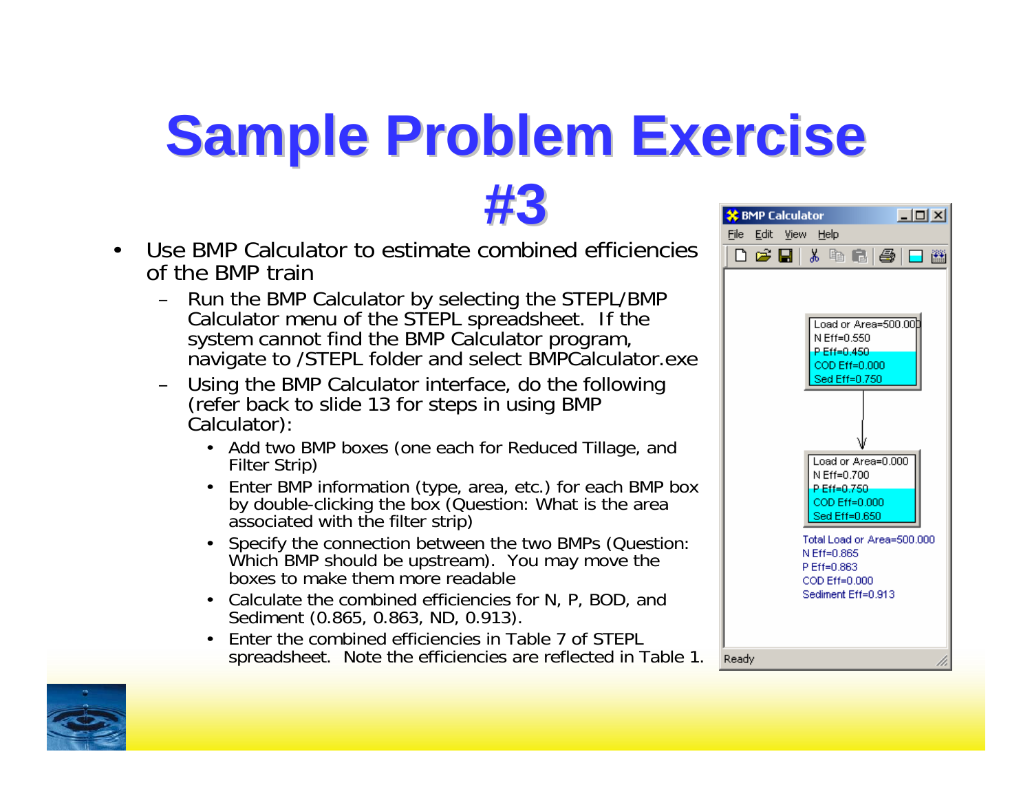# Sample Problem Exercise #3

- Use BMP Calculator to estimate combined efficiencies of the BMP train
  - Run the BMP Calculator by selecting the STEPL/BMP Calculator menu of the STEPL spreadsheet. If the system cannot find the BMP Calculator program, navigate to /STEPL folder and select BMPCalculator.exe
  - Using the BMP Calculator interface, do the following (refer back to slide 13 for steps in using BMP Calculator):
    - Add two BMP boxes (one each for Reduced Tillage, and Filter Strip)
    - Enter BMP information (type, area, etc.) for each BMP box by double-clicking the box (Question: What is the area associated with the filter strip)
    - Specify the connection between the two BMPs (Question: Which BMP should be upstream). You may move the boxes to make them more readable
    - Calculate the combined efficiencies for N, P, BOD, and Sediment (0.865, 0.863, ND, 0.913).
    - Enter the combined efficiencies in Table 7 of STEPL spreadsheet. Note the efficiencies are reflected in Table 1.

BMP Calculator

File Edit View Help

Load or Area=500.000
N Eff=0.550
P Eff=0.450
COD Eff=0.000
Sed Eff=0.750

Load or Area=0.000
N Eff=0.700
P Eff=0.750
COD Eff=0.000
Sed Eff=0.650

Total Load or Area=500.000
N Eff=0.865
P Eff=0.863
COD Eff=0.000
Sediment Eff=0.913

Ready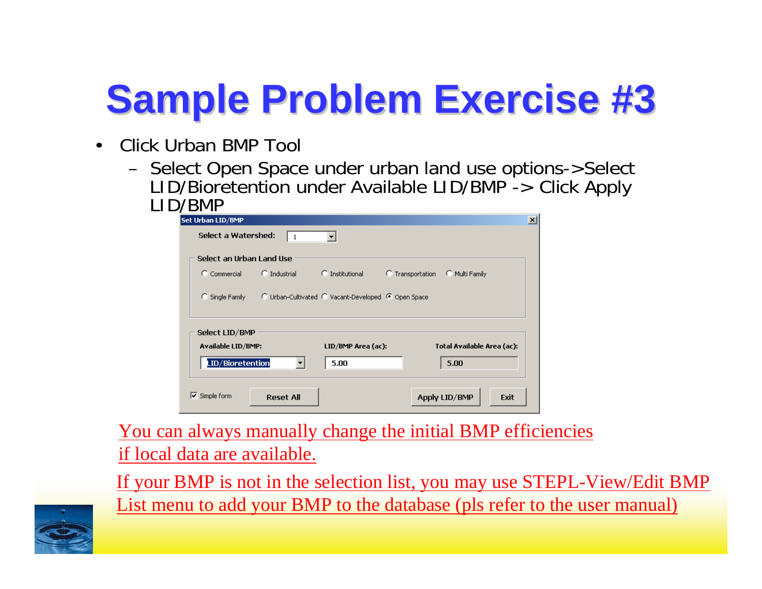# Sample Problem Exercise #3

- Click Urban BMP Tool
  - Select Open Space under urban land use options->Select LID/Bioretention under Available LID/BMP -> Click Apply LID/BMP

**Set Urban LID/BMP**

Select a Watershed: 1

Select an Urban Land Use

- ( ) Commercial
- ( ) Industrial
- ( ) Institutional
- ( ) Transportation
- ( ) Multi Family
- ( ) Single Family
- ( ) Urban-Cultivated
- ( ) Vacant-Developed
- (•) Open Space

Select LID/BMP

| Available LID/BMP: | LID/BMP Area (ac): | Total Available Area (ac): |
|---|---|---|
| LID/Bioretention | 5.00 | 5.00 |

[x] Simple form | Reset All | Apply LID/BMP | Exit

You can always manually change the initial BMP efficiencies if local data are available.

If your BMP is not in the selection list, you may use STEPL-View/Edit BMP List menu to add your BMP to the database (pls refer to the user manual)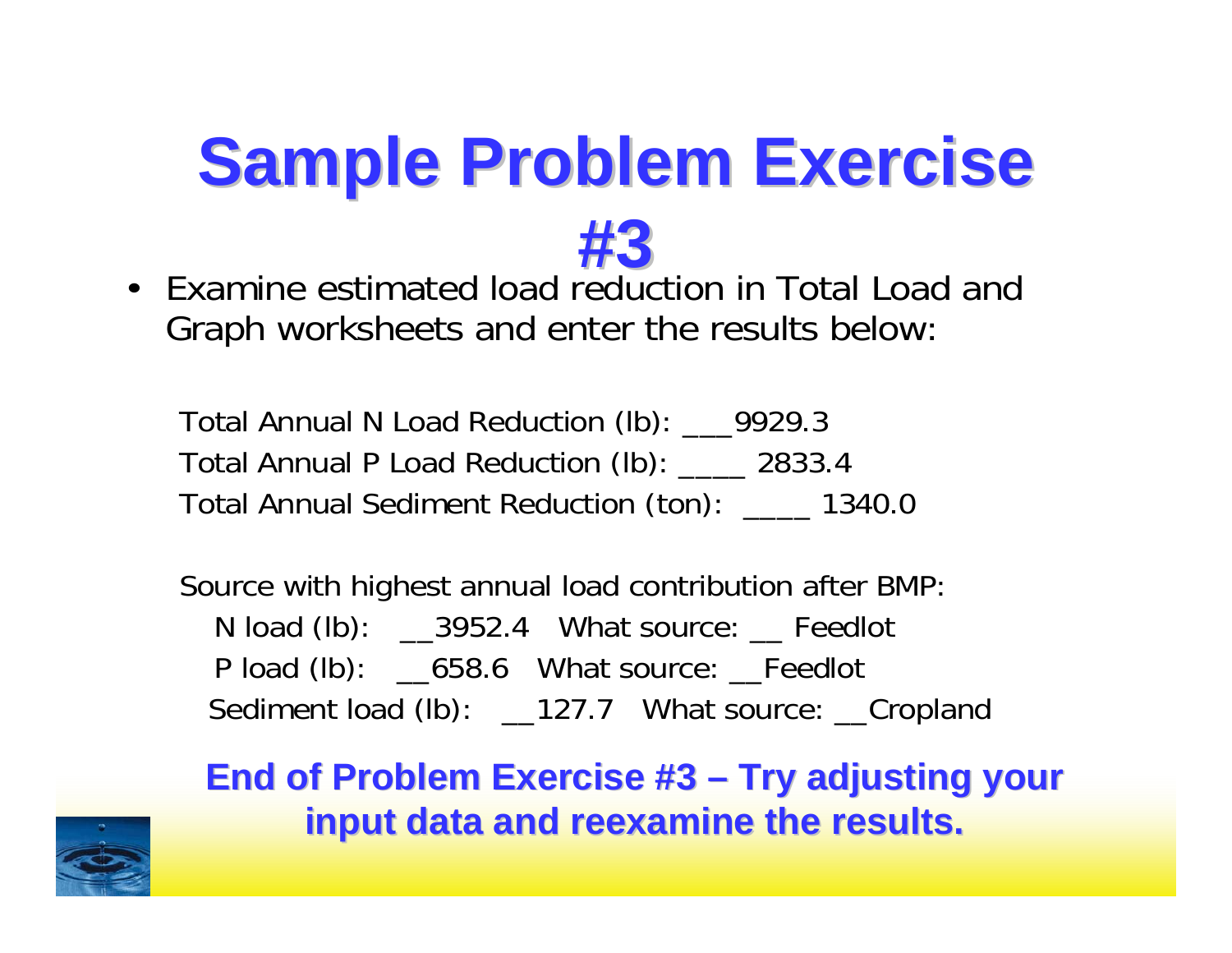# Sample Problem Exercise #3

- Examine estimated load reduction in Total Load and Graph worksheets and enter the results below:

Total Annual N Load Reduction (lb): ___9929.3

Total Annual P Load Reduction (lb): ____ 2833.4

Total Annual Sediment Reduction (ton): ____ 1340.0

Source with highest annual load contribution after BMP:

N load (lb): __3952.4 What source: __ Feedlot

P load (lb): __658.6 What source: __Feedlot

Sediment load (lb): __127.7 What source: __Cropland

**End of Problem Exercise #3 – Try adjusting your input data and reexamine the results.**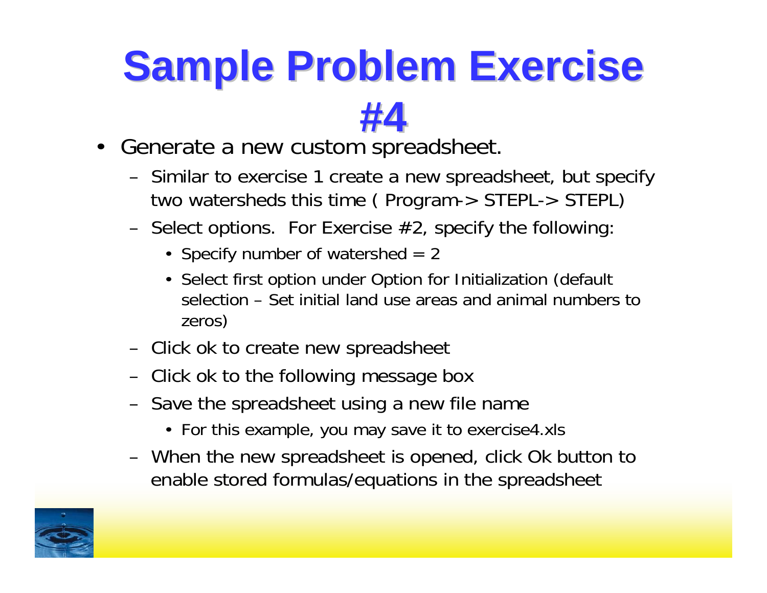# Sample Problem Exercise #4

- Generate a new custom spreadsheet.
  - Similar to exercise 1 create a new spreadsheet, but specify two watersheds this time ( Program-> STEPL-> STEPL)
  - Select options. For Exercise #2, specify the following:
    - Specify number of watershed = 2
    - Select first option under Option for Initialization (default selection – Set initial land use areas and animal numbers to zeros)
  - Click ok to create new spreadsheet
  - Click ok to the following message box
  - Save the spreadsheet using a new file name
    - For this example, you may save it to exercise4.xls
  - When the new spreadsheet is opened, click Ok button to enable stored formulas/equations in the spreadsheet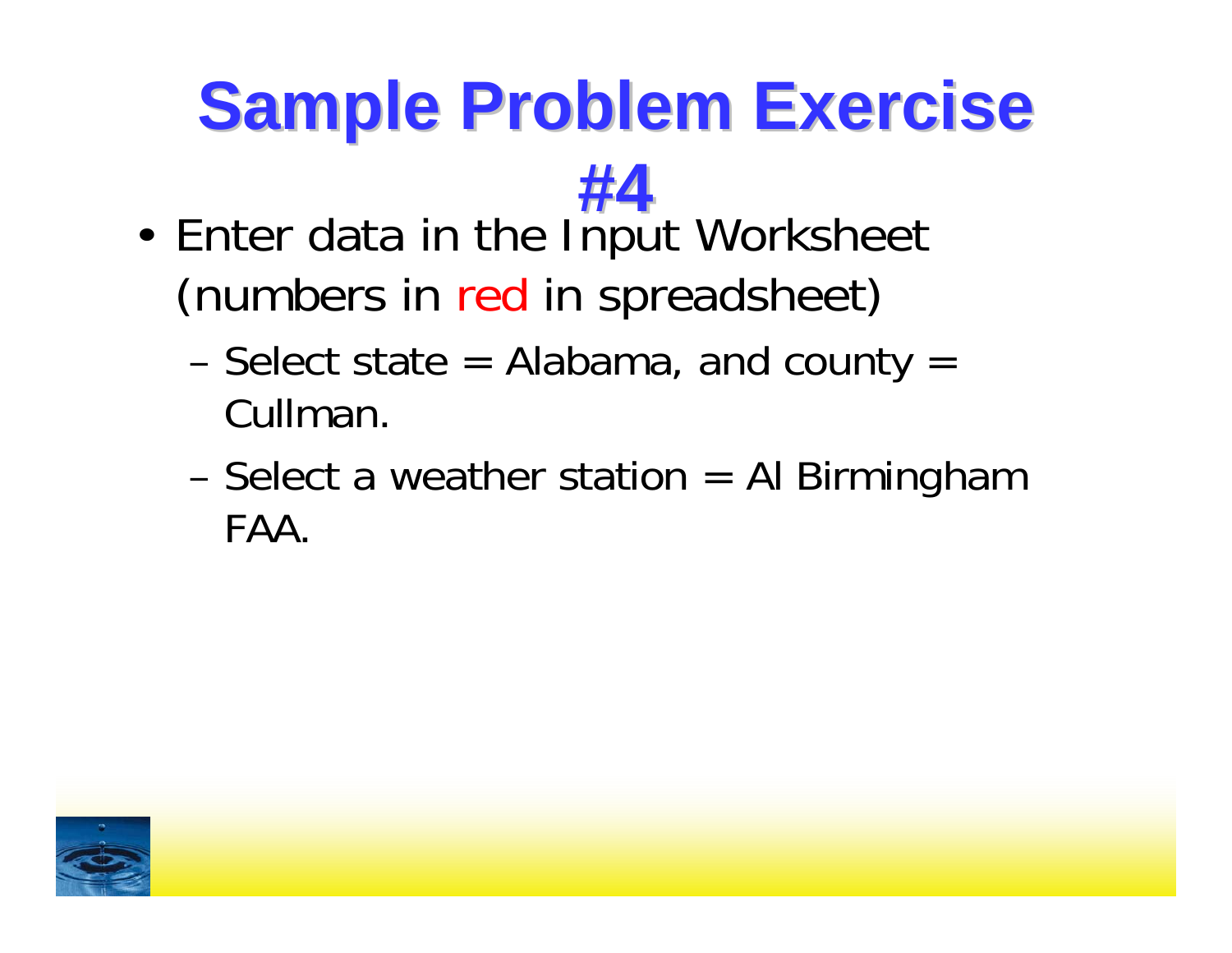# Sample Problem Exercise #4

- Enter data in the Input Worksheet (numbers in red in spreadsheet)
  - Select state = Alabama, and county = Cullman.
  - Select a weather station = Al Birmingham FAA.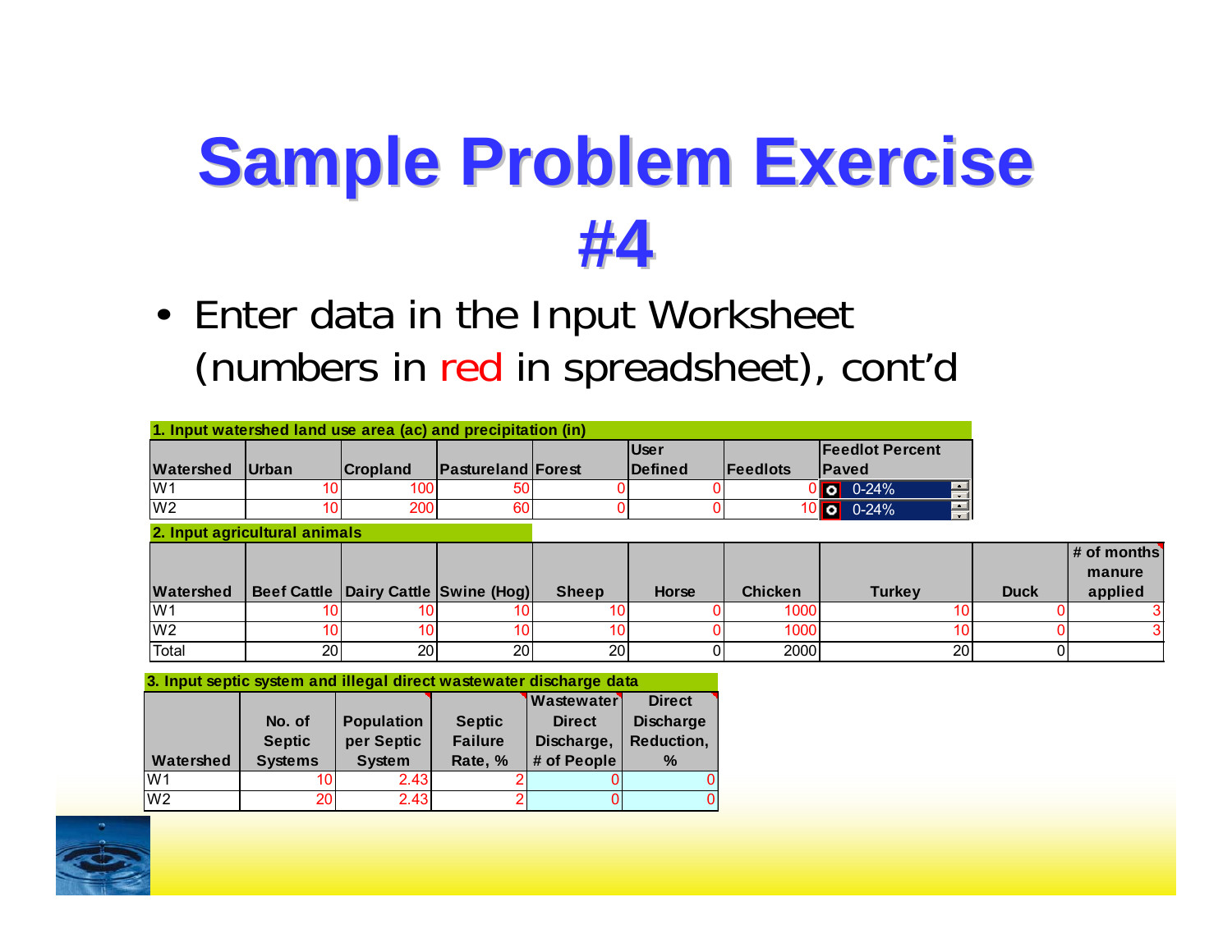# Sample Problem Exercise #4

- Enter data in the Input Worksheet (numbers in red in spreadsheet), cont'd

**1. Input watershed land use area (ac) and precipitation (in)**

| Watershed | Urban | Cropland | Pastureland | Forest | User Defined | Feedlots | Feedlot Percent Paved |
|---|---|---|---|---|---|---|---|
| W1 | 10 | 100 | 50 | 0 | 0 | 0 | 0-24% |
| W2 | 10 | 200 | 60 | 0 | 0 | 10 | 0-24% |

**2. Input agricultural animals**

| Watershed | Beef Cattle | Dairy Cattle | Swine (Hog) | Sheep | Horse | Chicken | Turkey | Duck | # of months manure applied |
|---|---|---|---|---|---|---|---|---|---|
| W1 | 10 | 10 | 10 | 10 | 0 | 1000 | 10 | 0 | 3 |
| W2 | 10 | 10 | 10 | 10 | 0 | 1000 | 10 | 0 | 3 |
| Total | 20 | 20 | 20 | 20 | 0 | 2000 | 20 | 0 | |

**3. Input septic system and illegal direct wastewater discharge data**

| Watershed | No. of Septic Systems | Population per Septic System | Septic Failure Rate, % | Wastewater Direct Discharge, # of People | Direct Discharge Reduction, % |
|---|---|---|---|---|---|
| W1 | 10 | 2.43 | 2 | 0 | 0 |
| W2 | 20 | 2.43 | 2 | 0 | 0 |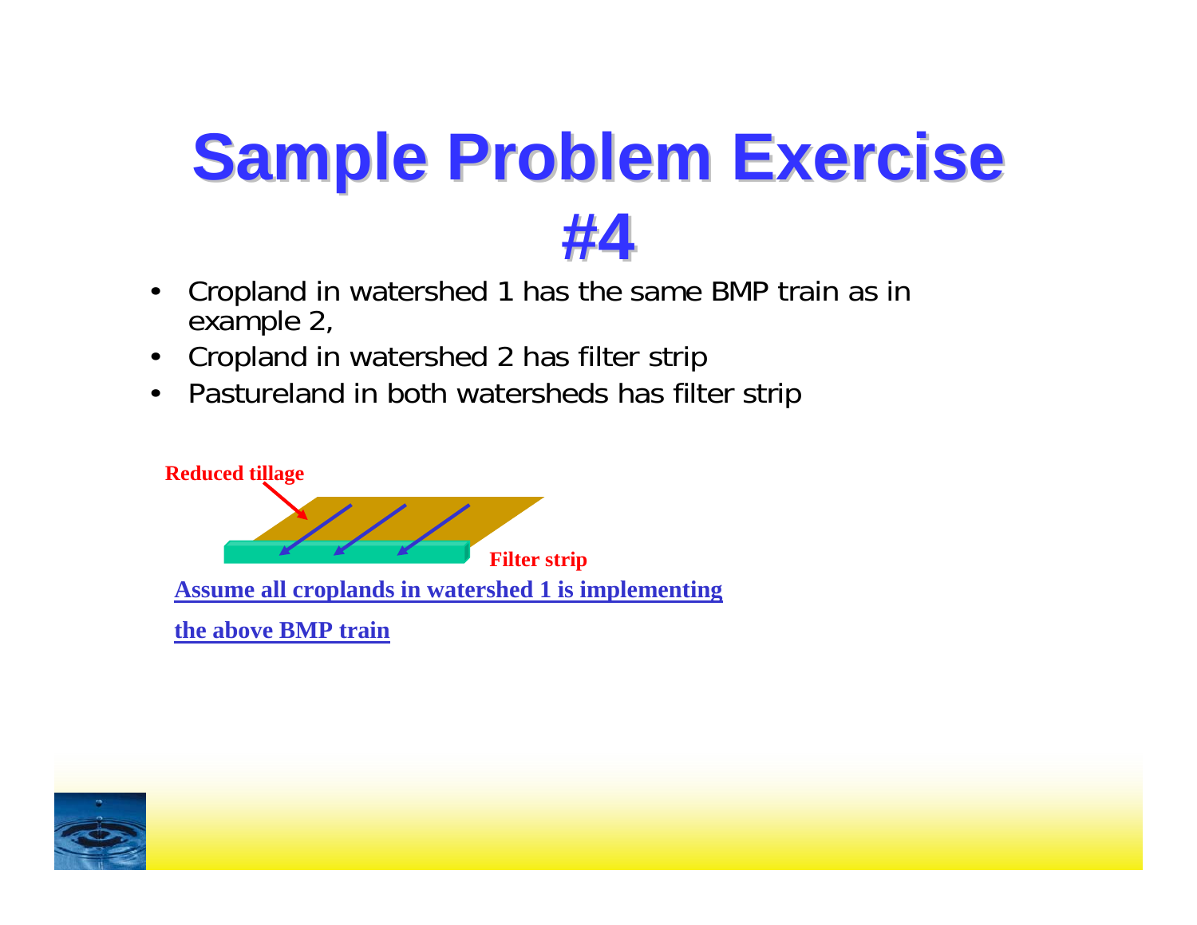# Sample Problem Exercise #4

- Cropland in watershed 1 has the same BMP train as in example 2,
- Cropland in watershed 2 has filter strip
- Pastureland in both watersheds has filter strip

Reduced tillage

Filter strip

**Assume all croplands in watershed 1 is implementing the above BMP train**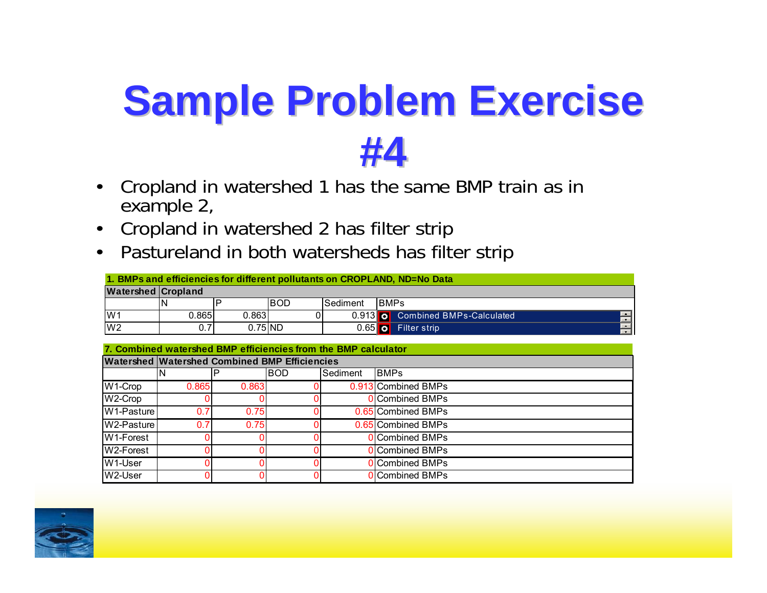# Sample Problem Exercise #4

- Cropland in watershed 1 has the same BMP train as in example 2,
- Cropland in watershed 2 has filter strip
- Pastureland in both watersheds has filter strip

**1. BMPs and efficiencies for different pollutants on CROPLAND, ND=No Data**

| Watershed | Cropland | | | | |
|---|---|---|---|---|---|
| | N | P | BOD | Sediment | BMPs |
| W1 | 0.865 | 0.863 | 0 | 0.913 | Combined BMPs-Calculated |
| W2 | 0.7 | 0.75 | ND | 0.65 | Filter strip |

**7. Combined watershed BMP efficiencies from the BMP calculator**

| Watershed | Watershed Combined BMP Efficiencies | | | | |
|---|---|---|---|---|---|
| | N | P | BOD | Sediment | BMPs |
| W1-Crop | 0.865 | 0.863 | 0 | 0.913 | Combined BMPs |
| W2-Crop | 0 | 0 | 0 | 0 | Combined BMPs |
| W1-Pasture | 0.7 | 0.75 | 0 | 0.65 | Combined BMPs |
| W2-Pasture | 0.7 | 0.75 | 0 | 0.65 | Combined BMPs |
| W1-Forest | 0 | 0 | 0 | 0 | Combined BMPs |
| W2-Forest | 0 | 0 | 0 | 0 | Combined BMPs |
| W1-User | 0 | 0 | 0 | 0 | Combined BMPs |
| W2-User | 0 | 0 | 0 | 0 | Combined BMPs |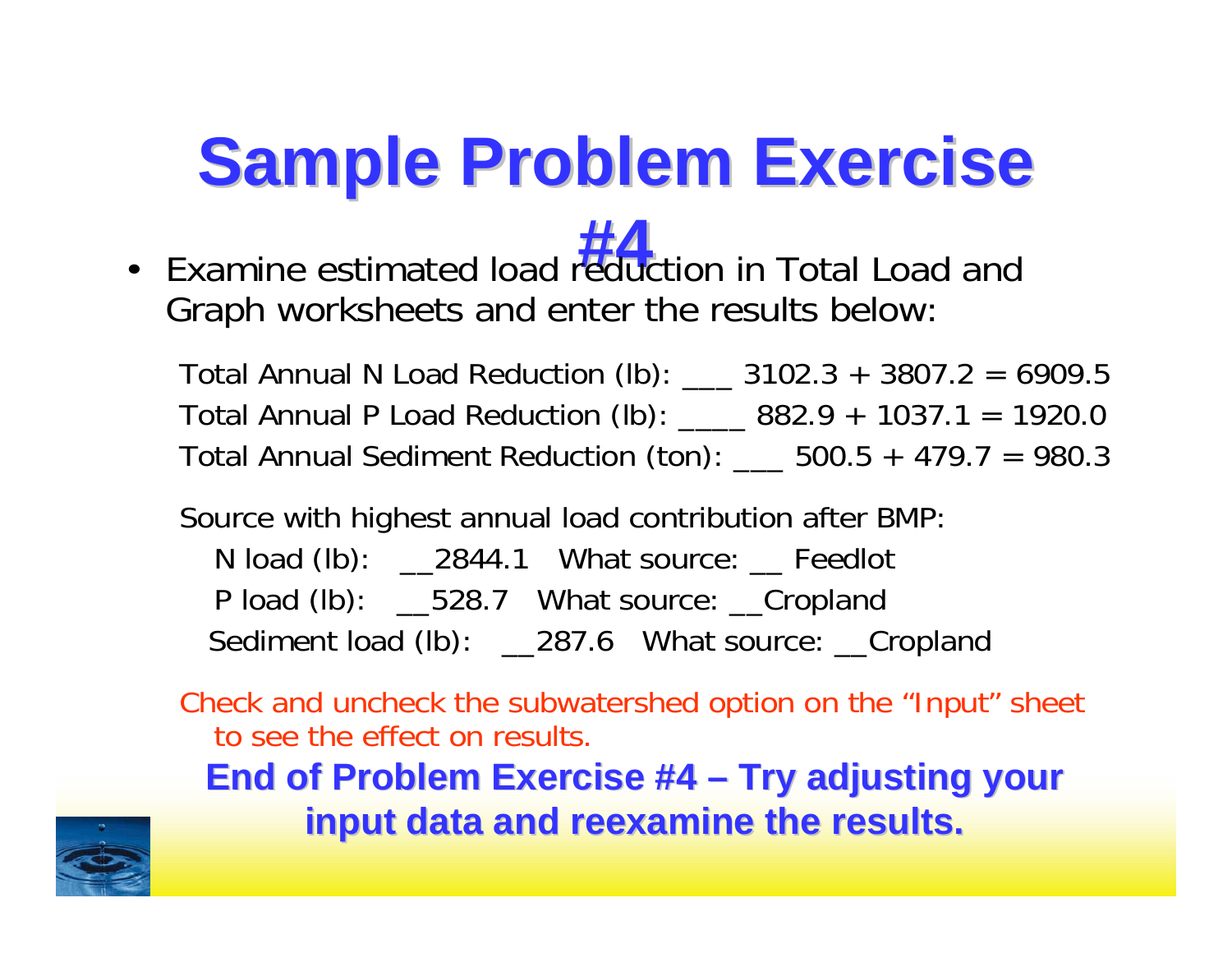# Sample Problem Exercise #4

- Examine estimated load reduction in Total Load and Graph worksheets and enter the results below:

Total Annual N Load Reduction (lb): ___ 3102.3 + 3807.2 = 6909.5

Total Annual P Load Reduction (lb): ____ 882.9 + 1037.1 = 1920.0

Total Annual Sediment Reduction (ton): ___ 500.5 + 479.7 = 980.3

Source with highest annual load contribution after BMP:

N load (lb): __2844.1 What source: __ Feedlot

P load (lb): __528.7 What source: __Cropland

Sediment load (lb): __287.6 What source: __Cropland

Check and uncheck the subwatershed option on the "Input" sheet to see the effect on results.

**End of Problem Exercise #4 – Try adjusting your input data and reexamine the results.**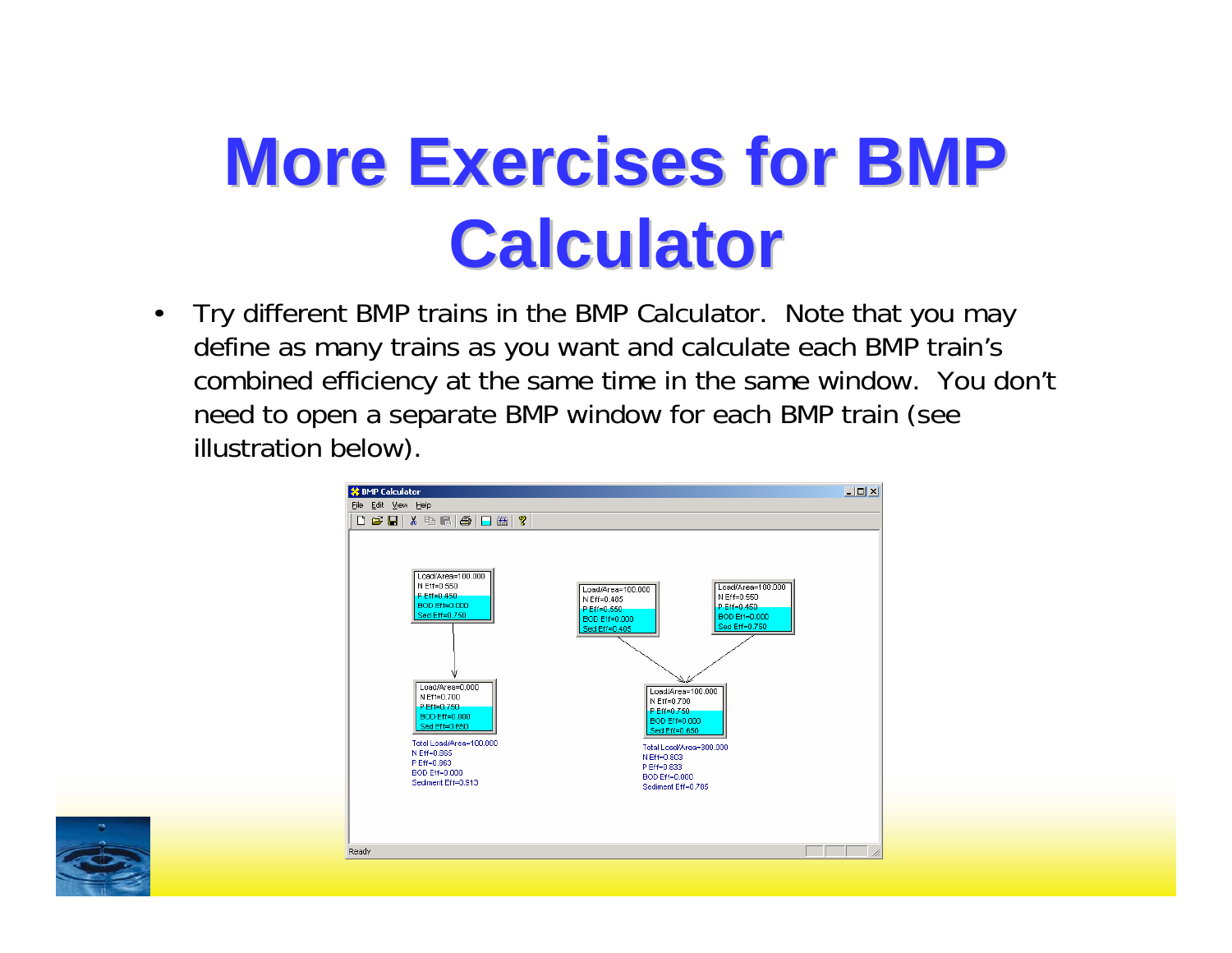# More Exercises for BMP Calculator

- Try different BMP trains in the BMP Calculator. Note that you may define as many trains as you want and calculate each BMP train's combined efficiency at the same time in the same window. You don't need to open a separate BMP window for each BMP train (see illustration below).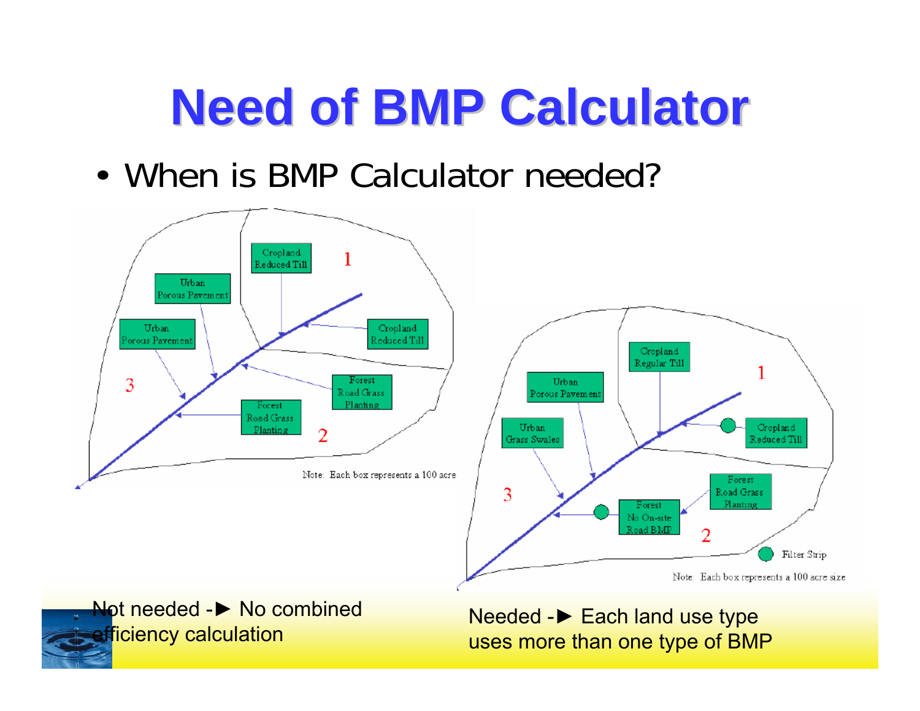# Need of BMP Calculator

- When is BMP Calculator needed?

Not needed -► No combined efficiency calculation

Needed -► Each land use type uses more than one type of BMP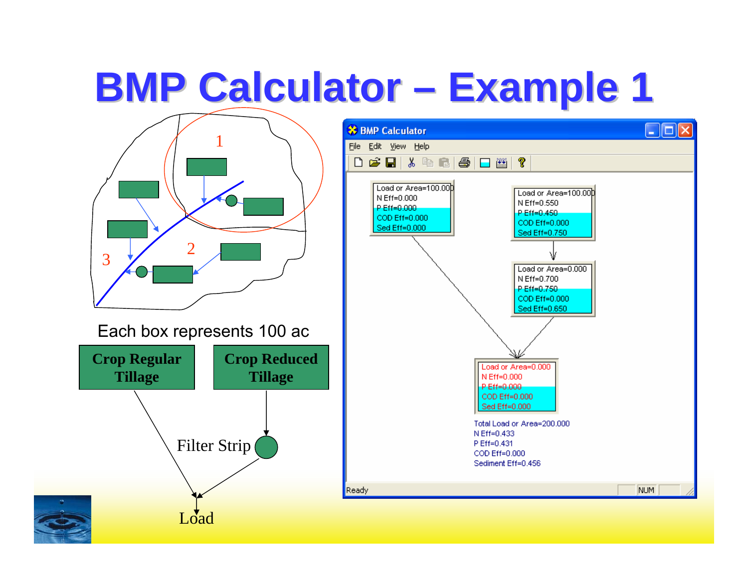# BMP Calculator – Example 1

Each box represents 100 ac

Crop Regular Tillage

Crop Reduced Tillage

Filter Strip

Load

**BMP Calculator**

File Edit View Help

Load or Area=100.000
N Eff=0.000
P Eff=0.000
COD Eff=0.000
Sed Eff=0.000

Load or Area=100.000
N Eff=0.550
P Eff=0.450
COD Eff=0.000
Sed Eff=0.750

Load or Area=0.000
N Eff=0.700
P Eff=0.750
COD Eff=0.000
Sed Eff=0.650

Load or Area=0.000
N Eff=0.000
P Eff=0.000
COD Eff=0.000
Sed Eff=0.000

Total Load or Area=200.000
N Eff=0.433
P Eff=0.431
COD Eff=0.000
Sediment Eff=0.456

Ready NUM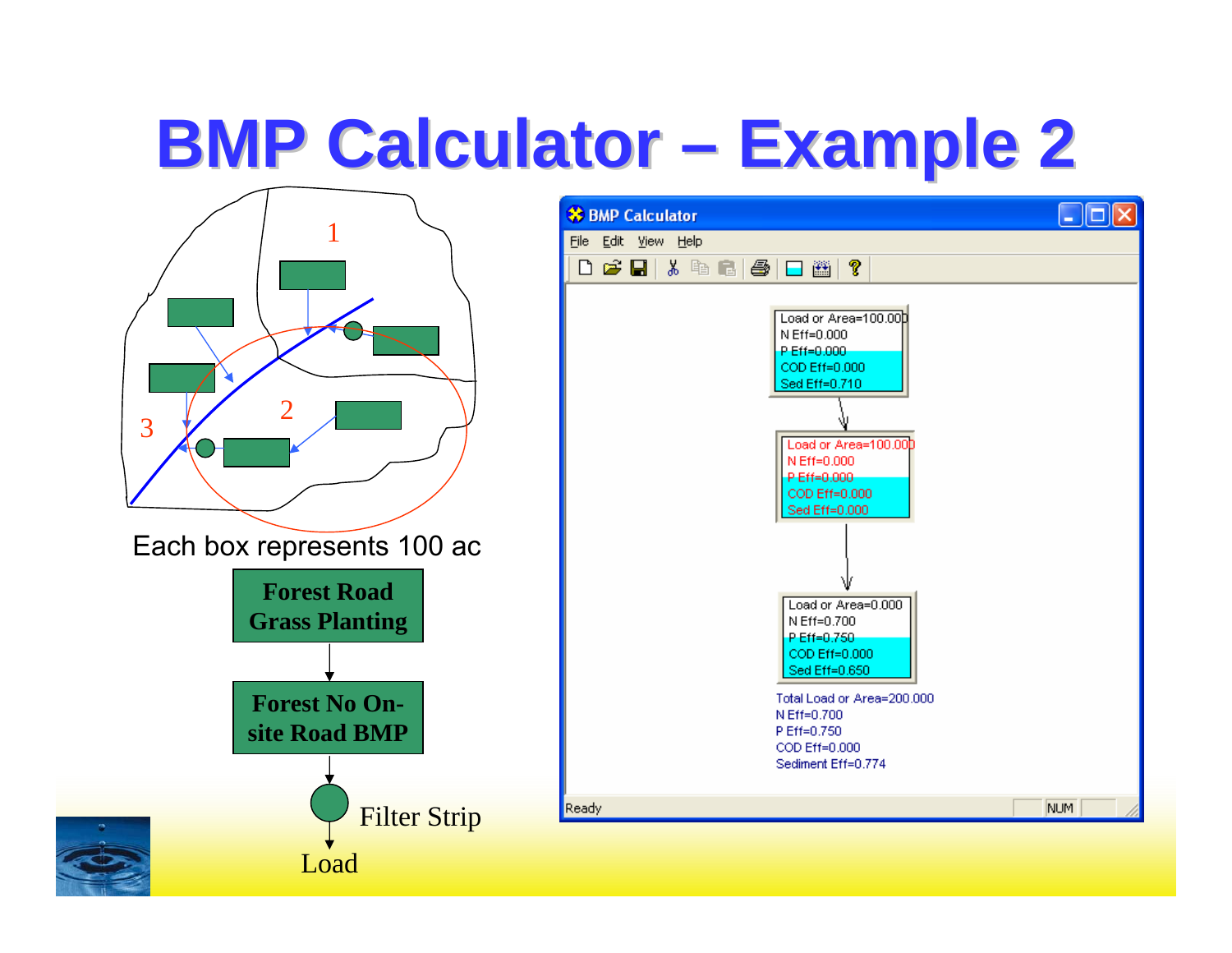# BMP Calculator – Example 2

3

1

2

Each box represents 100 ac

Forest Road Grass Planting

↓

Forest No On-site Road BMP

↓

Filter Strip

↓

Load

**BMP Calculator**

File Edit View Help

Load or Area=100.000
N Eff=0.000
P Eff=0.000
COD Eff=0.000
Sed Eff=0.710

Load or Area=100.000
N Eff=0.000
P Eff=0.000
COD Eff=0.000
Sed Eff=0.000

Load or Area=0.000
N Eff=0.700
P Eff=0.750
COD Eff=0.000
Sed Eff=0.650

Total Load or Area=200.000
N Eff=0.700
P Eff=0.750
COD Eff=0.000
Sediment Eff=0.774

Ready NUM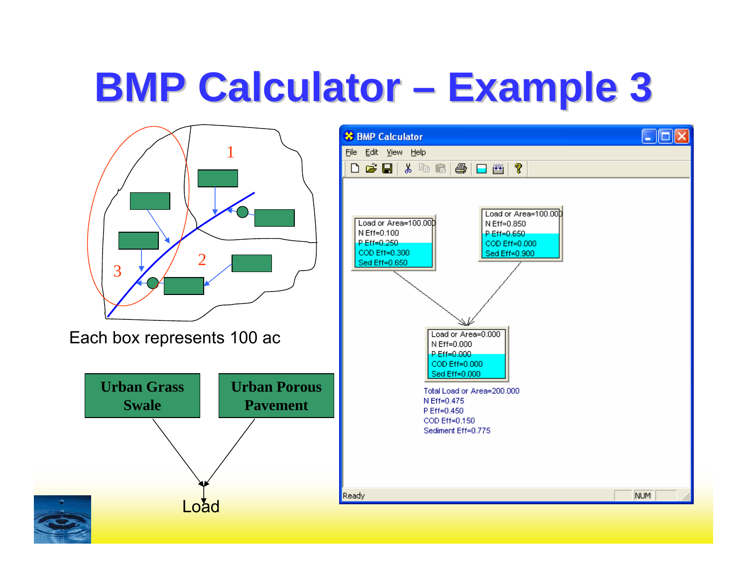# BMP Calculator – Example 3

1

2

3

Each box represents 100 ac

**Urban Grass Swale**

**Urban Porous Pavement**

Load

**BMP Calculator**

File Edit View Help

Load or Area=100.000
N Eff=0.100
P Eff=0.250
COD Eff=0.300
Sed Eff=0.650

Load or Area=100.000
N Eff=0.850
P Eff=0.650
COD Eff=0.000
Sed Eff=0.900

Load or Area=0.000
N Eff=0.000
P Eff=0.000
COD Eff=0.000
Sed Eff=0.000

Total Load or Area=200.000
N Eff=0.475
P Eff=0.450
COD Eff=0.150
Sediment Eff=0.775

Ready NUM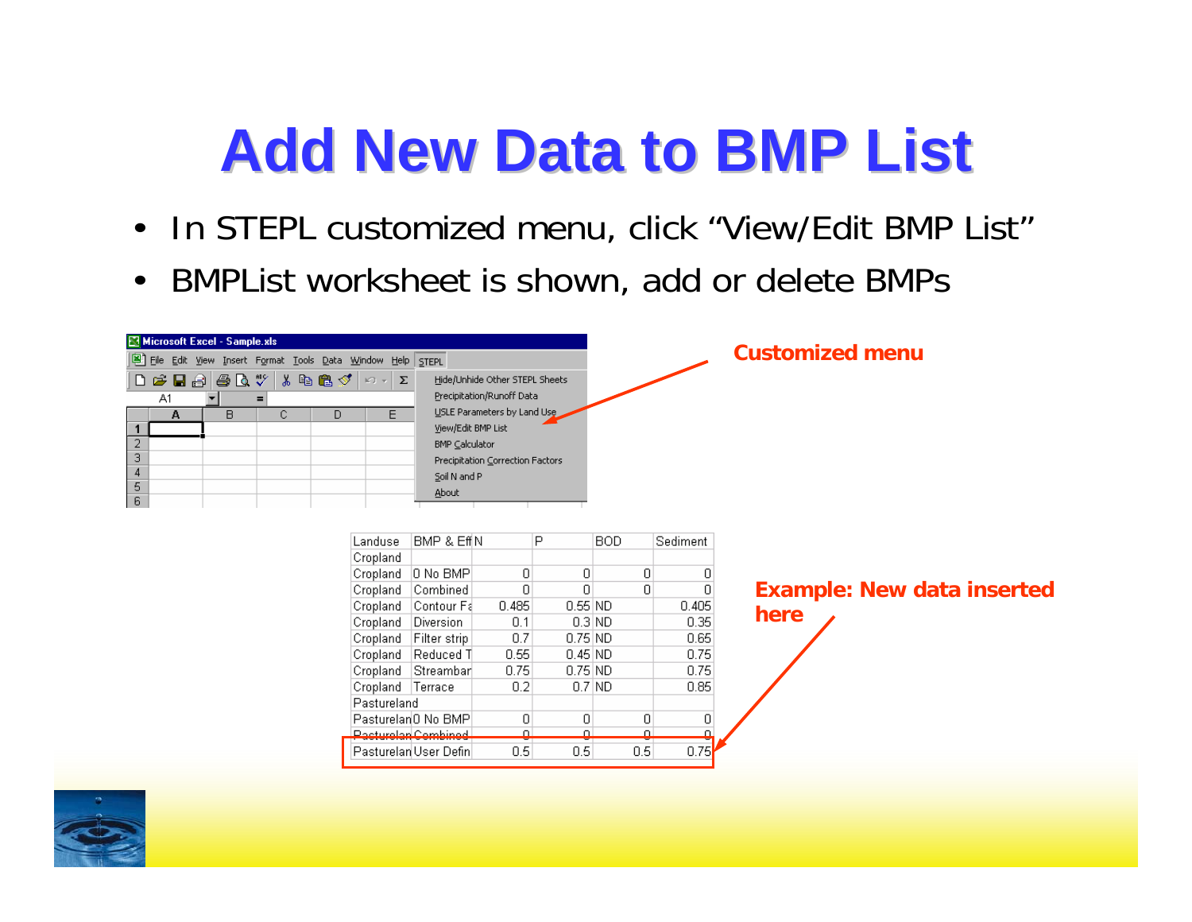# Add New Data to BMP List

- In STEPL customized menu, click "View/Edit BMP List"
- BMPList worksheet is shown, add or delete BMPs

Microsoft Excel - Sample.xls

File Edit View Insert Format Tools Data Window Help STEPL

STEPL menu:
- Hide/Unhide Other STEPL Sheets
- Precipitation/Runoff Data
- USLE Parameters by Land Use
- View/Edit BMP List
- BMP Calculator
- Precipitation Correction Factors
- Soil N and P
- About

**Customized menu**

| Landuse | BMP & Eff | N | P | BOD | Sediment |
|---|---|---|---|---|---|
| Cropland | | | | | |
| Cropland | 0 No BMP | 0 | 0 | 0 | 0 |
| Cropland | Combined | 0 | 0 | 0 | 0 |
| Cropland | Contour Fa | 0.485 | 0.55 | ND | 0.405 |
| Cropland | Diversion | 0.1 | 0.3 | ND | 0.35 |
| Cropland | Filter strip | 0.7 | 0.75 | ND | 0.65 |
| Cropland | Reduced T | 0.55 | 0.45 | ND | 0.75 |
| Cropland | Streambar | 0.75 | 0.75 | ND | 0.75 |
| Cropland | Terrace | 0.2 | 0.7 | ND | 0.85 |
| Pastureland | | | | | |
| Pasturelan | 0 No BMP | 0 | 0 | 0 | 0 |
| Pasturelan | Combined | 0 | 0 | 0 | 0 |
| Pasturelan | User Defin | 0.5 | 0.5 | 0.5 | 0.75 |

**Example: New data inserted here**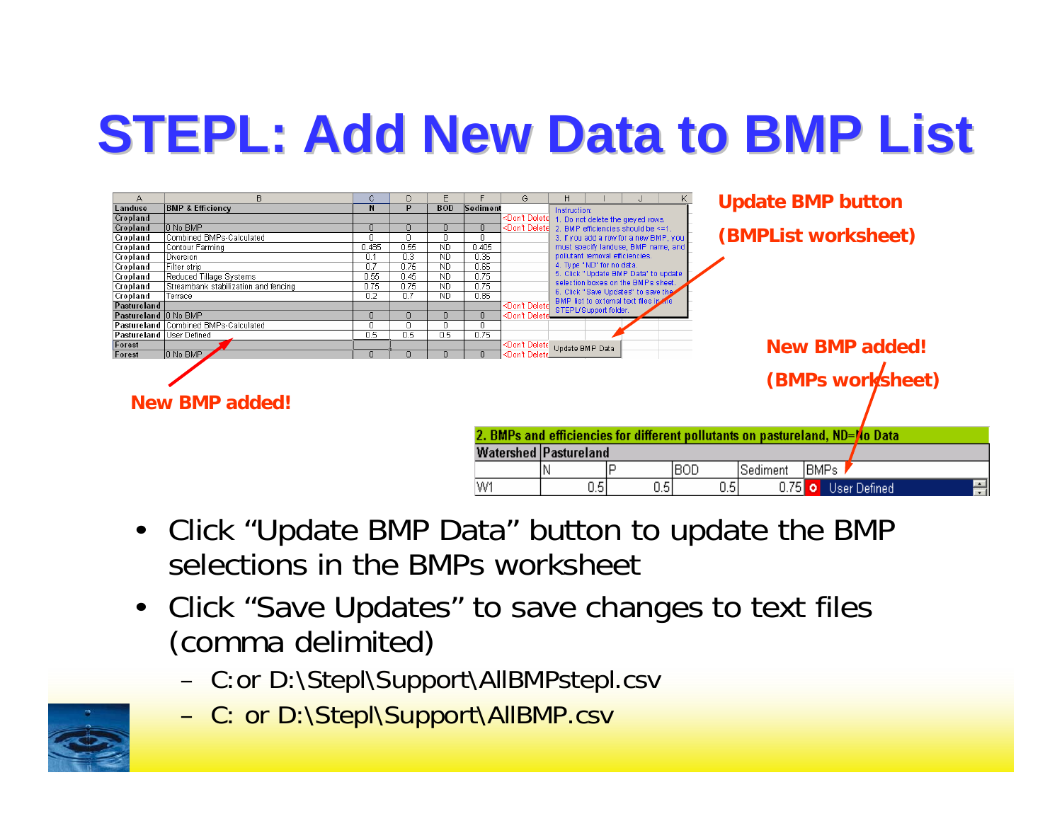# STEPL: Add New Data to BMP List

| A | B | C | D | E | F | G |
|---|---|---|---|---|---|---|
| Landuse | BMP & Efficiency | N | P | BOD | Sediment | |
| Cropland | | | | | | <Don't Delete |
| Cropland | 0 No BMP | 0 | 0 | 0 | 0 | <Don't Delete |
| Cropland | Combined BMPs-Calculated | 0 | 0 | 0 | 0 | |
| Cropland | Contour Farming | 0.485 | 0.55 | ND | 0.405 | |
| Cropland | Diversion | 0.1 | 0.3 | ND | 0.35 | |
| Cropland | Filter strip | 0.7 | 0.75 | ND | 0.65 | |
| Cropland | Reduced Tillage Systems | 0.55 | 0.45 | ND | 0.75 | |
| Cropland | Streambank stabilization and fencing | 0.75 | 0.75 | ND | 0.75 | |
| Cropland | Terrace | 0.2 | 0.7 | ND | 0.85 | |
| Pastureland | | | | | | <Don't Delete |
| Pastureland | 0 No BMP | 0 | 0 | 0 | 0 | <Don't Delete |
| Pastureland | Combined BMPs-Calculated | 0 | 0 | 0 | 0 | |
| Pastureland | User Defined | 0.5 | 0.5 | 0.5 | 0.75 | |
| Forest | | | | | | <Don't Delete |
| Forest | 0 No BMP | 0 | 0 | 0 | 0 | <Don't Delete |

Instruction:
1. Do not delete the greyed rows.
2. BMP efficiencies should be <=1.
3. If you add a row for a new BMP, you must specify landuse, BMP name, and pollutant removal efficiencies.
4. Type "ND" for no data.
5. Click "Update BMP Data" to update selection boxes on the BMPs sheet.
6. Click "Save Updates" to save the BMP list to external text files in the STEPL/Support folder.

Update BMP Data

**Update BMP button (BMPList worksheet)**

**New BMP added!**

**New BMP added! (BMPs worksheet)**

| 2. BMPs and efficiencies for different pollutants on pastureland, ND=No Data | | | | | |
|---|---|---|---|---|---|
| Watershed | Pastureland | | | | |
| | N | P | BOD | Sediment | BMPs |
| W1 | 0.5 | 0.5 | 0.5 | 0.75 | User Defined |

- Click “Update BMP Data” button to update the BMP selections in the BMPs worksheet
- Click “Save Updates” to save changes to text files (comma delimited)
  - C:or D:\Stepl\Support\AllBMPstepl.csv
  - C: or D:\Stepl\Support\AllBMP.csv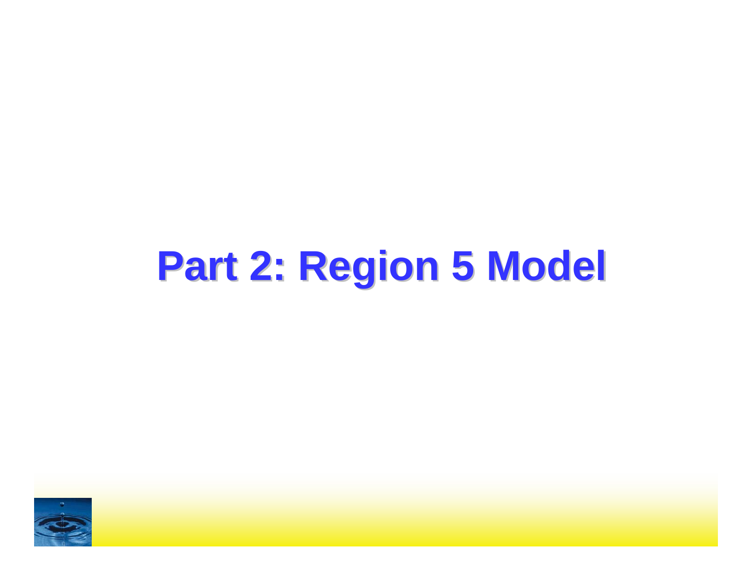# Part 2: Region 5 Model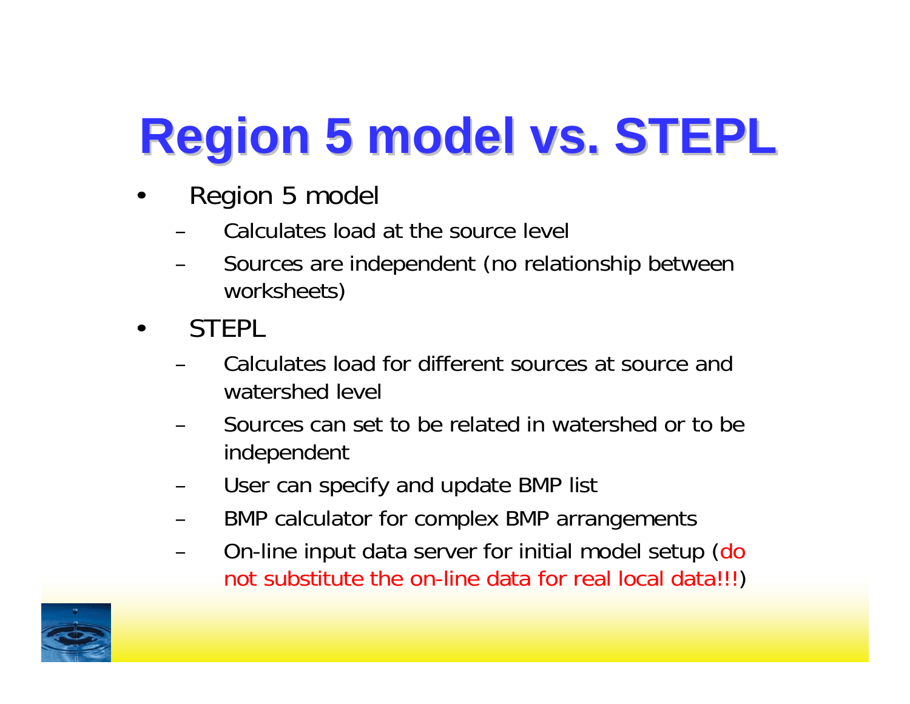# Region 5 model vs. STEPL

- Region 5 model
  - Calculates load at the source level
  - Sources are independent (no relationship between worksheets)
- STEPL
  - Calculates load for different sources at source and watershed level
  - Sources can set to be related in watershed or to be independent
  - User can specify and update BMP list
  - BMP calculator for complex BMP arrangements
  - On-line input data server for initial model setup (do not substitute the on-line data for real local data!!!)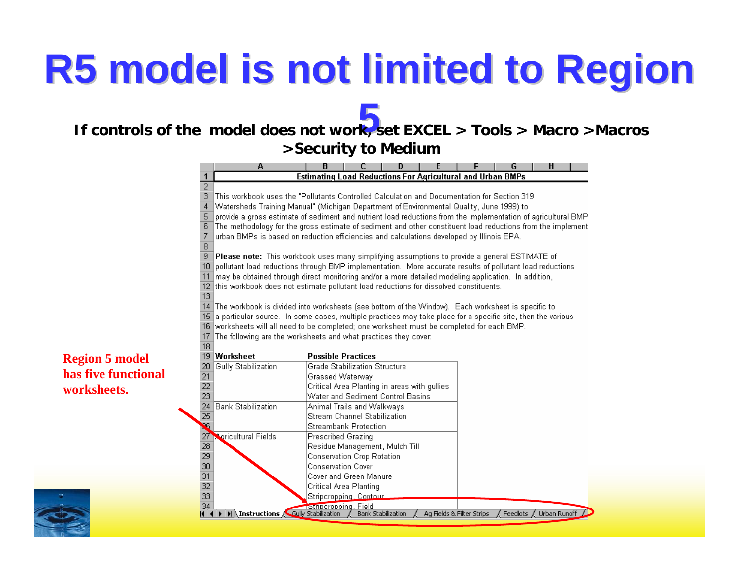# R5 model is not limited to Region 5

**If controls of the model does not work, set EXCEL > Tools > Macro >Macros >Security to Medium**

**Estimating Load Reductions For Agricultural and Urban BMPs**

This workbook uses the "Pollutants Controlled Calculation and Documentation for Section 319 Watersheds Training Manual" (Michigan Department of Environmental Quality, June 1999) to provide a gross estimate of sediment and nutrient load reductions from the implementation of agricultural BMP The methodology for the gross estimate of sediment and other constituent load reductions from the implement urban BMPs is based on reduction efficiencies and calculations developed by Illinois EPA.

**Please note:** This workbook uses many simplifying assumptions to provide a general ESTIMATE of pollutant load reductions through BMP implementation. More accurate results of pollutant load reductions may be obtained through direct monitoring and/or a more detailed modeling application. In addition, this workbook does not estimate pollutant load reductions for dissolved constituents.

The workbook is divided into worksheets (see bottom of the Window). Each worksheet is specific to a particular source. In some cases, multiple practices may take place for a specific site, then the various worksheets will all need to be completed; one worksheet must be completed for each BMP. The following are the worksheets and what practices they cover:

| Worksheet | Possible Practices |
|---|---|
| Gully Stabilization | Grade Stabilization Structure |
| | Grassed Waterway |
| | Critical Area Planting in areas with gullies |
| | Water and Sediment Control Basins |
| Bank Stabilization | Animal Trails and Walkways |
| | Stream Channel Stabilization |
| | Streambank Protection |
| Agricultural Fields | Prescribed Grazing |
| | Residue Management, Mulch Till |
| | Conservation Crop Rotation |
| | Conservation Cover |
| | Cover and Green Manure |
| | Critical Area Planting |
| | Stripcropping, Contour |
| | Stripcropping, Field |

Instructions | Gully Stabilization | Bank Stabilization | Ag Fields & Filter Strips | Feedlots | Urban Runoff

**Region 5 model has five functional worksheets.**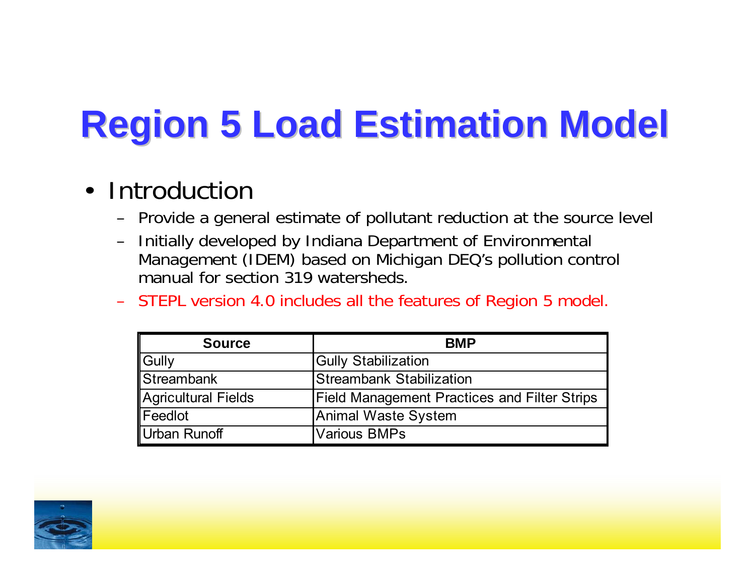# Region 5 Load Estimation Model

- Introduction
  - Provide a general estimate of pollutant reduction at the source level
  - Initially developed by Indiana Department of Environmental Management (IDEM) based on Michigan DEQ's pollution control manual for section 319 watersheds.
  - STEPL version 4.0 includes all the features of Region 5 model.

| Source | BMP |
|---|---|
| Gully | Gully Stabilization |
| Streambank | Streambank Stabilization |
| Agricultural Fields | Field Management Practices and Filter Strips |
| Feedlot | Animal Waste System |
| Urban Runoff | Various BMPs |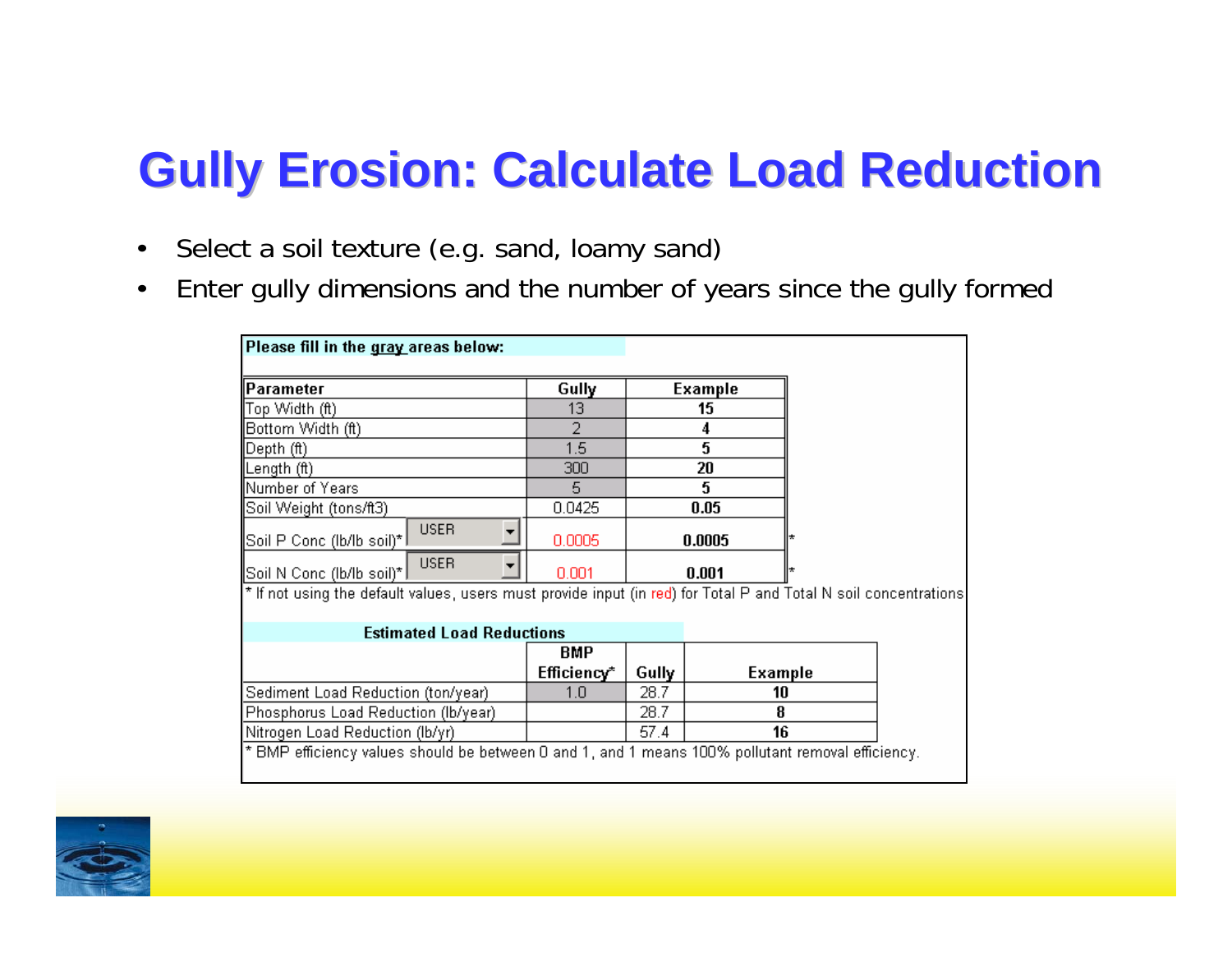# Gully Erosion: Calculate Load Reduction

- Select a soil texture (e.g. sand, loamy sand)
- Enter gully dimensions and the number of years since the gully formed

**Please fill in the gray areas below:**

| Parameter | | Gully | Example | |
|---|---|---|---|---|
| Top Width (ft) | | 13 | **15** | |
| Bottom Width (ft) | | 2 | **4** | |
| Depth (ft) | | 1.5 | **5** | |
| Length (ft) | | 300 | **20** | |
| Number of Years | | 5 | **5** | |
| Soil Weight (tons/ft3) | | 0.0425 | **0.05** | |
| Soil P Conc (lb/lb soil)* | USER | 0.0005 | **0.0005** | * |
| Soil N Conc (lb/lb soil)* | USER | 0.001 | **0.001** | * |

* If not using the default values, users must provide input (in red) for Total P and Total N soil concentrations

**Estimated Load Reductions**

| | BMP Efficiency* | Gully | Example |
|---|---|---|---|
| Sediment Load Reduction (ton/year) | 1.0 | 28.7 | **10** |
| Phosphorus Load Reduction (lb/year) | | 28.7 | **8** |
| Nitrogen Load Reduction (lb/yr) | | 57.4 | **16** |

* BMP efficiency values should be between 0 and 1, and 1 means 100% pollutant removal efficiency.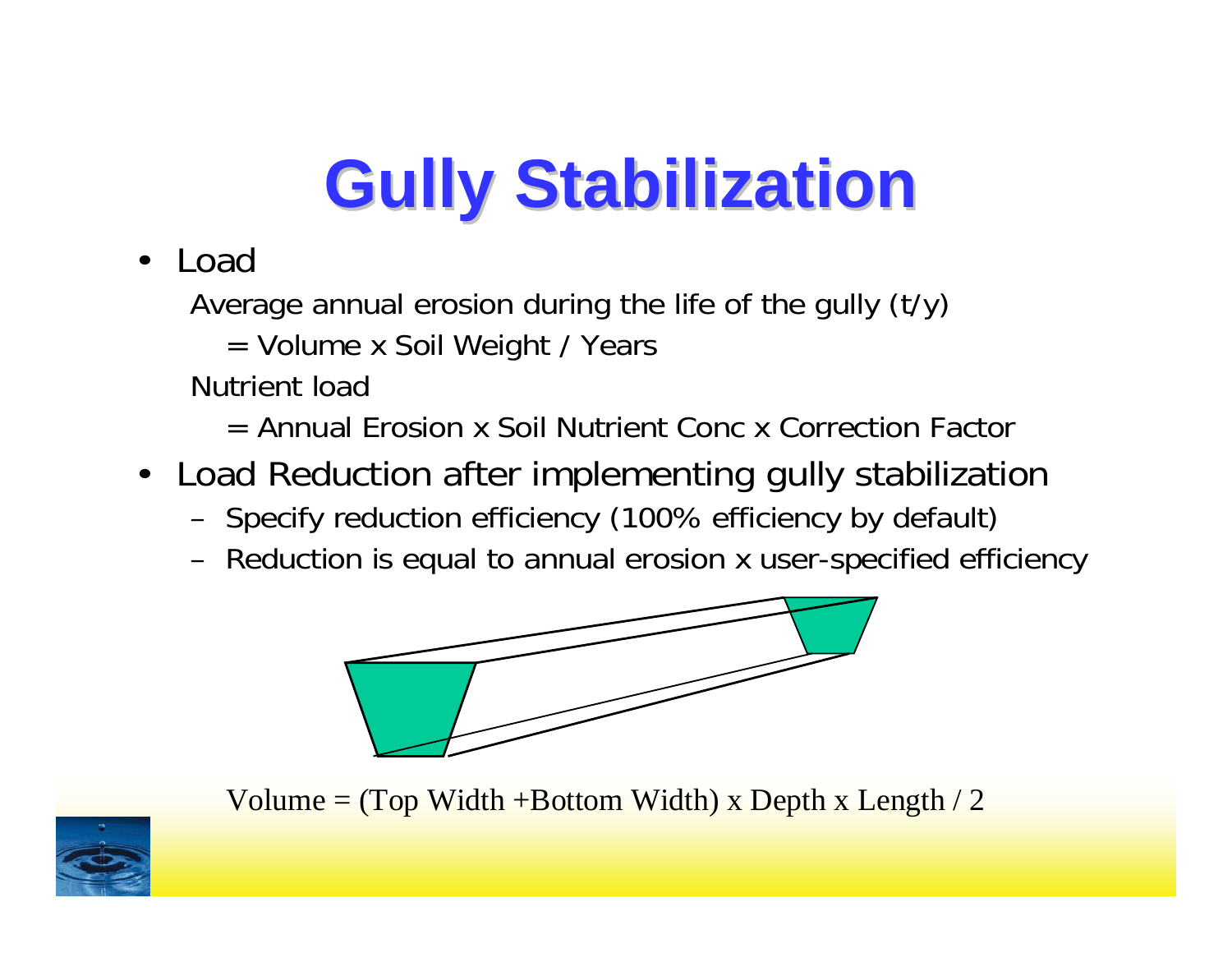# Gully Stabilization

- Load

  Average annual erosion during the life of the gully (t/y)

  = Volume x Soil Weight / Years

  Nutrient load

  = Annual Erosion x Soil Nutrient Conc x Correction Factor

- Load Reduction after implementing gully stabilization
  - Specify reduction efficiency (100% efficiency by default)
  - Reduction is equal to annual erosion x user-specified efficiency

Volume = (Top Width +Bottom Width) x Depth x Length / 2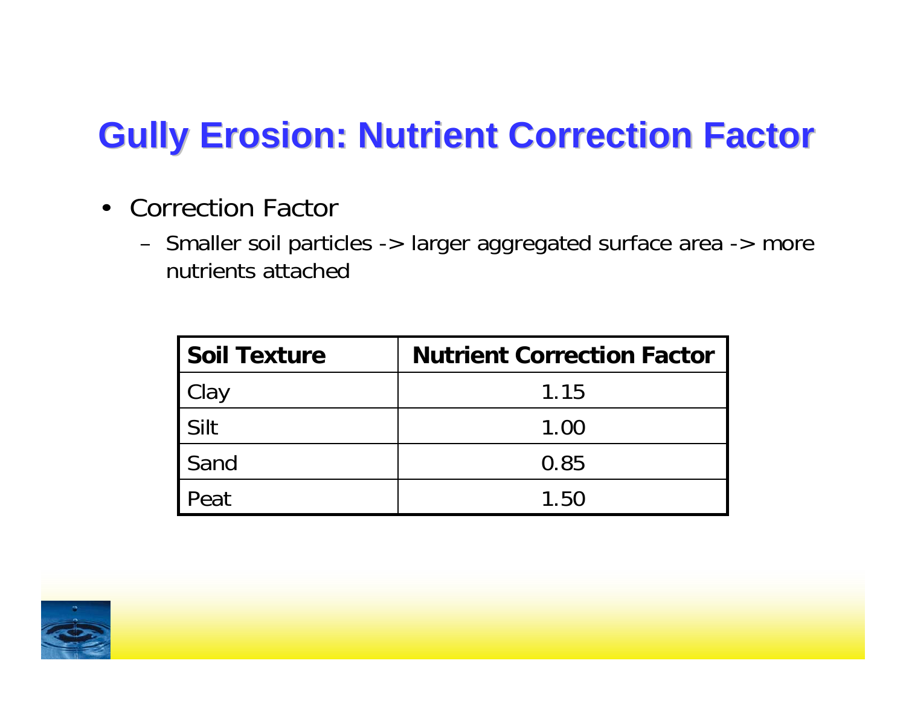# Gully Erosion: Nutrient Correction Factor

- Correction Factor
  - Smaller soil particles -> larger aggregated surface area -> more nutrients attached

| Soil Texture | Nutrient Correction Factor |
|---|---|
| Clay | 1.15 |
| Silt | 1.00 |
| Sand | 0.85 |
| Peat | 1.50 |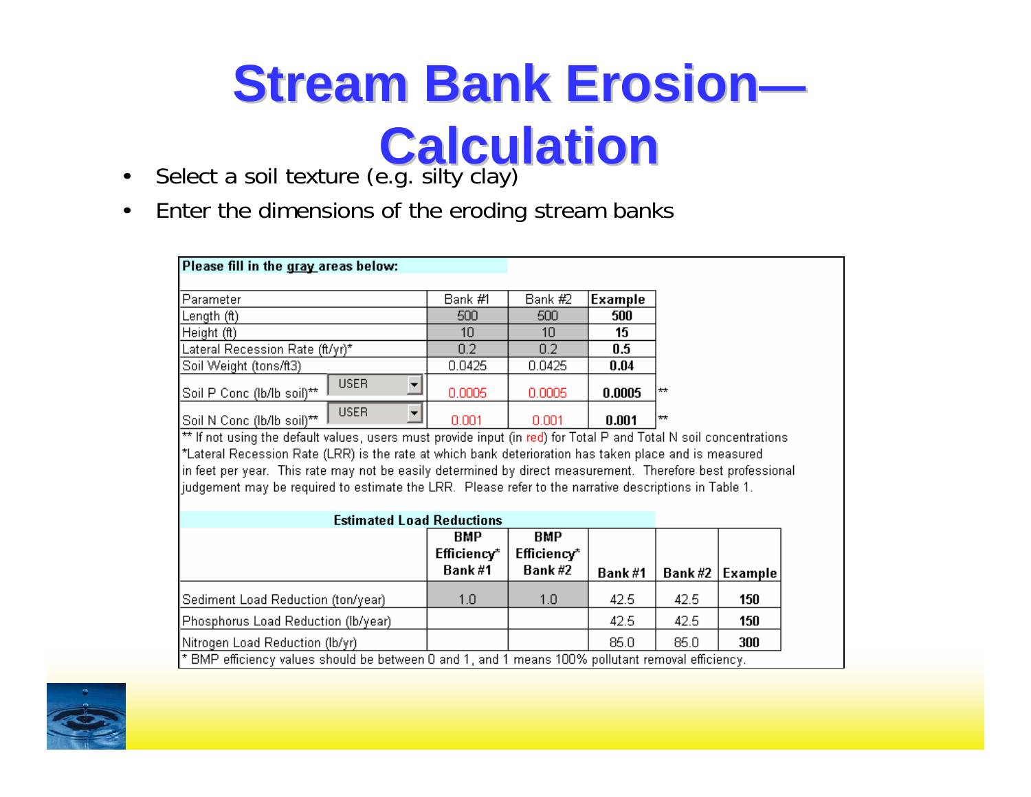# Stream Bank Erosion—Calculation

- Select a soil texture (e.g. silty clay)
- Enter the dimensions of the eroding stream banks

**Please fill in the gray areas below:**

| Parameter | | Bank #1 | Bank #2 | **Example** | |
|---|---|---|---|---|---|
| Length (ft) | | 500 | 500 | **500** | |
| Height (ft) | | 10 | 10 | **15** | |
| Lateral Recession Rate (ft/yr)* | | 0.2 | 0.2 | **0.5** | |
| Soil Weight (tons/ft3) | | 0.0425 | 0.0425 | **0.04** | |
| Soil P Conc (lb/lb soil)** | USER | 0.0005 | 0.0005 | **0.0005** | ** |
| Soil N Conc (lb/lb soil)** | USER | 0.001 | 0.001 | **0.001** | ** |

** If not using the default values, users must provide input (in red) for Total P and Total N soil concentrations
*Lateral Recession Rate (LRR) is the rate at which bank deterioration has taken place and is measured in feet per year. This rate may not be easily determined by direct measurement. Therefore best professional judgement may be required to estimate the LRR. Please refer to the narrative descriptions in Table 1.

**Estimated Load Reductions**

| | **BMP Efficiency* Bank #1** | **BMP Efficiency* Bank #2** | **Bank #1** | **Bank #2** | **Example** |
|---|---|---|---|---|---|
| Sediment Load Reduction (ton/year) | 1.0 | 1.0 | 42.5 | 42.5 | **150** |
| Phosphorus Load Reduction (lb/year) | | | 42.5 | 42.5 | **150** |
| Nitrogen Load Reduction (lb/yr) | | | 85.0 | 85.0 | **300** |

* BMP efficiency values should be between 0 and 1, and 1 means 100% pollutant removal efficiency.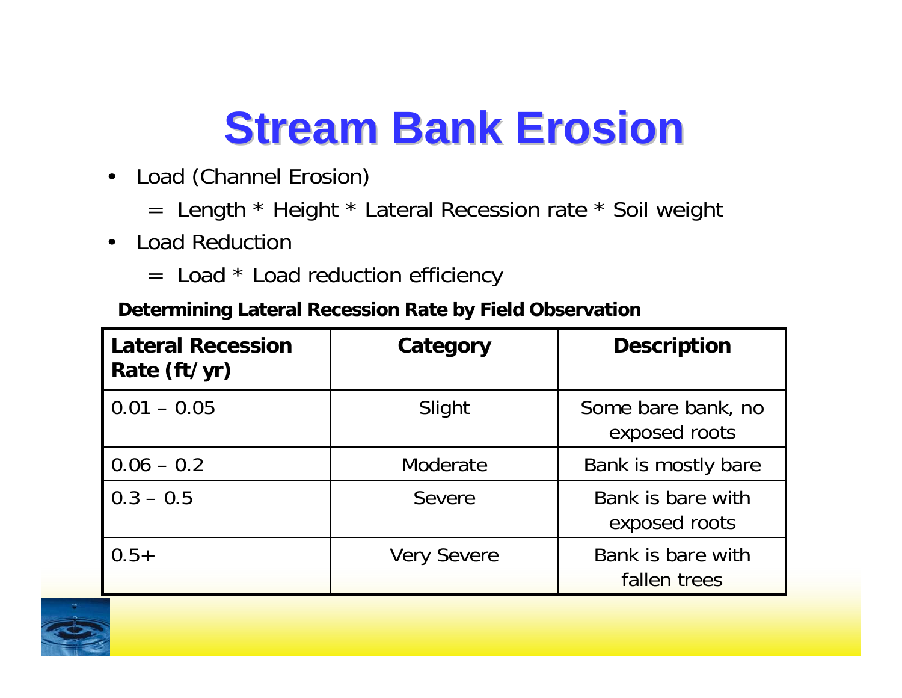# Stream Bank Erosion

- Load (Channel Erosion)
  - = Length * Height * Lateral Recession rate * Soil weight
- Load Reduction
  - = Load * Load reduction efficiency

**Determining Lateral Recession Rate by Field Observation**

| Lateral Recession Rate (ft/yr) | Category | Description |
|---|---|---|
| 0.01 – 0.05 | Slight | Some bare bank, no exposed roots |
| 0.06 – 0.2 | Moderate | Bank is mostly bare |
| 0.3 – 0.5 | Severe | Bank is bare with exposed roots |
| 0.5+ | Very Severe | Bank is bare with fallen trees |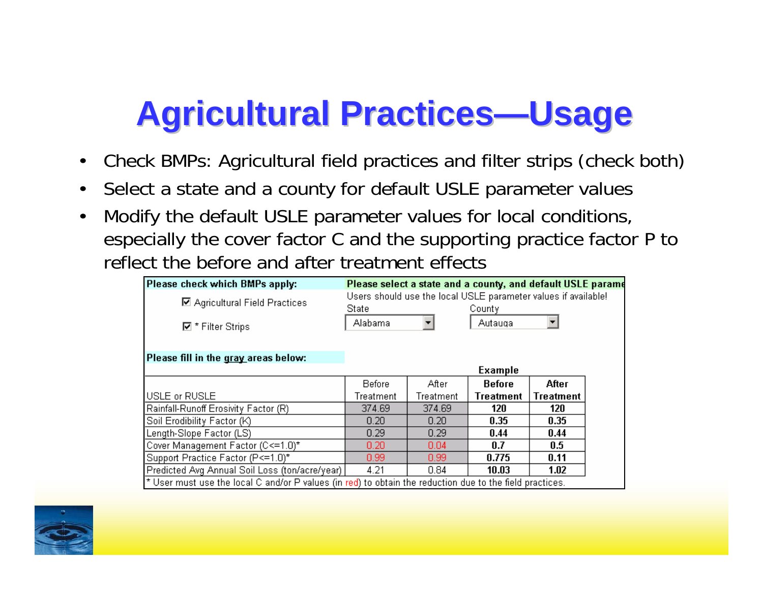# Agricultural Practices—Usage

- Check BMPs: Agricultural field practices and filter strips (check both)
- Select a state and a county for default USLE parameter values
- Modify the default USLE parameter values for local conditions, especially the cover factor C and the supporting practice factor P to reflect the before and after treatment effects

**Please check which BMPs apply:**

☑ Agricultural Field Practices

☑ * Filter Strips

**Please select a state and a county, and default USLE parame**

Users should use the local USLE parameter values if available!

State: Alabama

County: Autauga

**Please fill in the gray areas below:**

| USLE or RUSLE | Before Treatment | After Treatment | Example Before Treatment | Example After Treatment |
|---|---|---|---|---|
| Rainfall-Runoff Erosivity Factor (R) | 374.69 | 374.69 | **120** | **120** |
| Soil Erodibility Factor (K) | 0.20 | 0.20 | **0.35** | **0.35** |
| Length-Slope Factor (LS) | 0.29 | 0.29 | **0.44** | **0.44** |
| Cover Management Factor (C<=1.0)* | 0.20 | 0.04 | **0.7** | **0.5** |
| Support Practice Factor (P<=1.0)* | 0.99 | 0.99 | **0.775** | **0.11** |
| Predicted Avg Annual Soil Loss (ton/acre/year) | 4.21 | 0.84 | **10.03** | **1.02** |

* User must use the local C and/or P values (in red) to obtain the reduction due to the field practices.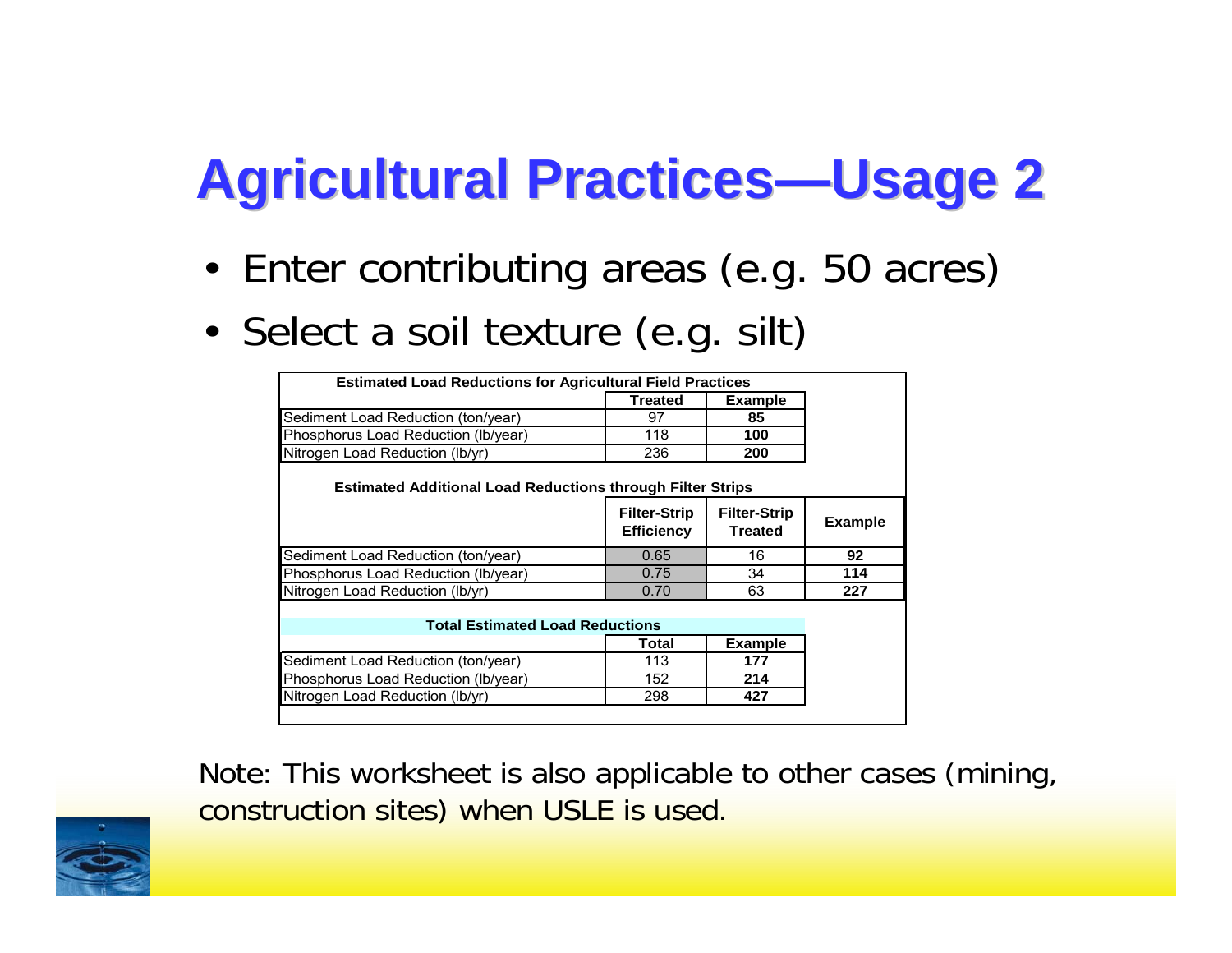# Agricultural Practices—Usage 2

- Enter contributing areas (e.g. 50 acres)
- Select a soil texture (e.g. silt)

**Estimated Load Reductions for Agricultural Field Practices**

| | Treated | Example |
|---|---|---|
| Sediment Load Reduction (ton/year) | 97 | **85** |
| Phosphorus Load Reduction (lb/year) | 118 | **100** |
| Nitrogen Load Reduction (lb/yr) | 236 | **200** |

**Estimated Additional Load Reductions through Filter Strips**

| | Filter-Strip Efficiency | Filter-Strip Treated | Example |
|---|---|---|---|
| Sediment Load Reduction (ton/year) | 0.65 | 16 | **92** |
| Phosphorus Load Reduction (lb/year) | 0.75 | 34 | **114** |
| Nitrogen Load Reduction (lb/yr) | 0.70 | 63 | **227** |

**Total Estimated Load Reductions**

| | Total | Example |
|---|---|---|
| Sediment Load Reduction (ton/year) | 113 | **177** |
| Phosphorus Load Reduction (lb/year) | 152 | **214** |
| Nitrogen Load Reduction (lb/yr) | 298 | **427** |

Note: This worksheet is also applicable to other cases (mining, construction sites) when USLE is used.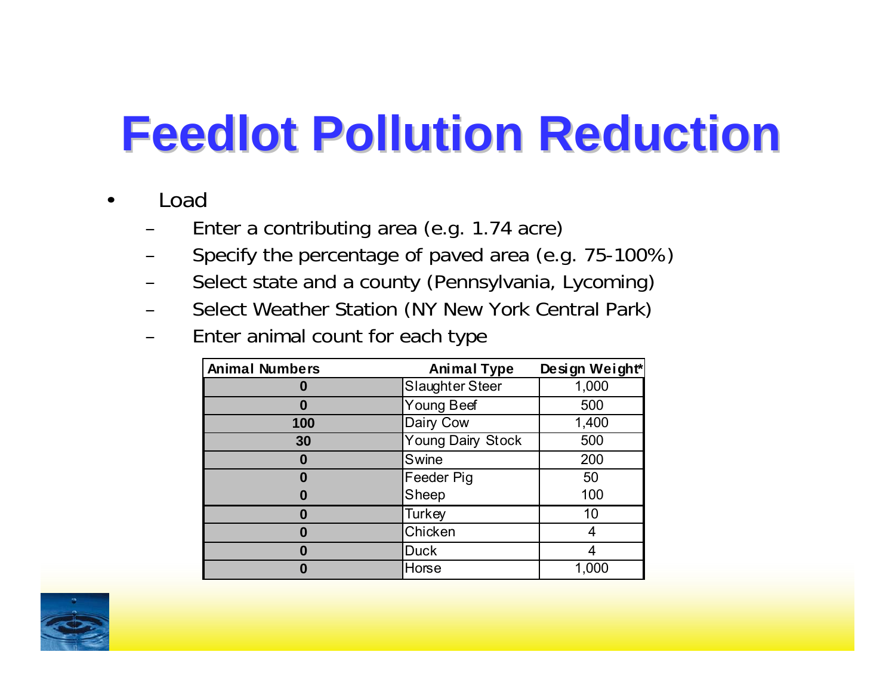# Feedlot Pollution Reduction

- Load
  - Enter a contributing area (e.g. 1.74 acre)
  - Specify the percentage of paved area (e.g. 75-100%)
  - Select state and a county (Pennsylvania, Lycoming)
  - Select Weather Station (NY New York Central Park)
  - Enter animal count for each type

| Animal Numbers | Animal Type | Design Weight* |
|---|---|---|
| **0** | Slaughter Steer | 1,000 |
| **0** | Young Beef | 500 |
| **100** | Dairy Cow | 1,400 |
| **30** | Young Dairy Stock | 500 |
| **0** | Swine | 200 |
| **0** | Feeder Pig | 50 |
| **0** | Sheep | 100 |
| **0** | Turkey | 10 |
| **0** | Chicken | 4 |
| **0** | Duck | 4 |
| **0** | Horse | 1,000 |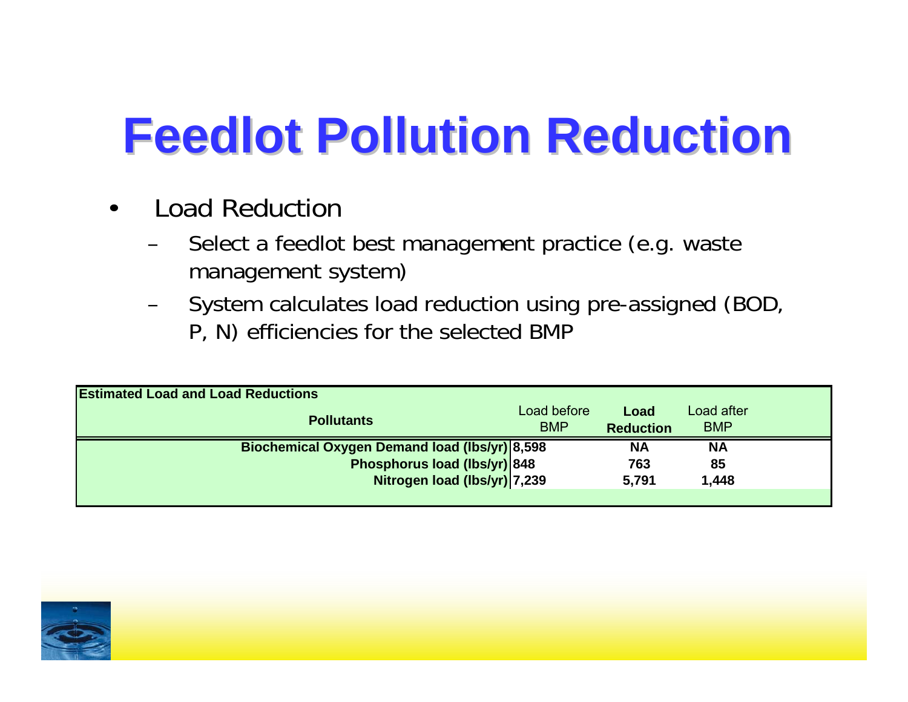# Feedlot Pollution Reduction

- Load Reduction
  - Select a feedlot best management practice (e.g. waste management system)
  - System calculates load reduction using pre-assigned (BOD, P, N) efficiencies for the selected BMP

**Estimated Load and Load Reductions**

| Pollutants | Load before BMP | Load Reduction | Load after BMP |
|---|---|---|---|
| Biochemical Oxygen Demand load (lbs/yr) | 8,598 | NA | NA |
| Phosphorus load (lbs/yr) | 848 | 763 | 85 |
| Nitrogen load (lbs/yr) | 7,239 | 5,791 | 1,448 |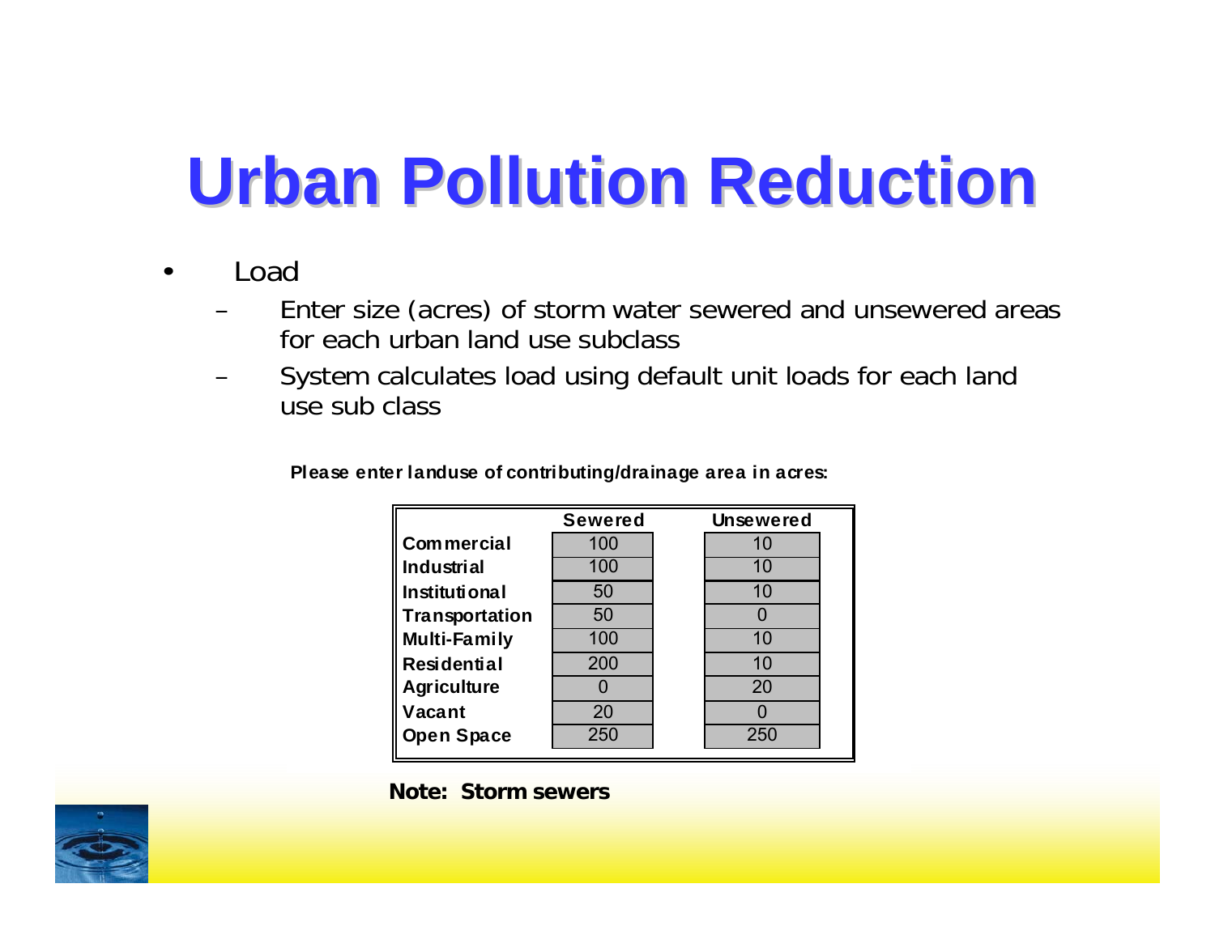# Urban Pollution Reduction

- Load
  - Enter size (acres) of storm water sewered and unsewered areas for each urban land use subclass
  - System calculates load using default unit loads for each land use sub class

**Please enter landuse of contributing/drainage area in acres:**

| | Sewered | Unsewered |
|---|---|---|
| **Commercial** | 100 | 10 |
| **Industrial** | 100 | 10 |
| **Institutional** | 50 | 10 |
| **Transportation** | 50 | 0 |
| **Multi-Family** | 100 | 10 |
| **Residential** | 200 | 10 |
| **Agriculture** | 0 | 20 |
| **Vacant** | 20 | 0 |
| **Open Space** | 250 | 250 |

**Note: Storm sewers**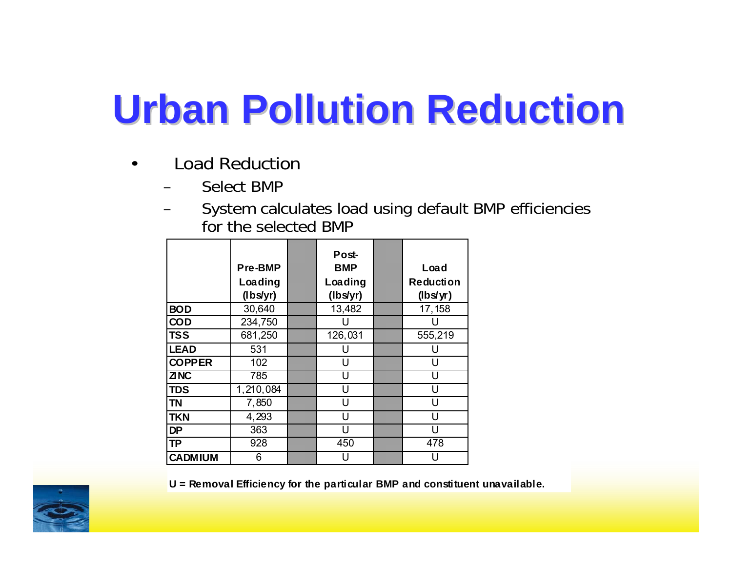# Urban Pollution Reduction

- Load Reduction
  - Select BMP
  - System calculates load using default BMP efficiencies for the selected BMP

| | Pre-BMP Loading (lbs/yr) | | Post-BMP Loading (lbs/yr) | | Load Reduction (lbs/yr) |
|---|---|---|---|---|---|
| BOD | 30,640 | | 13,482 | | 17,158 |
| COD | 234,750 | | U | | U |
| TSS | 681,250 | | 126,031 | | 555,219 |
| LEAD | 531 | | U | | U |
| COPPER | 102 | | U | | U |
| ZINC | 785 | | U | | U |
| TDS | 1,210,084 | | U | | U |
| TN | 7,850 | | U | | U |
| TKN | 4,293 | | U | | U |
| DP | 363 | | U | | U |
| TP | 928 | | 450 | | 478 |
| CADMIUM | 6 | | U | | U |

**U = Removal Efficiency for the particular BMP and constituent unavailable.**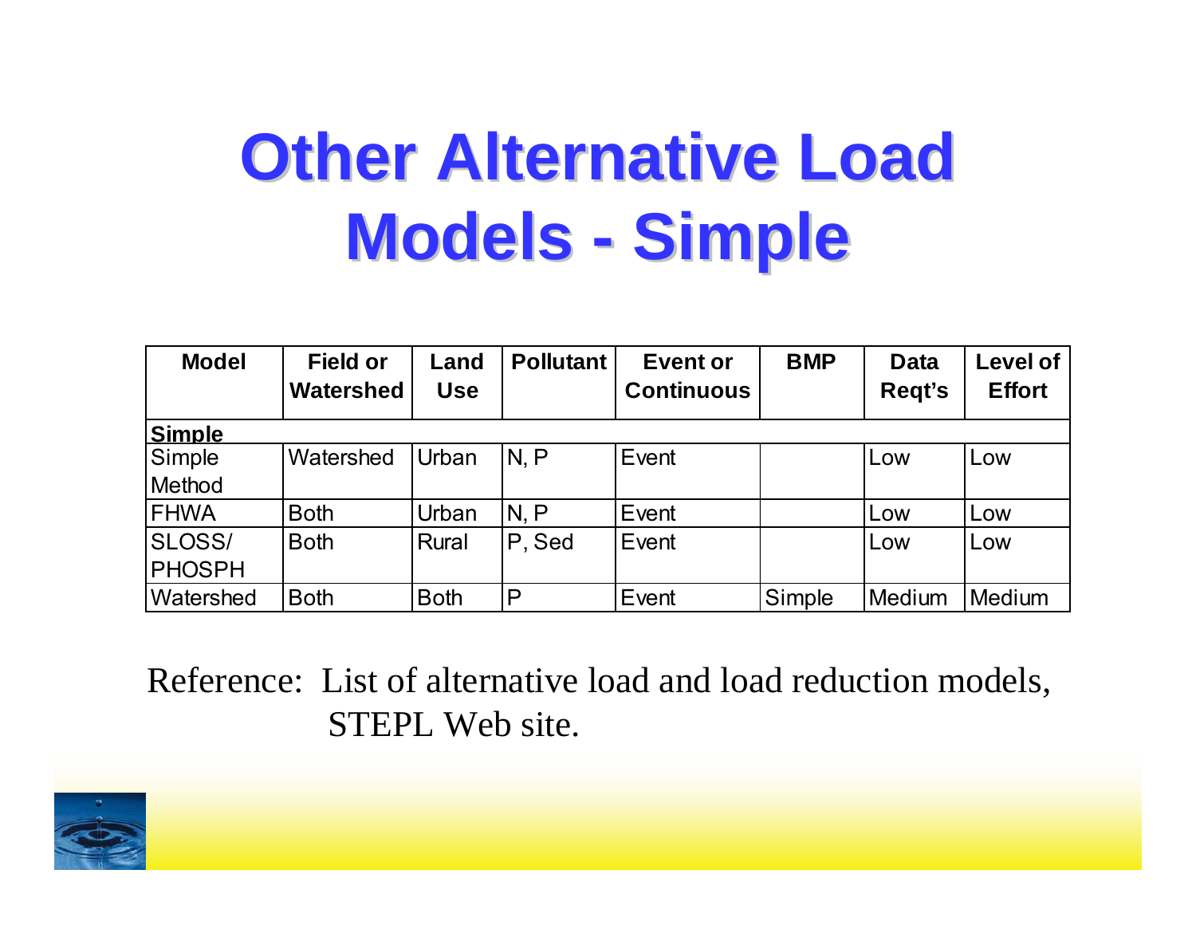# Other Alternative Load Models - Simple

| Model | Field or Watershed | Land Use | Pollutant | Event or Continuous | BMP | Data Reqt's | Level of Effort |
|---|---|---|---|---|---|---|---|
| **Simple** | | | | | | | |
| Simple Method | Watershed | Urban | N, P | Event | | Low | Low |
| FHWA | Both | Urban | N, P | Event | | Low | Low |
| SLOSS/ PHOSPH | Both | Rural | P, Sed | Event | | Low | Low |
| Watershed | Both | Both | P | Event | Simple | Medium | Medium |

Reference: List of alternative load and load reduction models, STEPL Web site.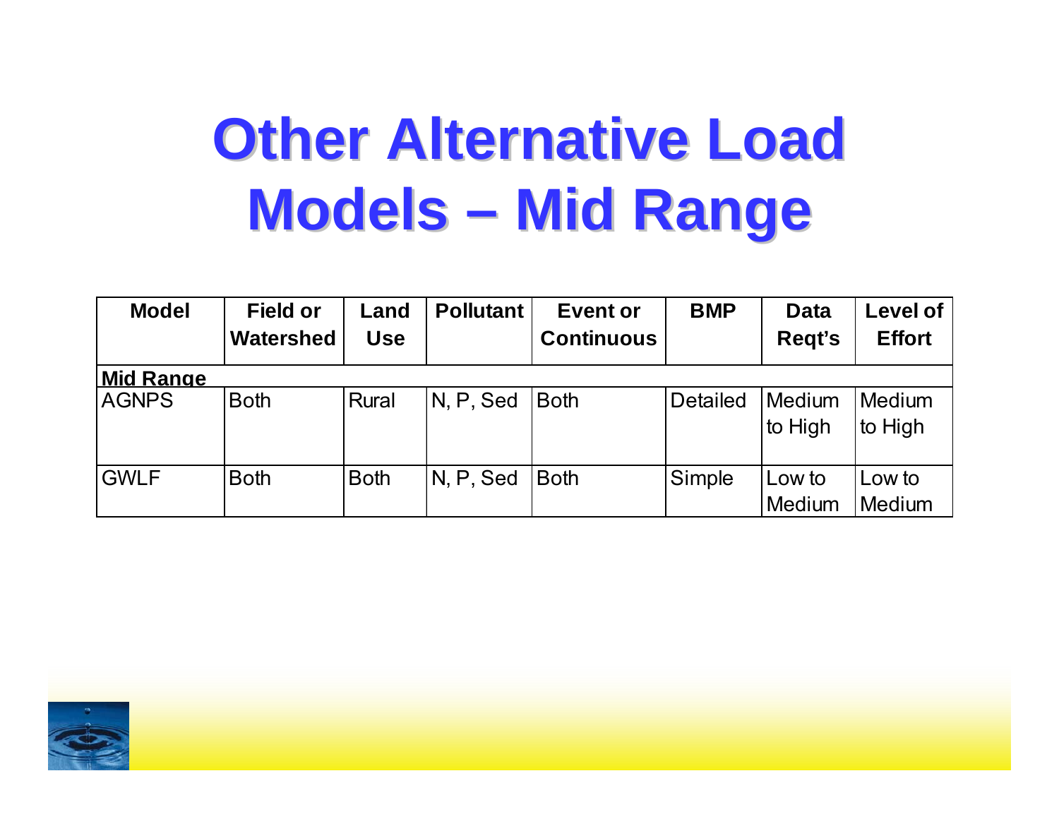# Other Alternative Load Models – Mid Range

| Model | Field or Watershed | Land Use | Pollutant | Event or Continuous | BMP | Data Reqt's | Level of Effort |
|---|---|---|---|---|---|---|---|
| **Mid Range** | | | | | | | |
| AGNPS | Both | Rural | N, P, Sed | Both | Detailed | Medium to High | Medium to High |
| GWLF | Both | Both | N, P, Sed | Both | Simple | Low to Medium | Low to Medium |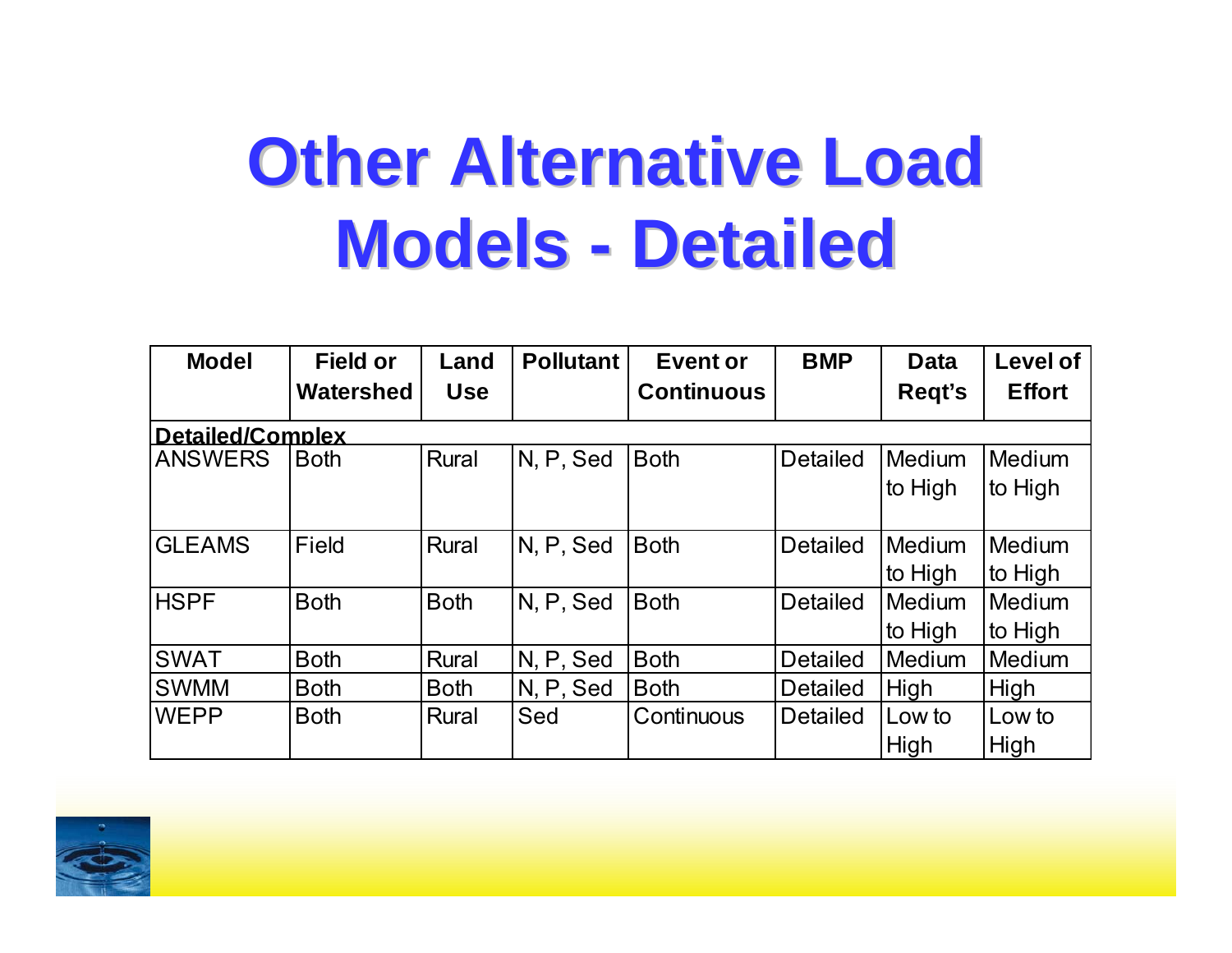# Other Alternative Load Models - Detailed

| Model | Field or Watershed | Land Use | Pollutant | Event or Continuous | BMP | Data Reqt's | Level of Effort |
|---|---|---|---|---|---|---|---|
| **Detailed/Complex** | | | | | | | |
| ANSWERS | Both | Rural | N, P, Sed | Both | Detailed | Medium to High | Medium to High |
| GLEAMS | Field | Rural | N, P, Sed | Both | Detailed | Medium to High | Medium to High |
| HSPF | Both | Both | N, P, Sed | Both | Detailed | Medium to High | Medium to High |
| SWAT | Both | Rural | N, P, Sed | Both | Detailed | Medium | Medium |
| SWMM | Both | Both | N, P, Sed | Both | Detailed | High | High |
| WEPP | Both | Rural | Sed | Continuous | Detailed | Low to High | Low to High |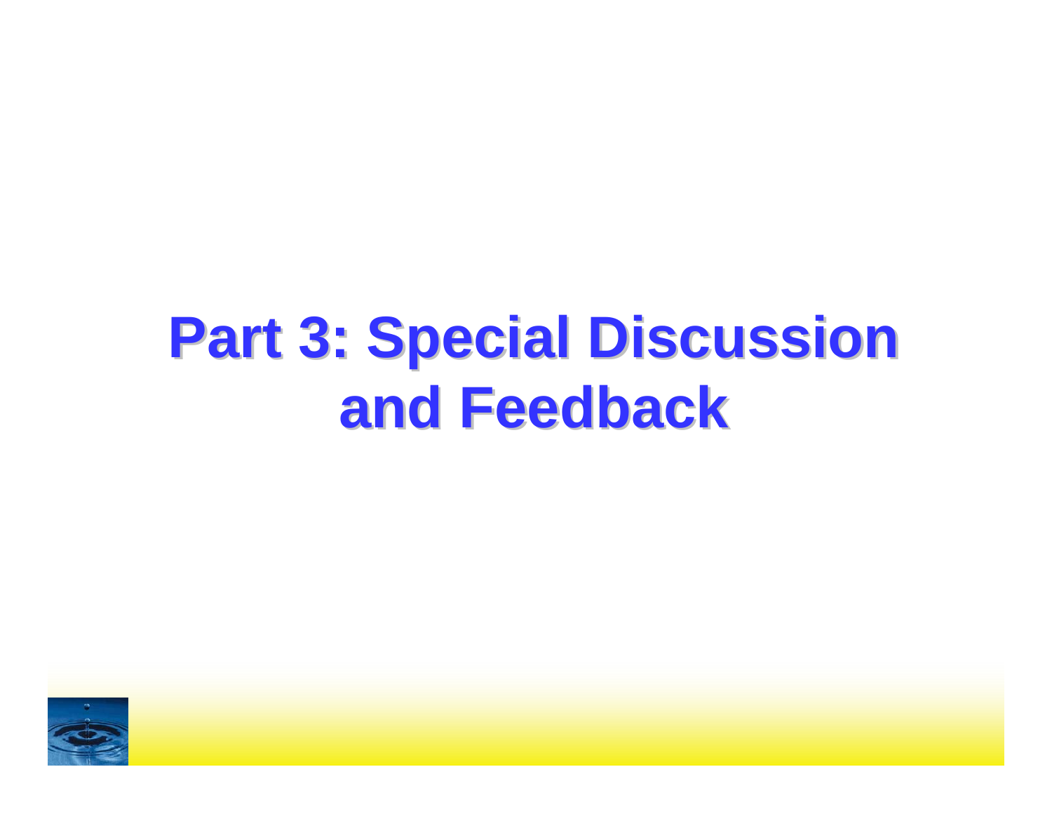# Part 3: Special Discussion and Feedback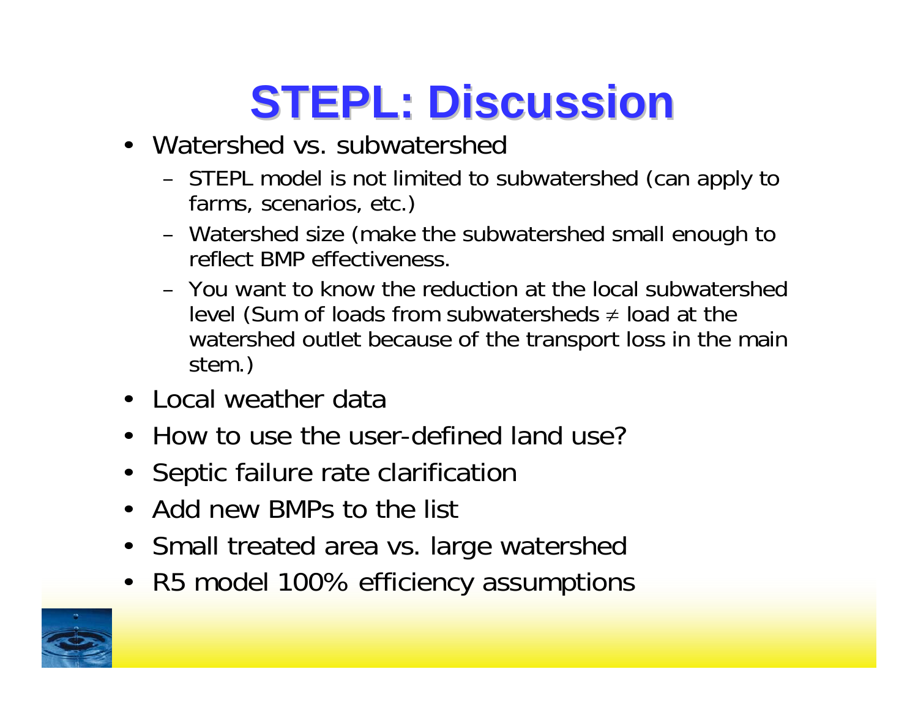# STEPL: Discussion

- Watershed vs. subwatershed
  - STEPL model is not limited to subwatershed (can apply to farms, scenarios, etc.)
  - Watershed size (make the subwatershed small enough to reflect BMP effectiveness.
  - You want to know the reduction at the local subwatershed level (Sum of loads from subwatersheds ≠ load at the watershed outlet because of the transport loss in the main stem.)
- Local weather data
- How to use the user-defined land use?
- Septic failure rate clarification
- Add new BMPs to the list
- Small treated area vs. large watershed
- R5 model 100% efficiency assumptions